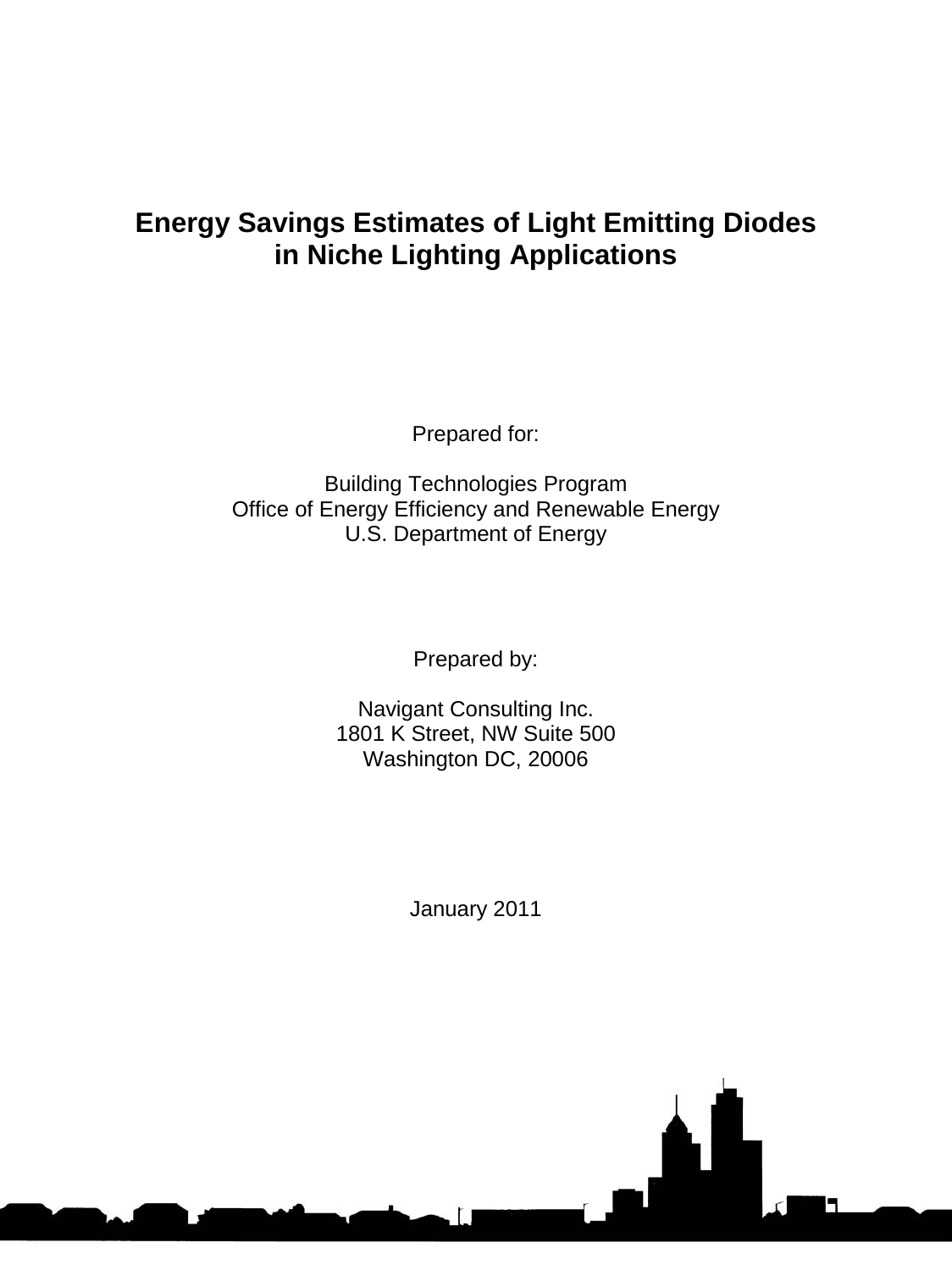# Energy Savings Estimates of Light Emitting Diodes in Niche Lighting Applications

Prepared for:

Building Technologies Program
Office of Energy Efficiency and Renewable Energy
U.S. Department of Energy

Prepared by:

Navigant Consulting Inc.
1801 K Street, NW Suite 500
Washington DC, 20006

January 2011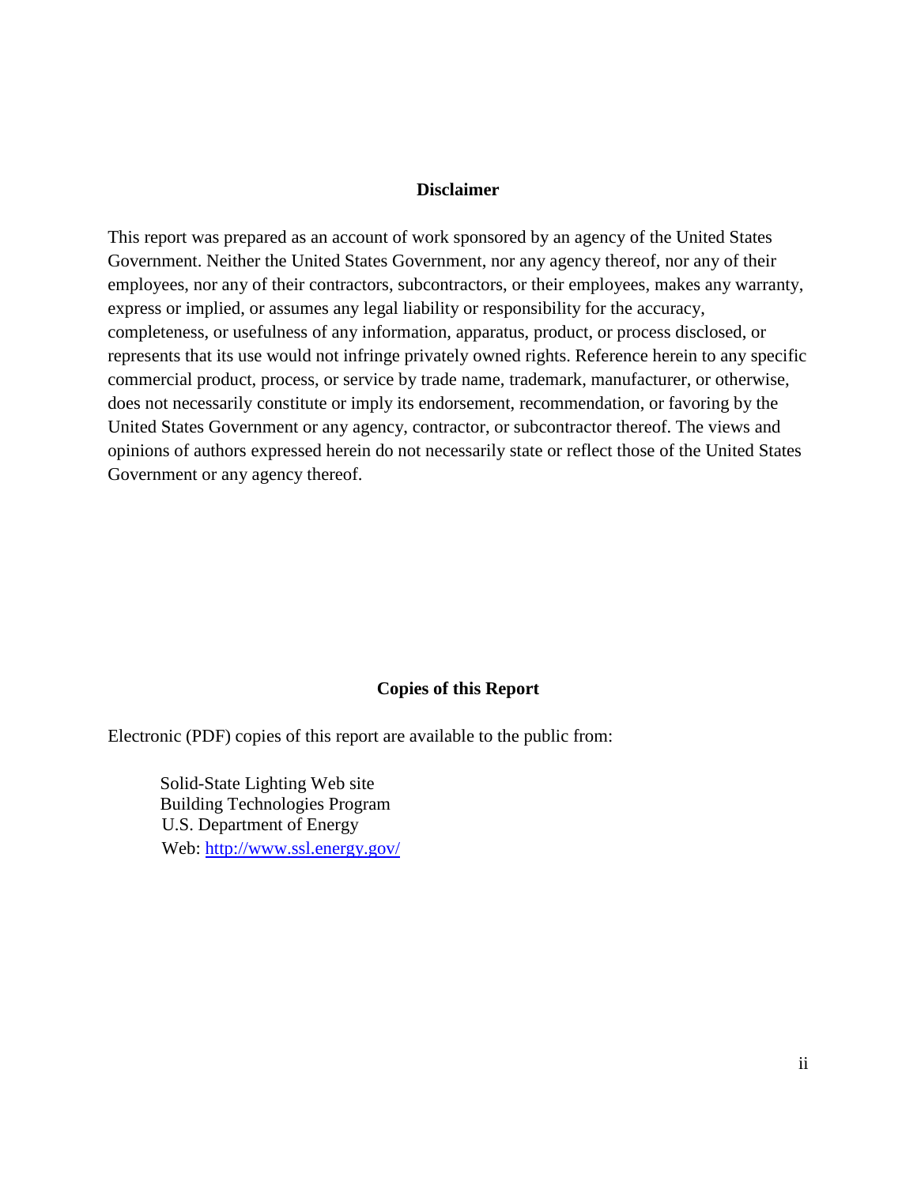## Disclaimer

This report was prepared as an account of work sponsored by an agency of the United States Government. Neither the United States Government, nor any agency thereof, nor any of their employees, nor any of their contractors, subcontractors, or their employees, makes any warranty, express or implied, or assumes any legal liability or responsibility for the accuracy, completeness, or usefulness of any information, apparatus, product, or process disclosed, or represents that its use would not infringe privately owned rights. Reference herein to any specific commercial product, process, or service by trade name, trademark, manufacturer, or otherwise, does not necessarily constitute or imply its endorsement, recommendation, or favoring by the United States Government or any agency, contractor, or subcontractor thereof. The views and opinions of authors expressed herein do not necessarily state or reflect those of the United States Government or any agency thereof.

## Copies of this Report

Electronic (PDF) copies of this report are available to the public from:

Solid-State Lighting Web site
Building Technologies Program
U.S. Department of Energy
Web: http://www.ssl.energy.gov/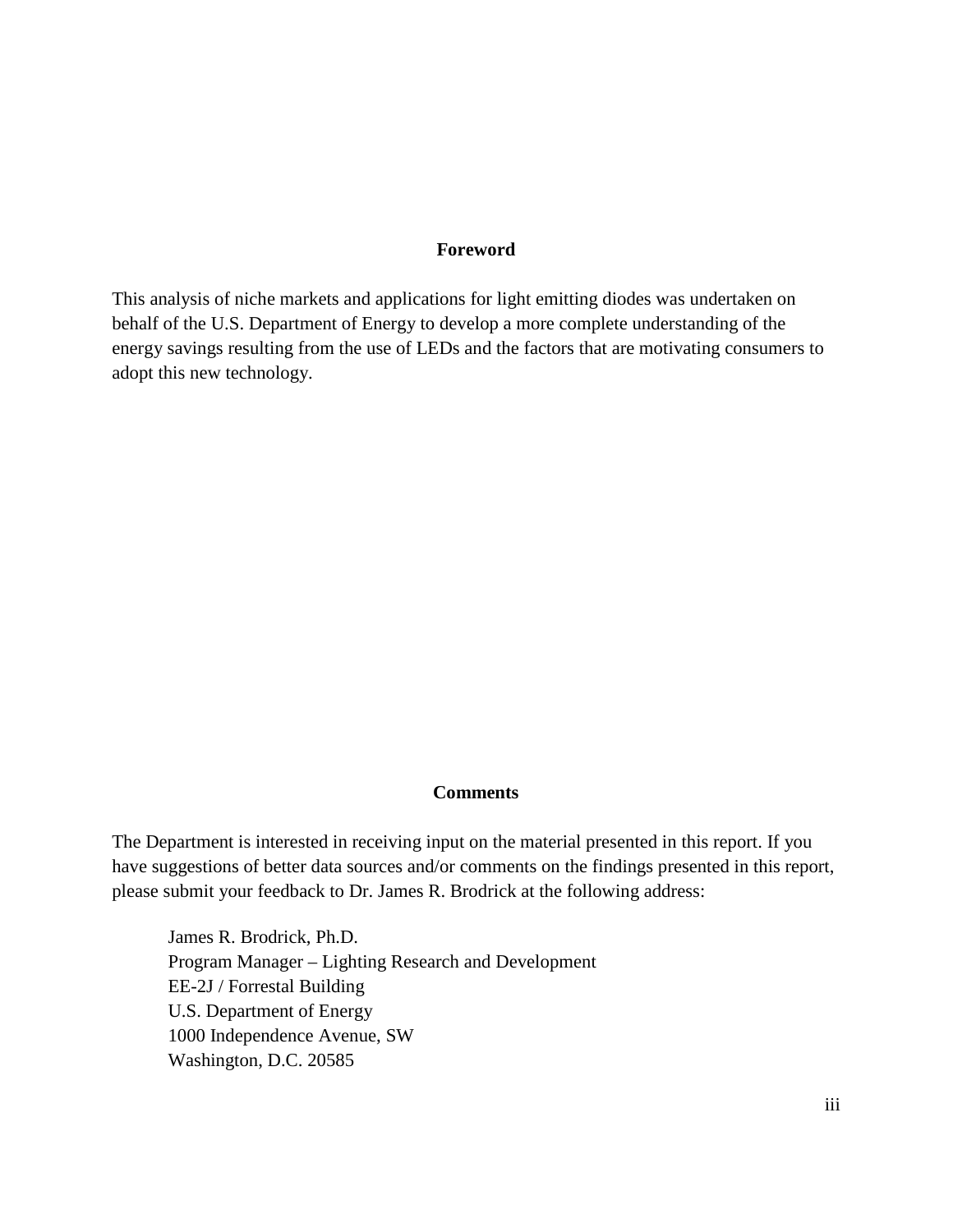## Foreword

This analysis of niche markets and applications for light emitting diodes was undertaken on behalf of the U.S. Department of Energy to develop a more complete understanding of the energy savings resulting from the use of LEDs and the factors that are motivating consumers to adopt this new technology.

## Comments

The Department is interested in receiving input on the material presented in this report. If you have suggestions of better data sources and/or comments on the findings presented in this report, please submit your feedback to Dr. James R. Brodrick at the following address:

James R. Brodrick, Ph.D.
Program Manager – Lighting Research and Development
EE-2J / Forrestal Building
U.S. Department of Energy
1000 Independence Avenue, SW
Washington, D.C. 20585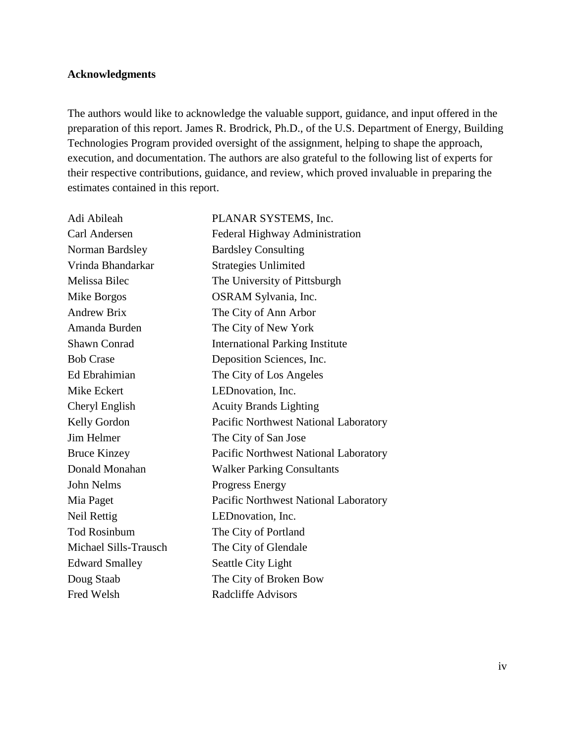**Acknowledgments**

The authors would like to acknowledge the valuable support, guidance, and input offered in the preparation of this report. James R. Brodrick, Ph.D., of the U.S. Department of Energy, Building Technologies Program provided oversight of the assignment, helping to shape the approach, execution, and documentation. The authors are also grateful to the following list of experts for their respective contributions, guidance, and review, which proved invaluable in preparing the estimates contained in this report.

| | |
|---|---|
| Adi Abileah | PLANAR SYSTEMS, Inc. |
| Carl Andersen | Federal Highway Administration |
| Norman Bardsley | Bardsley Consulting |
| Vrinda Bhandarkar | Strategies Unlimited |
| Melissa Bilec | The University of Pittsburgh |
| Mike Borgos | OSRAM Sylvania, Inc. |
| Andrew Brix | The City of Ann Arbor |
| Amanda Burden | The City of New York |
| Shawn Conrad | International Parking Institute |
| Bob Crase | Deposition Sciences, Inc. |
| Ed Ebrahimian | The City of Los Angeles |
| Mike Eckert | LEDnovation, Inc. |
| Cheryl English | Acuity Brands Lighting |
| Kelly Gordon | Pacific Northwest National Laboratory |
| Jim Helmer | The City of San Jose |
| Bruce Kinzey | Pacific Northwest National Laboratory |
| Donald Monahan | Walker Parking Consultants |
| John Nelms | Progress Energy |
| Mia Paget | Pacific Northwest National Laboratory |
| Neil Rettig | LEDnovation, Inc. |
| Tod Rosinbum | The City of Portland |
| Michael Sills-Trausch | The City of Glendale |
| Edward Smalley | Seattle City Light |
| Doug Staab | The City of Broken Bow |
| Fred Welsh | Radcliffe Advisors |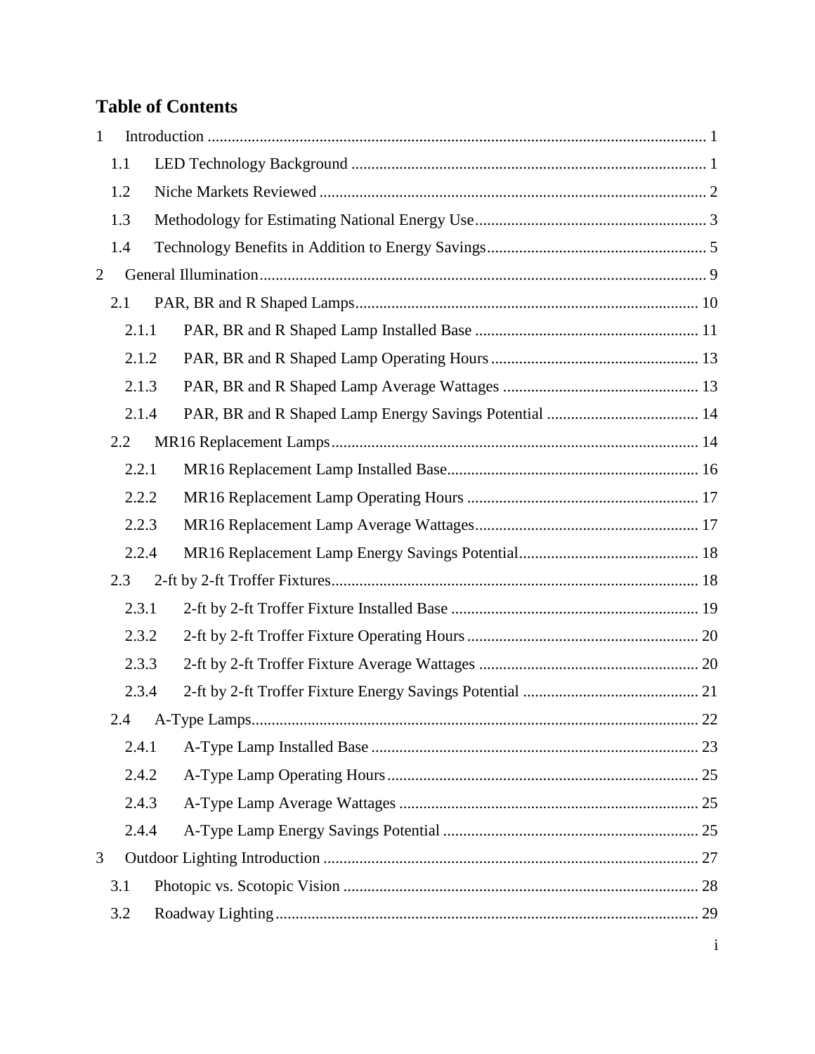# Table of Contents

1 Introduction ........................................................................................................................... 1

- 1.1 LED Technology Background ........................................................................................ 1
- 1.2 Niche Markets Reviewed ................................................................................................ 2
- 1.3 Methodology for Estimating National Energy Use.......................................................... 3
- 1.4 Technology Benefits in Addition to Energy Savings....................................................... 5

2 General Illumination.............................................................................................................. 9

- 2.1 PAR, BR and R Shaped Lamps..................................................................................... 10
  - 2.1.1 PAR, BR and R Shaped Lamp Installed Base ........................................................ 11
  - 2.1.2 PAR, BR and R Shaped Lamp Operating Hours .................................................... 13
  - 2.1.3 PAR, BR and R Shaped Lamp Average Wattages ................................................. 13
  - 2.1.4 PAR, BR and R Shaped Lamp Energy Savings Potential ...................................... 14
- 2.2 MR16 Replacement Lamps........................................................................................... 14
  - 2.2.1 MR16 Replacement Lamp Installed Base.............................................................. 16
  - 2.2.2 MR16 Replacement Lamp Operating Hours .......................................................... 17
  - 2.2.3 MR16 Replacement Lamp Average Wattages........................................................ 17
  - 2.2.4 MR16 Replacement Lamp Energy Savings Potential............................................. 18
- 2.3 2-ft by 2-ft Troffer Fixtures........................................................................................... 18
  - 2.3.1 2-ft by 2-ft Troffer Fixture Installed Base ............................................................. 19
  - 2.3.2 2-ft by 2-ft Troffer Fixture Operating Hours .......................................................... 20
  - 2.3.3 2-ft by 2-ft Troffer Fixture Average Wattages ....................................................... 20
  - 2.3.4 2-ft by 2-ft Troffer Fixture Energy Savings Potential ............................................ 21
- 2.4 A-Type Lamps............................................................................................................... 22
  - 2.4.1 A-Type Lamp Installed Base ................................................................................. 23
  - 2.4.2 A-Type Lamp Operating Hours............................................................................. 25
  - 2.4.3 A-Type Lamp Average Wattages .......................................................................... 25
  - 2.4.4 A-Type Lamp Energy Savings Potential ................................................................ 25

3 Outdoor Lighting Introduction ............................................................................................. 27

- 3.1 Photopic vs. Scotopic Vision ........................................................................................ 28
- 3.2 Roadway Lighting......................................................................................................... 29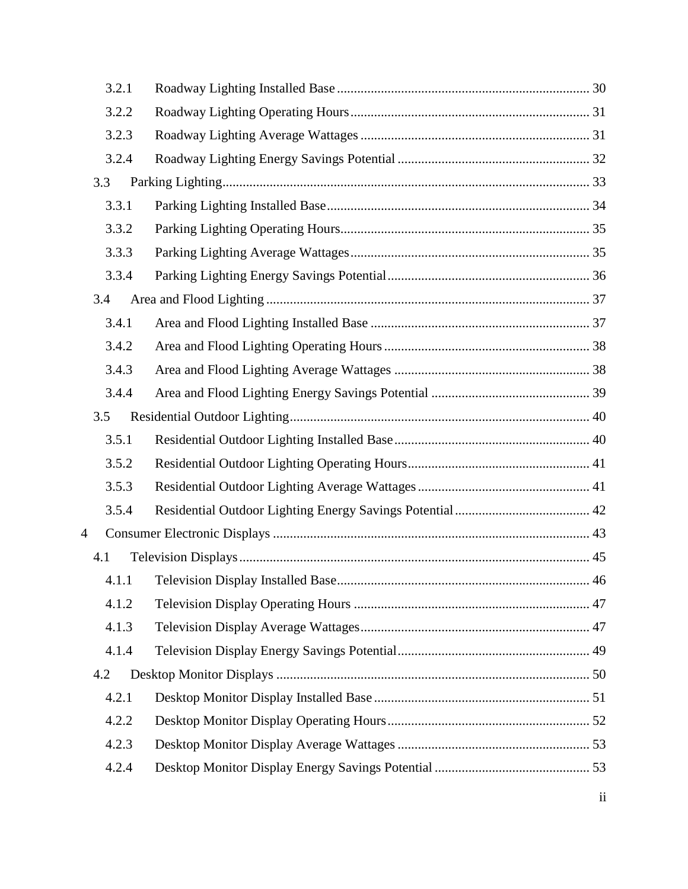- 3.2.1 Roadway Lighting Installed Base ........ 30
- 3.2.2 Roadway Lighting Operating Hours ........ 31
- 3.2.3 Roadway Lighting Average Wattages ........ 31
- 3.2.4 Roadway Lighting Energy Savings Potential ........ 32
- 3.3 Parking Lighting ........ 33
  - 3.3.1 Parking Lighting Installed Base ........ 34
  - 3.3.2 Parking Lighting Operating Hours ........ 35
  - 3.3.3 Parking Lighting Average Wattages ........ 35
  - 3.3.4 Parking Lighting Energy Savings Potential ........ 36
- 3.4 Area and Flood Lighting ........ 37
  - 3.4.1 Area and Flood Lighting Installed Base ........ 37
  - 3.4.2 Area and Flood Lighting Operating Hours ........ 38
  - 3.4.3 Area and Flood Lighting Average Wattages ........ 38
  - 3.4.4 Area and Flood Lighting Energy Savings Potential ........ 39
- 3.5 Residential Outdoor Lighting ........ 40
  - 3.5.1 Residential Outdoor Lighting Installed Base ........ 40
  - 3.5.2 Residential Outdoor Lighting Operating Hours ........ 41
  - 3.5.3 Residential Outdoor Lighting Average Wattages ........ 41
  - 3.5.4 Residential Outdoor Lighting Energy Savings Potential ........ 42

4 Consumer Electronic Displays ........ 43

- 4.1 Television Displays ........ 45
  - 4.1.1 Television Display Installed Base ........ 46
  - 4.1.2 Television Display Operating Hours ........ 47
  - 4.1.3 Television Display Average Wattages ........ 47
  - 4.1.4 Television Display Energy Savings Potential ........ 49
- 4.2 Desktop Monitor Displays ........ 50
  - 4.2.1 Desktop Monitor Display Installed Base ........ 51
  - 4.2.2 Desktop Monitor Display Operating Hours ........ 52
  - 4.2.3 Desktop Monitor Display Average Wattages ........ 53
  - 4.2.4 Desktop Monitor Display Energy Savings Potential ........ 53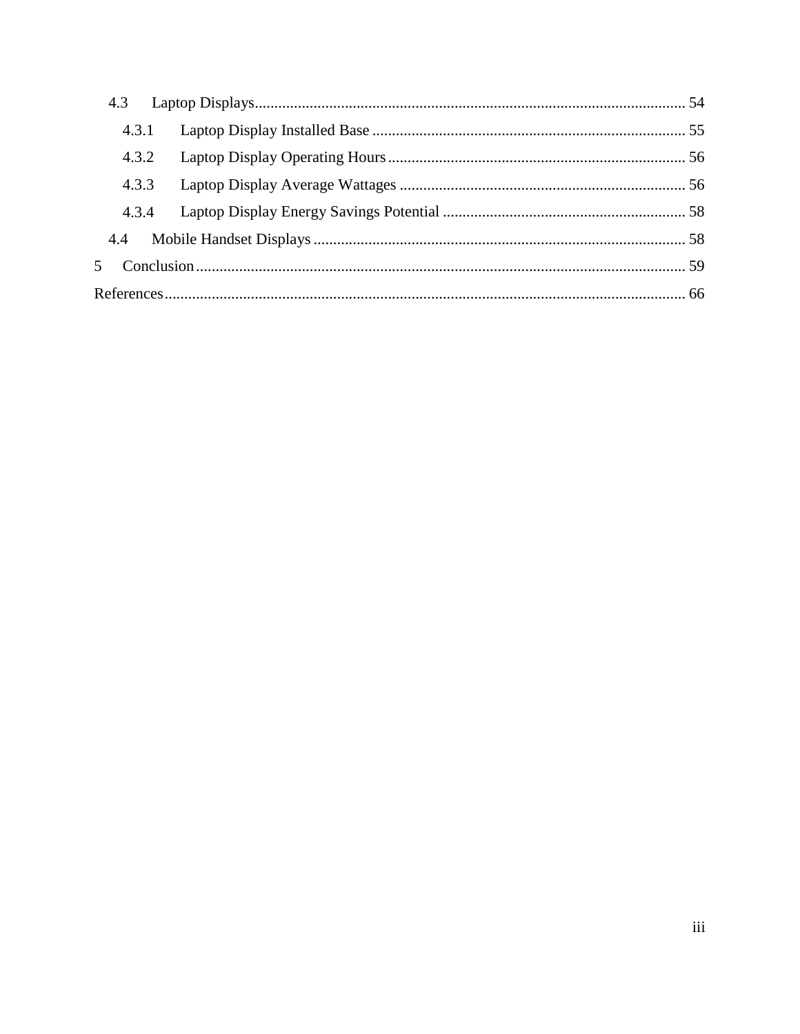- 4.3 Laptop Displays ........ 54
  - 4.3.1 Laptop Display Installed Base ........ 55
  - 4.3.2 Laptop Display Operating Hours ........ 56
  - 4.3.3 Laptop Display Average Wattages ........ 56
  - 4.3.4 Laptop Display Energy Savings Potential ........ 58
- 4.4 Mobile Handset Displays ........ 58

5 Conclusion ........ 59

References ........ 66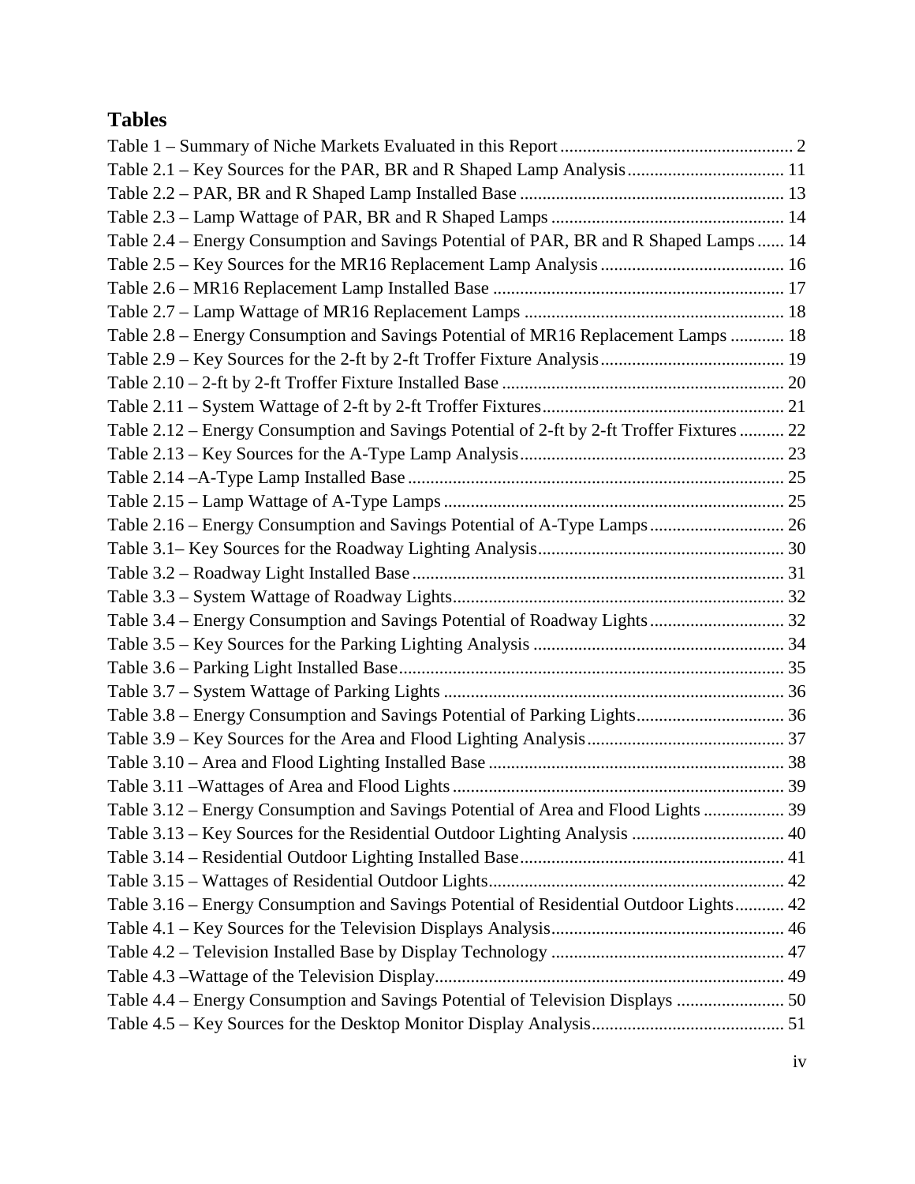## Tables

Table 1 – Summary of Niche Markets Evaluated in this Report .................................................... 2
Table 2.1 – Key Sources for the PAR, BR and R Shaped Lamp Analysis .................................. 11
Table 2.2 – PAR, BR and R Shaped Lamp Installed Base .......................................................... 13
Table 2.3 – Lamp Wattage of PAR, BR and R Shaped Lamps ................................................... 14
Table 2.4 – Energy Consumption and Savings Potential of PAR, BR and R Shaped Lamps ...... 14
Table 2.5 – Key Sources for the MR16 Replacement Lamp Analysis ......................................... 16
Table 2.6 – MR16 Replacement Lamp Installed Base ................................................................ 17
Table 2.7 – Lamp Wattage of MR16 Replacement Lamps .......................................................... 18
Table 2.8 – Energy Consumption and Savings Potential of MR16 Replacement Lamps ............ 18
Table 2.9 – Key Sources for the 2-ft by 2-ft Troffer Fixture Analysis ......................................... 19
Table 2.10 – 2-ft by 2-ft Troffer Fixture Installed Base .............................................................. 20
Table 2.11 – System Wattage of 2-ft by 2-ft Troffer Fixtures ..................................................... 21
Table 2.12 – Energy Consumption and Savings Potential of 2-ft by 2-ft Troffer Fixtures .......... 22
Table 2.13 – Key Sources for the A-Type Lamp Analysis .......................................................... 23
Table 2.14 –A-Type Lamp Installed Base ................................................................................... 25
Table 2.15 – Lamp Wattage of A-Type Lamps ........................................................................... 25
Table 2.16 – Energy Consumption and Savings Potential of A-Type Lamps ............................. 26
Table 3.1– Key Sources for the Roadway Lighting Analysis ....................................................... 30
Table 3.2 – Roadway Light Installed Base .................................................................................. 31
Table 3.3 – System Wattage of Roadway Lights ......................................................................... 32
Table 3.4 – Energy Consumption and Savings Potential of Roadway Lights ............................. 32
Table 3.5 – Key Sources for the Parking Lighting Analysis ........................................................ 34
Table 3.6 – Parking Light Installed Base ..................................................................................... 35
Table 3.7 – System Wattage of Parking Lights ............................................................................ 36
Table 3.8 – Energy Consumption and Savings Potential of Parking Lights ................................ 36
Table 3.9 – Key Sources for the Area and Flood Lighting Analysis ............................................ 37
Table 3.10 – Area and Flood Lighting Installed Base ................................................................. 38
Table 3.11 –Wattages of Area and Flood Lights ......................................................................... 39
Table 3.12 – Energy Consumption and Savings Potential of Area and Flood Lights .................. 39
Table 3.13 – Key Sources for the Residential Outdoor Lighting Analysis .................................. 40
Table 3.14 – Residential Outdoor Lighting Installed Base ........................................................... 41
Table 3.15 – Wattages of Residential Outdoor Lights ................................................................. 42
Table 3.16 – Energy Consumption and Savings Potential of Residential Outdoor Lights ........... 42
Table 4.1 – Key Sources for the Television Displays Analysis .................................................... 46
Table 4.2 – Television Installed Base by Display Technology .................................................... 47
Table 4.3 –Wattage of the Television Display ............................................................................. 49
Table 4.4 – Energy Consumption and Savings Potential of Television Displays ........................ 50
Table 4.5 – Key Sources for the Desktop Monitor Display Analysis ........................................... 51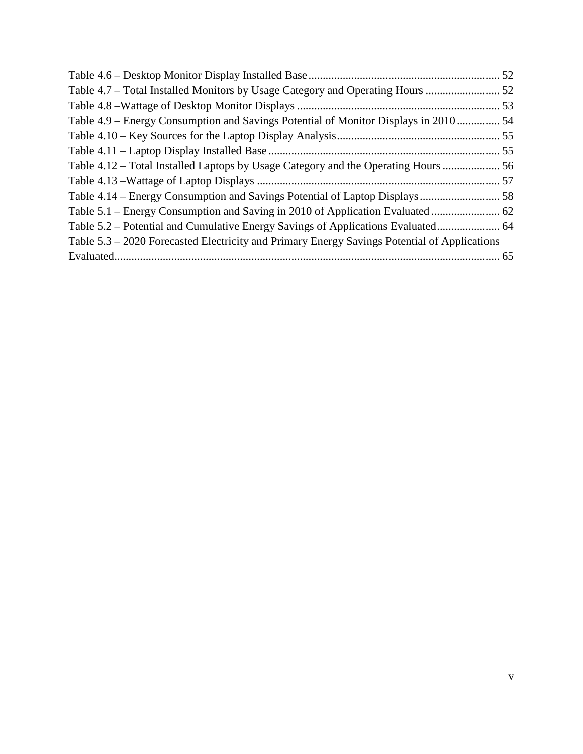Table 4.6 – Desktop Monitor Display Installed Base .................................................................. 52
Table 4.7 – Total Installed Monitors by Usage Category and Operating Hours .......................... 52
Table 4.8 –Wattage of Desktop Monitor Displays ...................................................................... 53
Table 4.9 – Energy Consumption and Savings Potential of Monitor Displays in 2010 ............... 54
Table 4.10 – Key Sources for the Laptop Display Analysis......................................................... 55
Table 4.11 – Laptop Display Installed Base ................................................................................ 55
Table 4.12 – Total Installed Laptops by Usage Category and the Operating Hours .................... 56
Table 4.13 –Wattage of Laptop Displays .................................................................................... 57
Table 4.14 – Energy Consumption and Savings Potential of Laptop Displays ............................ 58
Table 5.1 – Energy Consumption and Saving in 2010 of Application Evaluated ........................ 62
Table 5.2 – Potential and Cumulative Energy Savings of Applications Evaluated...................... 64
Table 5.3 – 2020 Forecasted Electricity and Primary Energy Savings Potential of Applications Evaluated...................................................................................................................... 65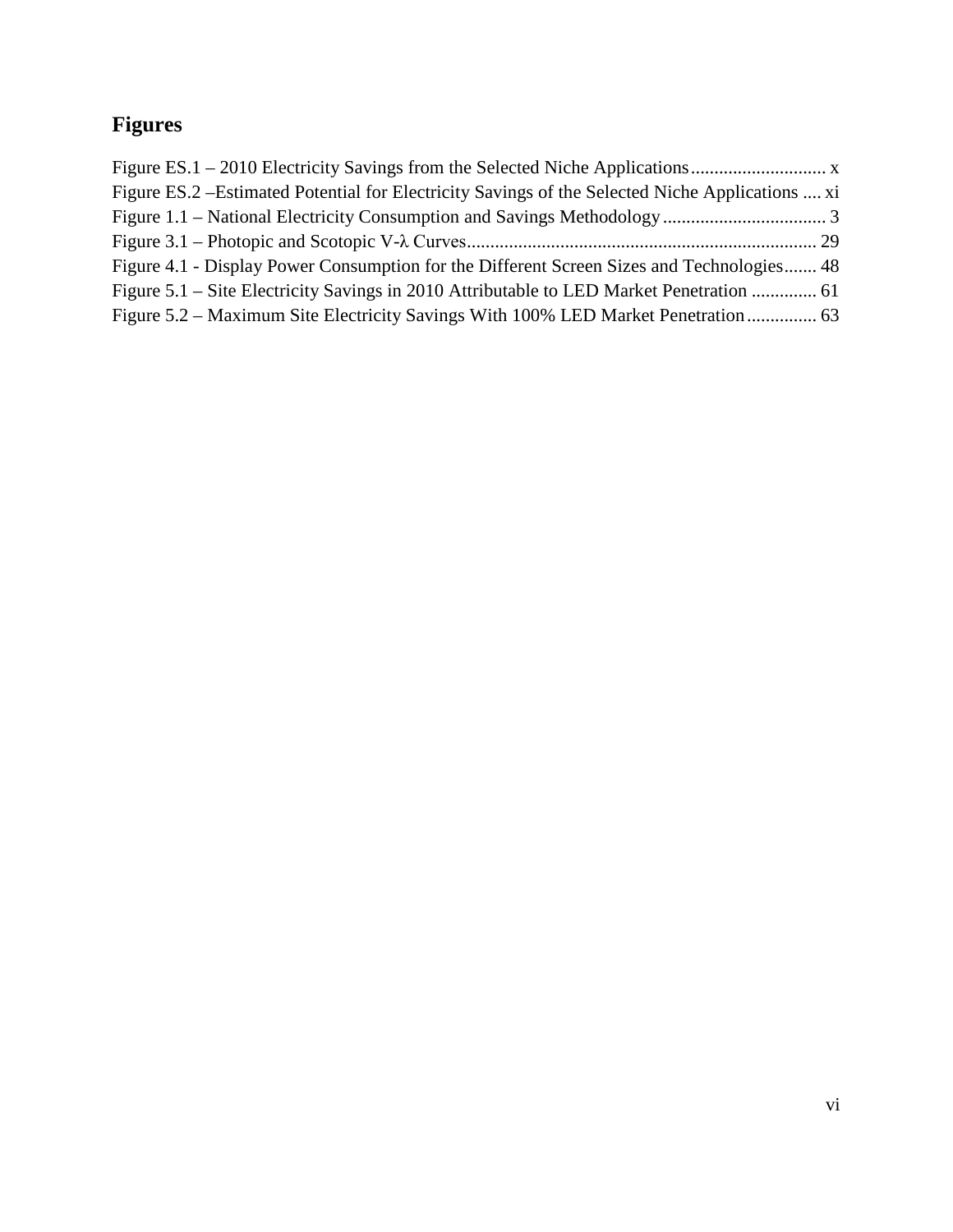# Figures

Figure ES.1 – 2010 Electricity Savings from the Selected Niche Applications ............................. x

Figure ES.2 –Estimated Potential for Electricity Savings of the Selected Niche Applications .... xi

Figure 1.1 – National Electricity Consumption and Savings Methodology ................................... 3

Figure 3.1 – Photopic and Scotopic V-λ Curves .......................................................................... 29

Figure 4.1 - Display Power Consumption for the Different Screen Sizes and Technologies ....... 48

Figure 5.1 – Site Electricity Savings in 2010 Attributable to LED Market Penetration .............. 61

Figure 5.2 – Maximum Site Electricity Savings With 100% LED Market Penetration ............... 63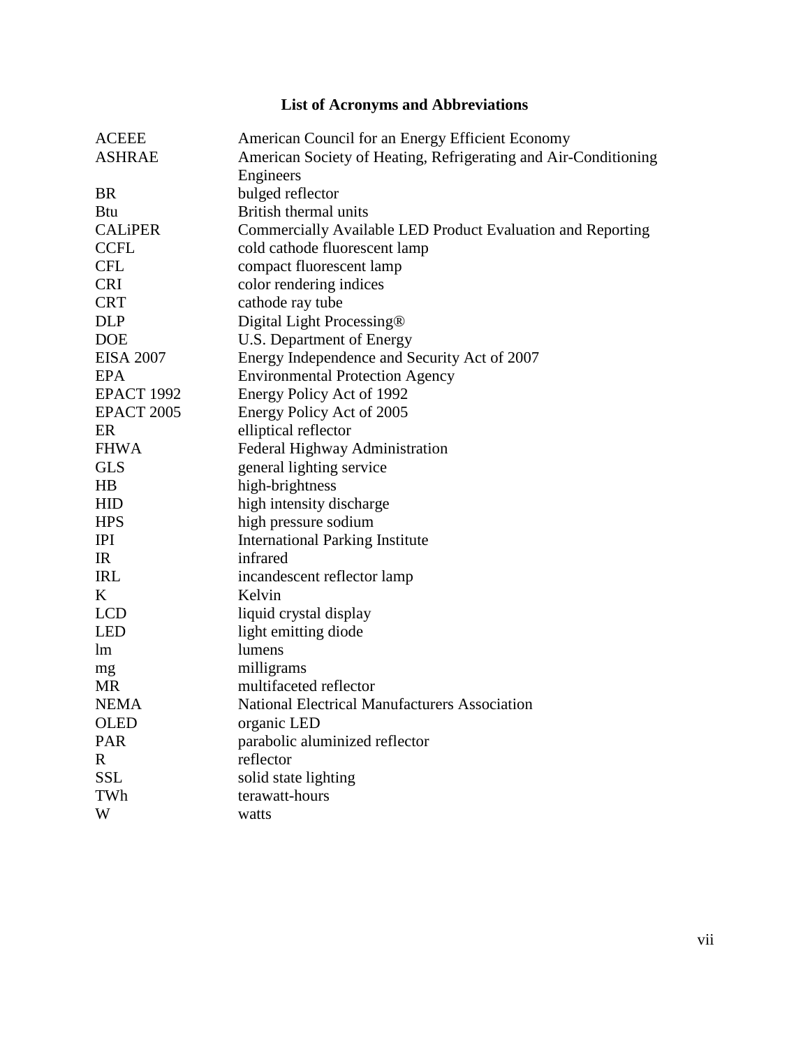# List of Acronyms and Abbreviations

| | |
|---|---|
| ACEEE | American Council for an Energy Efficient Economy |
| ASHRAE | American Society of Heating, Refrigerating and Air-Conditioning Engineers |
| BR | bulged reflector |
| Btu | British thermal units |
| CALiPER | Commercially Available LED Product Evaluation and Reporting |
| CCFL | cold cathode fluorescent lamp |
| CFL | compact fluorescent lamp |
| CRI | color rendering indices |
| CRT | cathode ray tube |
| DLP | Digital Light Processing® |
| DOE | U.S. Department of Energy |
| EISA 2007 | Energy Independence and Security Act of 2007 |
| EPA | Environmental Protection Agency |
| EPACT 1992 | Energy Policy Act of 1992 |
| EPACT 2005 | Energy Policy Act of 2005 |
| ER | elliptical reflector |
| FHWA | Federal Highway Administration |
| GLS | general lighting service |
| HB | high-brightness |
| HID | high intensity discharge |
| HPS | high pressure sodium |
| IPI | International Parking Institute |
| IR | infrared |
| IRL | incandescent reflector lamp |
| K | Kelvin |
| LCD | liquid crystal display |
| LED | light emitting diode |
| lm | lumens |
| mg | milligrams |
| MR | multifaceted reflector |
| NEMA | National Electrical Manufacturers Association |
| OLED | organic LED |
| PAR | parabolic aluminized reflector |
| R | reflector |
| SSL | solid state lighting |
| TWh | terawatt-hours |
| W | watts |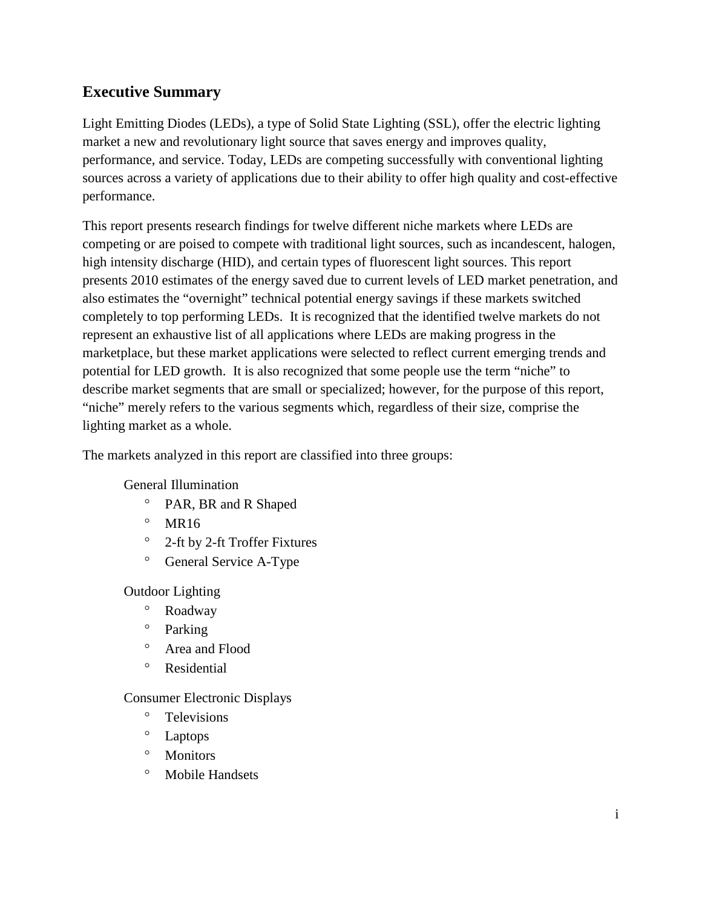## Executive Summary

Light Emitting Diodes (LEDs), a type of Solid State Lighting (SSL), offer the electric lighting market a new and revolutionary light source that saves energy and improves quality, performance, and service. Today, LEDs are competing successfully with conventional lighting sources across a variety of applications due to their ability to offer high quality and cost-effective performance.

This report presents research findings for twelve different niche markets where LEDs are competing or are poised to compete with traditional light sources, such as incandescent, halogen, high intensity discharge (HID), and certain types of fluorescent light sources. This report presents 2010 estimates of the energy saved due to current levels of LED market penetration, and also estimates the "overnight" technical potential energy savings if these markets switched completely to top performing LEDs. It is recognized that the identified twelve markets do not represent an exhaustive list of all applications where LEDs are making progress in the marketplace, but these market applications were selected to reflect current emerging trends and potential for LED growth. It is also recognized that some people use the term "niche" to describe market segments that are small or specialized; however, for the purpose of this report, "niche" merely refers to the various segments which, regardless of their size, comprise the lighting market as a whole.

The markets analyzed in this report are classified into three groups:

General Illumination
- PAR, BR and R Shaped
- MR16
- 2-ft by 2-ft Troffer Fixtures
- General Service A-Type

Outdoor Lighting
- Roadway
- Parking
- Area and Flood
- Residential

Consumer Electronic Displays
- Televisions
- Laptops
- Monitors
- Mobile Handsets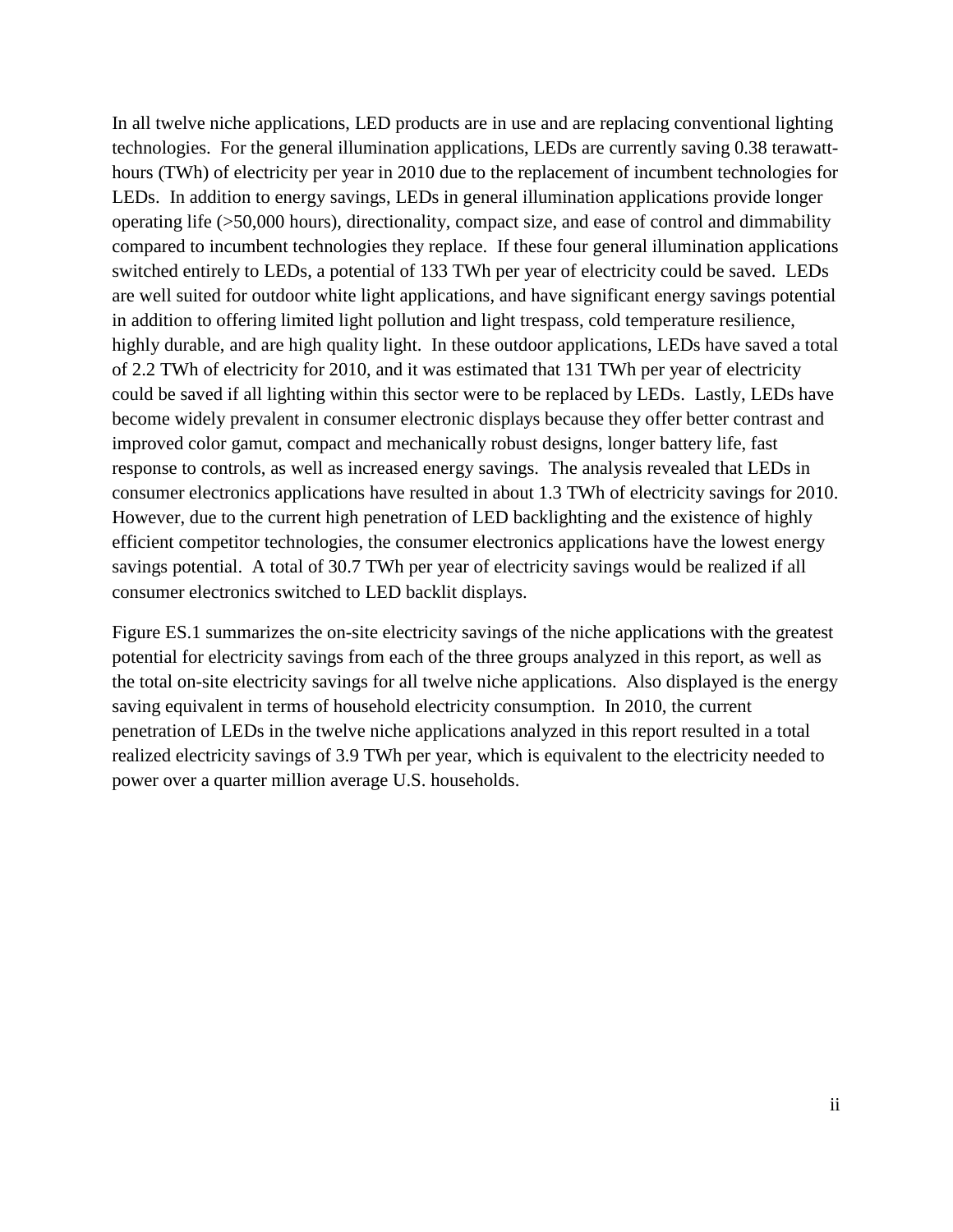In all twelve niche applications, LED products are in use and are replacing conventional lighting technologies. For the general illumination applications, LEDs are currently saving 0.38 terawatt-hours (TWh) of electricity per year in 2010 due to the replacement of incumbent technologies for LEDs. In addition to energy savings, LEDs in general illumination applications provide longer operating life (>50,000 hours), directionality, compact size, and ease of control and dimmability compared to incumbent technologies they replace. If these four general illumination applications switched entirely to LEDs, a potential of 133 TWh per year of electricity could be saved. LEDs are well suited for outdoor white light applications, and have significant energy savings potential in addition to offering limited light pollution and light trespass, cold temperature resilience, highly durable, and are high quality light. In these outdoor applications, LEDs have saved a total of 2.2 TWh of electricity for 2010, and it was estimated that 131 TWh per year of electricity could be saved if all lighting within this sector were to be replaced by LEDs. Lastly, LEDs have become widely prevalent in consumer electronic displays because they offer better contrast and improved color gamut, compact and mechanically robust designs, longer battery life, fast response to controls, as well as increased energy savings. The analysis revealed that LEDs in consumer electronics applications have resulted in about 1.3 TWh of electricity savings for 2010. However, due to the current high penetration of LED backlighting and the existence of highly efficient competitor technologies, the consumer electronics applications have the lowest energy savings potential. A total of 30.7 TWh per year of electricity savings would be realized if all consumer electronics switched to LED backlit displays.

Figure ES.1 summarizes the on-site electricity savings of the niche applications with the greatest potential for electricity savings from each of the three groups analyzed in this report, as well as the total on-site electricity savings for all twelve niche applications. Also displayed is the energy saving equivalent in terms of household electricity consumption. In 2010, the current penetration of LEDs in the twelve niche applications analyzed in this report resulted in a total realized electricity savings of 3.9 TWh per year, which is equivalent to the electricity needed to power over a quarter million average U.S. households.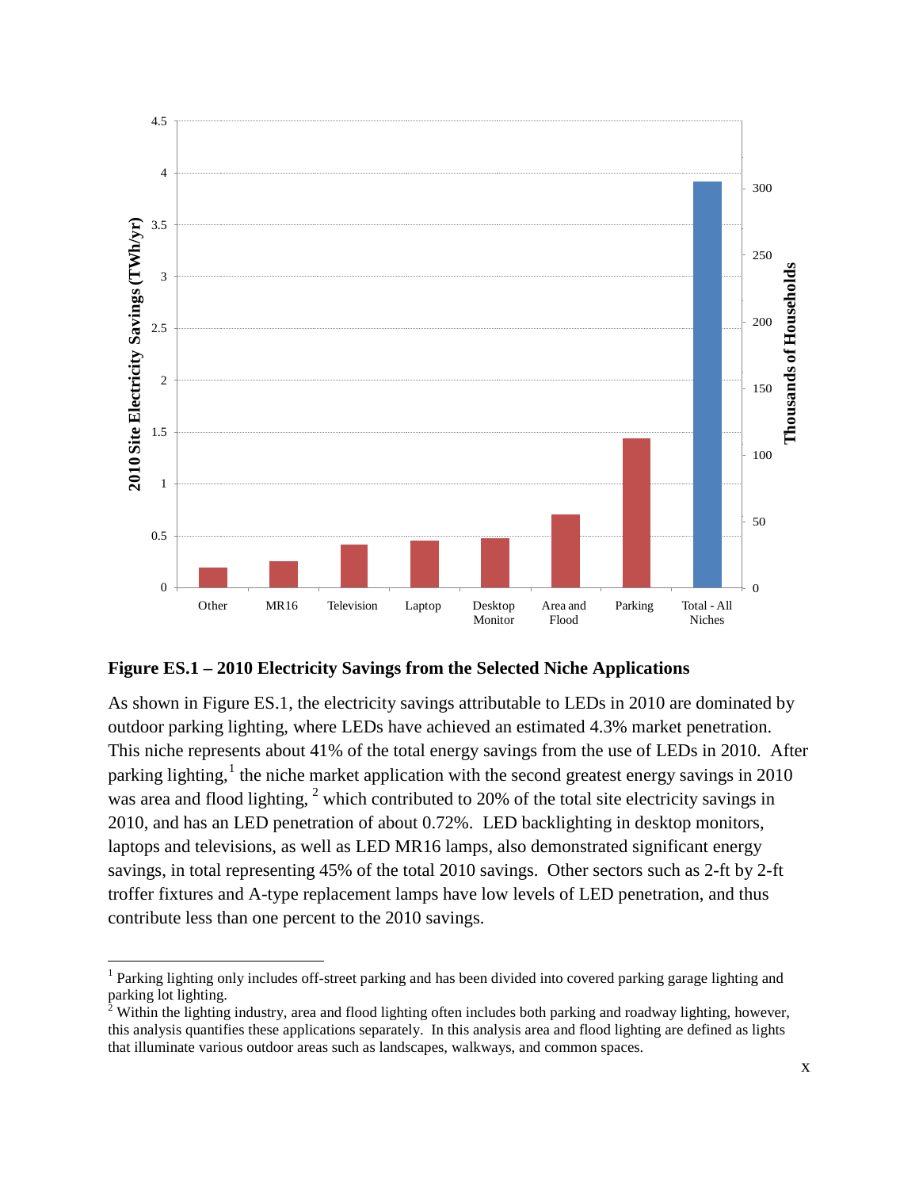**Figure ES.1 – 2010 Electricity Savings from the Selected Niche Applications**

As shown in Figure ES.1, the electricity savings attributable to LEDs in 2010 are dominated by outdoor parking lighting, where LEDs have achieved an estimated 4.3% market penetration. This niche represents about 41% of the total energy savings from the use of LEDs in 2010. After parking lighting,[1] the niche market application with the second greatest energy savings in 2010 was area and flood lighting,[2] which contributed to 20% of the total site electricity savings in 2010, and has an LED penetration of about 0.72%. LED backlighting in desktop monitors, laptops and televisions, as well as LED MR16 lamps, also demonstrated significant energy savings, in total representing 45% of the total 2010 savings. Other sectors such as 2-ft by 2-ft troffer fixtures and A-type replacement lamps have low levels of LED penetration, and thus contribute less than one percent to the 2010 savings.

---

[1] Parking lighting only includes off-street parking and has been divided into covered parking garage lighting and parking lot lighting.

[2] Within the lighting industry, area and flood lighting often includes both parking and roadway lighting, however, this analysis quantifies these applications separately. In this analysis area and flood lighting are defined as lights that illuminate various outdoor areas such as landscapes, walkways, and common spaces.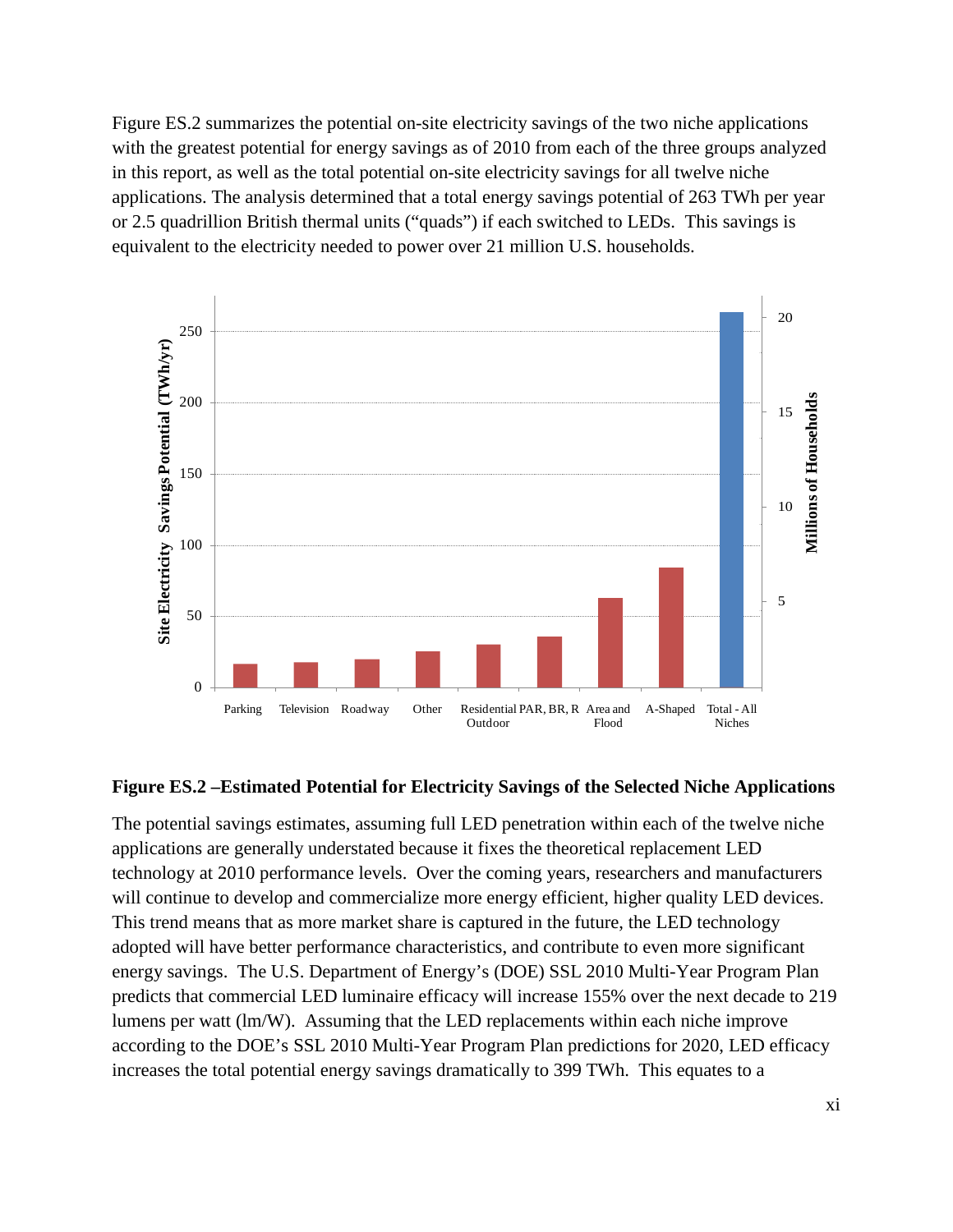Figure ES.2 summarizes the potential on-site electricity savings of the two niche applications with the greatest potential for energy savings as of 2010 from each of the three groups analyzed in this report, as well as the total potential on-site electricity savings for all twelve niche applications. The analysis determined that a total energy savings potential of 263 TWh per year or 2.5 quadrillion British thermal units ("quads") if each switched to LEDs. This savings is equivalent to the electricity needed to power over 21 million U.S. households.

**Figure ES.2 –Estimated Potential for Electricity Savings of the Selected Niche Applications**

The potential savings estimates, assuming full LED penetration within each of the twelve niche applications are generally understated because it fixes the theoretical replacement LED technology at 2010 performance levels. Over the coming years, researchers and manufacturers will continue to develop and commercialize more energy efficient, higher quality LED devices. This trend means that as more market share is captured in the future, the LED technology adopted will have better performance characteristics, and contribute to even more significant energy savings. The U.S. Department of Energy's (DOE) SSL 2010 Multi-Year Program Plan predicts that commercial LED luminaire efficacy will increase 155% over the next decade to 219 lumens per watt (lm/W). Assuming that the LED replacements within each niche improve according to the DOE's SSL 2010 Multi-Year Program Plan predictions for 2020, LED efficacy increases the total potential energy savings dramatically to 399 TWh. This equates to a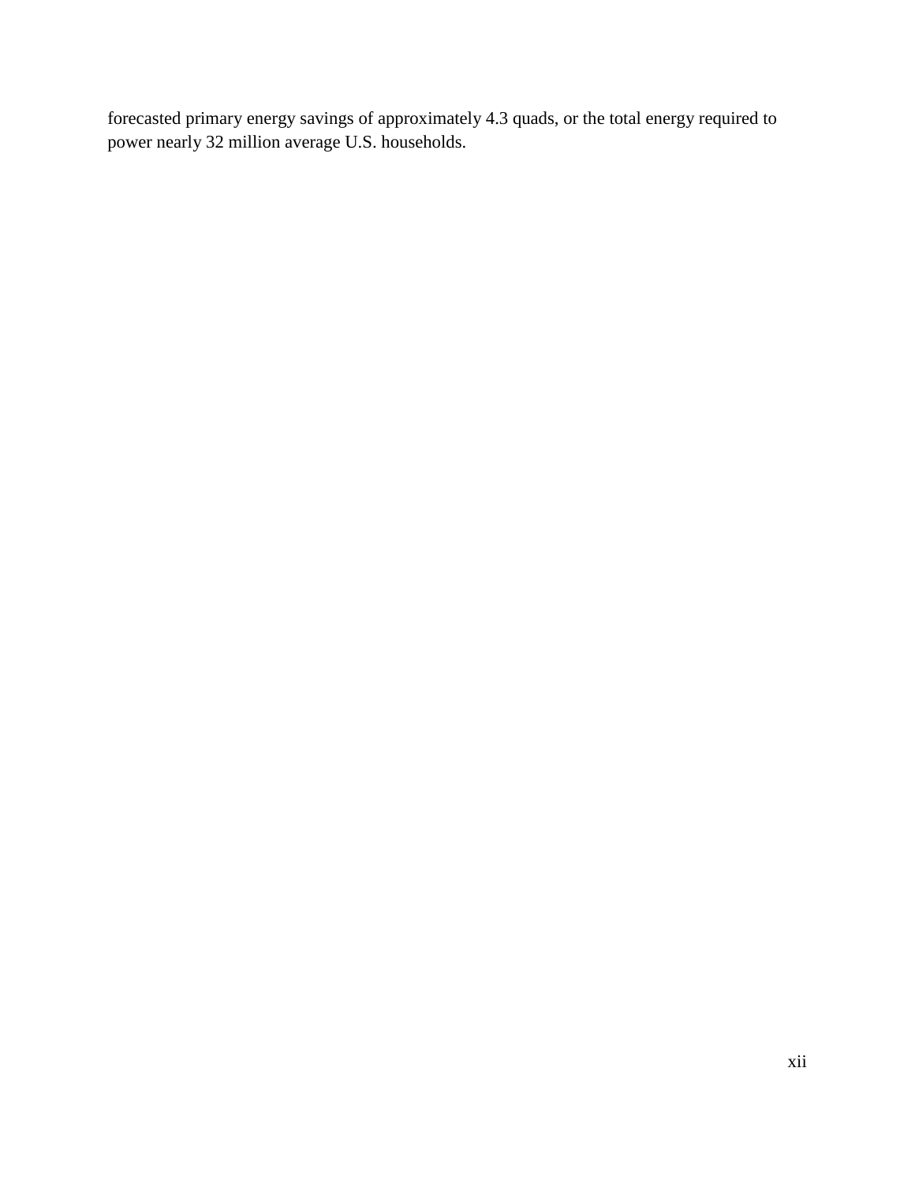forecasted primary energy savings of approximately 4.3 quads, or the total energy required to power nearly 32 million average U.S. households.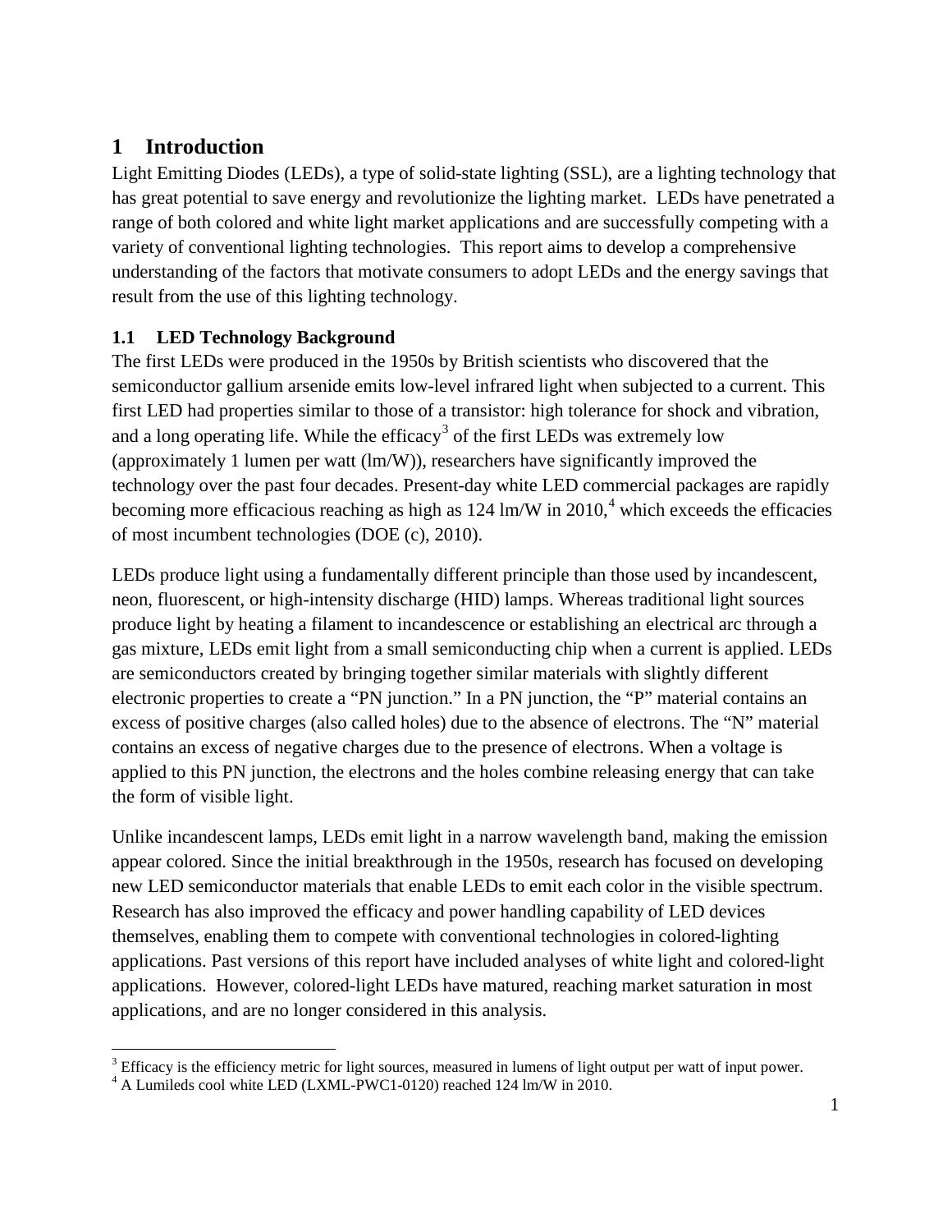# 1 Introduction

Light Emitting Diodes (LEDs), a type of solid-state lighting (SSL), are a lighting technology that has great potential to save energy and revolutionize the lighting market. LEDs have penetrated a range of both colored and white light market applications and are successfully competing with a variety of conventional lighting technologies. This report aims to develop a comprehensive understanding of the factors that motivate consumers to adopt LEDs and the energy savings that result from the use of this lighting technology.

## 1.1 LED Technology Background

The first LEDs were produced in the 1950s by British scientists who discovered that the semiconductor gallium arsenide emits low-level infrared light when subjected to a current. This first LED had properties similar to those of a transistor: high tolerance for shock and vibration, and a long operating life. While the efficacy[3] of the first LEDs was extremely low (approximately 1 lumen per watt (lm/W)), researchers have significantly improved the technology over the past four decades. Present-day white LED commercial packages are rapidly becoming more efficacious reaching as high as 124 lm/W in 2010,[4] which exceeds the efficacies of most incumbent technologies (DOE (c), 2010).

LEDs produce light using a fundamentally different principle than those used by incandescent, neon, fluorescent, or high-intensity discharge (HID) lamps. Whereas traditional light sources produce light by heating a filament to incandescence or establishing an electrical arc through a gas mixture, LEDs emit light from a small semiconducting chip when a current is applied. LEDs are semiconductors created by bringing together similar materials with slightly different electronic properties to create a "PN junction." In a PN junction, the "P" material contains an excess of positive charges (also called holes) due to the absence of electrons. The "N" material contains an excess of negative charges due to the presence of electrons. When a voltage is applied to this PN junction, the electrons and the holes combine releasing energy that can take the form of visible light.

Unlike incandescent lamps, LEDs emit light in a narrow wavelength band, making the emission appear colored. Since the initial breakthrough in the 1950s, research has focused on developing new LED semiconductor materials that enable LEDs to emit each color in the visible spectrum. Research has also improved the efficacy and power handling capability of LED devices themselves, enabling them to compete with conventional technologies in colored-lighting applications. Past versions of this report have included analyses of white light and colored-light applications. However, colored-light LEDs have matured, reaching market saturation in most applications, and are no longer considered in this analysis.

---

[3] Efficacy is the efficiency metric for light sources, measured in lumens of light output per watt of input power.

[4] A Lumileds cool white LED (LXML-PWC1-0120) reached 124 lm/W in 2010.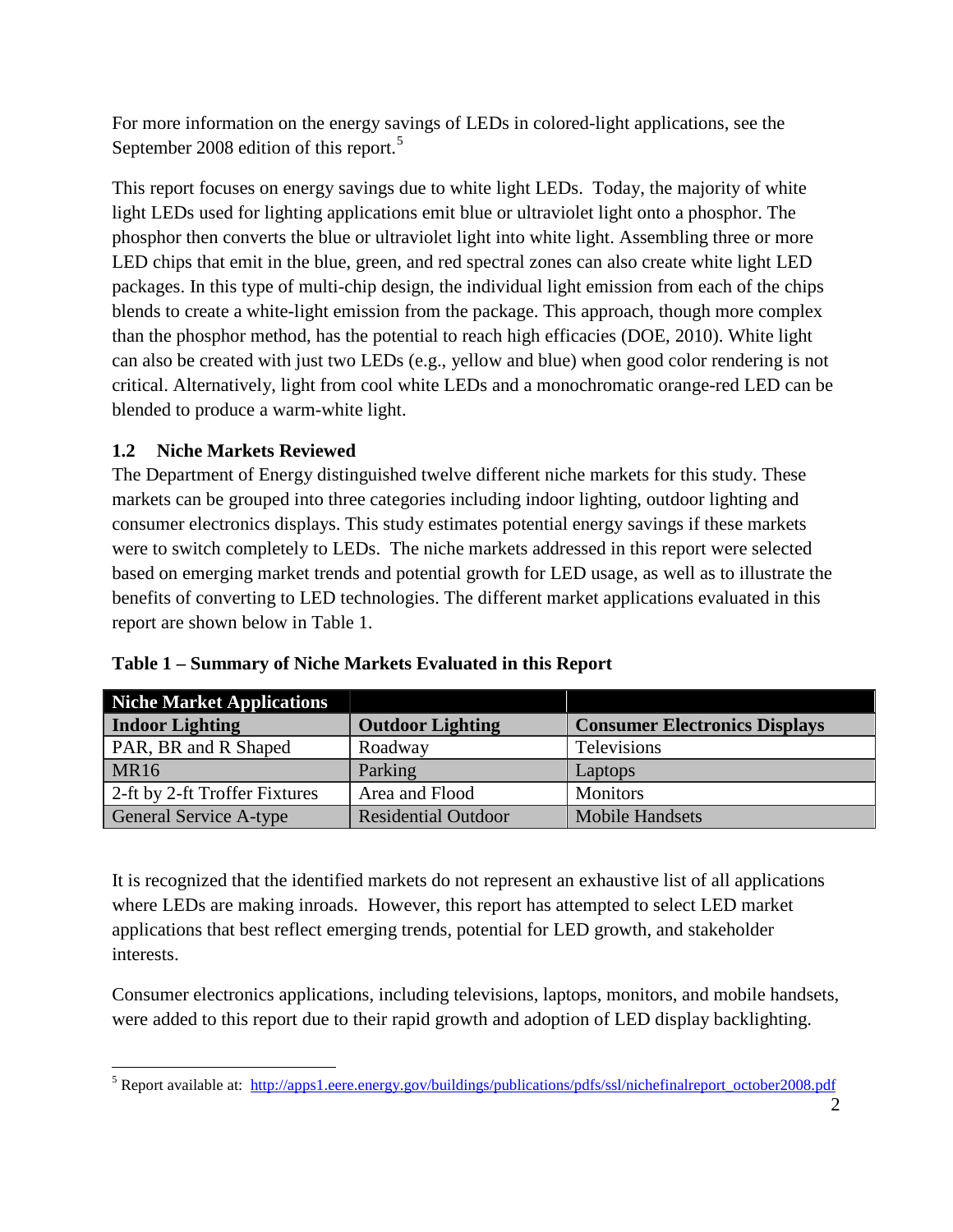For more information on the energy savings of LEDs in colored-light applications, see the September 2008 edition of this report.[5]

This report focuses on energy savings due to white light LEDs. Today, the majority of white light LEDs used for lighting applications emit blue or ultraviolet light onto a phosphor. The phosphor then converts the blue or ultraviolet light into white light. Assembling three or more LED chips that emit in the blue, green, and red spectral zones can also create white light LED packages. In this type of multi-chip design, the individual light emission from each of the chips blends to create a white-light emission from the package. This approach, though more complex than the phosphor method, has the potential to reach high efficacies (DOE, 2010). White light can also be created with just two LEDs (e.g., yellow and blue) when good color rendering is not critical. Alternatively, light from cool white LEDs and a monochromatic orange-red LED can be blended to produce a warm-white light.

### 1.2 Niche Markets Reviewed

The Department of Energy distinguished twelve different niche markets for this study. These markets can be grouped into three categories including indoor lighting, outdoor lighting and consumer electronics displays. This study estimates potential energy savings if these markets were to switch completely to LEDs. The niche markets addressed in this report were selected based on emerging market trends and potential growth for LED usage, as well as to illustrate the benefits of converting to LED technologies. The different market applications evaluated in this report are shown below in Table 1.

**Table 1 – Summary of Niche Markets Evaluated in this Report**

| Niche Market Applications | | |
|---|---|---|
| **Indoor Lighting** | **Outdoor Lighting** | **Consumer Electronics Displays** |
| PAR, BR and R Shaped | Roadway | Televisions |
| MR16 | Parking | Laptops |
| 2-ft by 2-ft Troffer Fixtures | Area and Flood | Monitors |
| General Service A-type | Residential Outdoor | Mobile Handsets |

It is recognized that the identified markets do not represent an exhaustive list of all applications where LEDs are making inroads. However, this report has attempted to select LED market applications that best reflect emerging trends, potential for LED growth, and stakeholder interests.

Consumer electronics applications, including televisions, laptops, monitors, and mobile handsets, were added to this report due to their rapid growth and adoption of LED display backlighting.

[5] Report available at: http://apps1.eere.energy.gov/buildings/publications/pdfs/ssl/nichefinalreport_october2008.pdf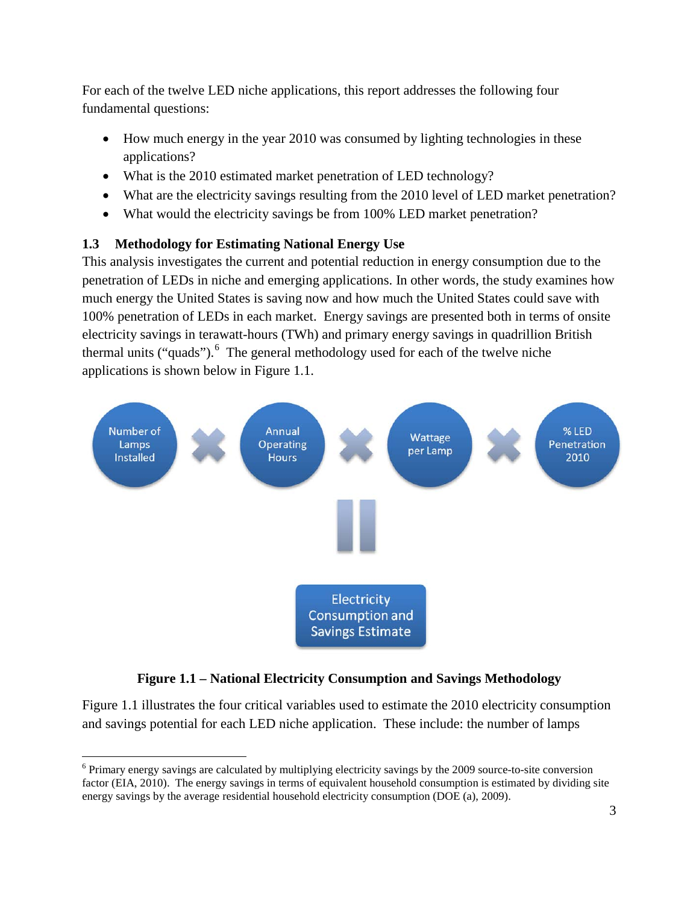For each of the twelve LED niche applications, this report addresses the following four fundamental questions:

- How much energy in the year 2010 was consumed by lighting technologies in these applications?
- What is the 2010 estimated market penetration of LED technology?
- What are the electricity savings resulting from the 2010 level of LED market penetration?
- What would the electricity savings be from 100% LED market penetration?

### 1.3 Methodology for Estimating National Energy Use

This analysis investigates the current and potential reduction in energy consumption due to the penetration of LEDs in niche and emerging applications. In other words, the study examines how much energy the United States is saving now and how much the United States could save with 100% penetration of LEDs in each market. Energy savings are presented both in terms of onsite electricity savings in terawatt-hours (TWh) and primary energy savings in quadrillion British thermal units ("quads").[6] The general methodology used for each of the twelve niche applications is shown below in Figure 1.1.

Number of Lamps Installed × Annual Operating Hours × Wattage per Lamp × % LED Penetration 2010 = Electricity Consumption and Savings Estimate

**Figure 1.1 – National Electricity Consumption and Savings Methodology**

Figure 1.1 illustrates the four critical variables used to estimate the 2010 electricity consumption and savings potential for each LED niche application. These include: the number of lamps

---

[6] Primary energy savings are calculated by multiplying electricity savings by the 2009 source-to-site conversion factor (EIA, 2010). The energy savings in terms of equivalent household consumption is estimated by dividing site energy savings by the average residential household electricity consumption (DOE (a), 2009).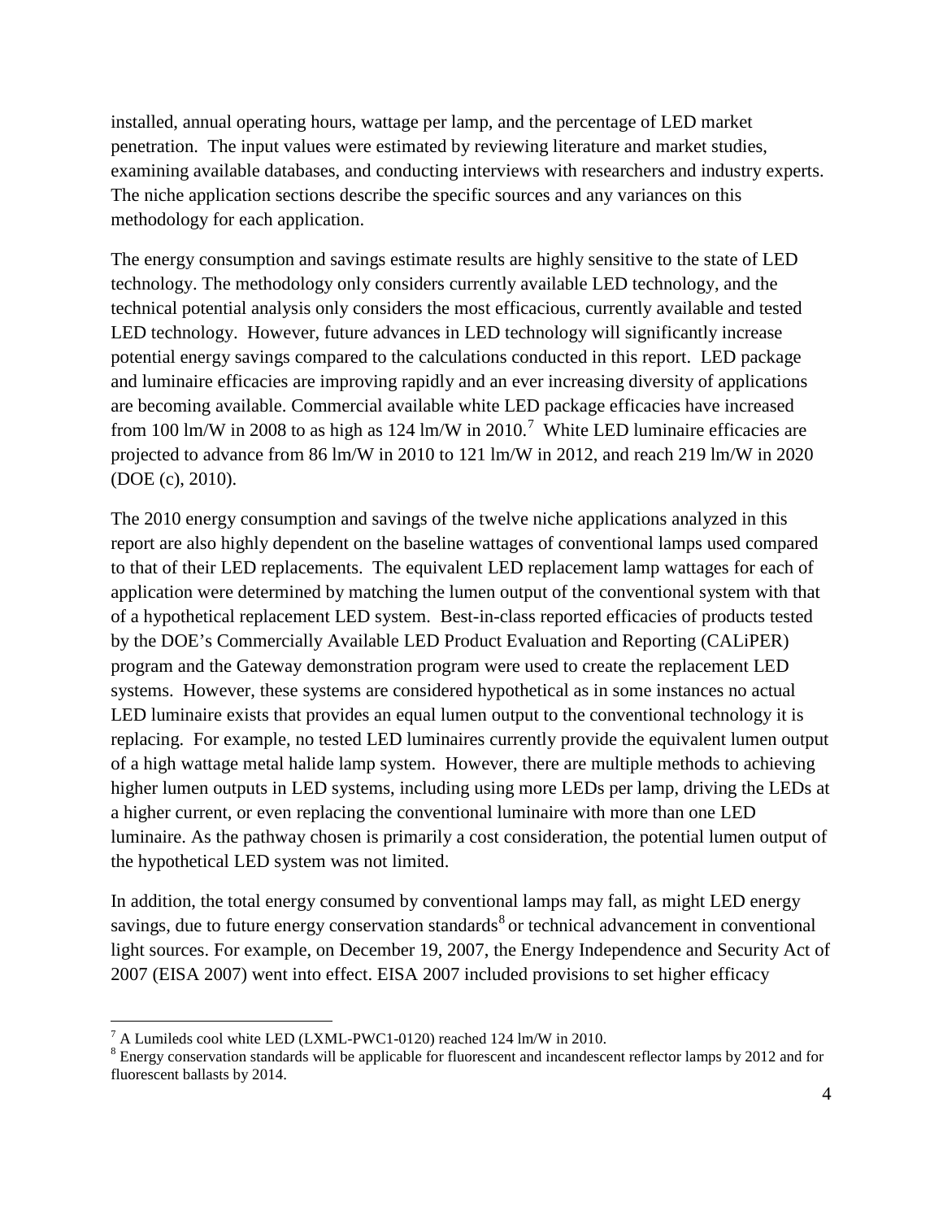installed, annual operating hours, wattage per lamp, and the percentage of LED market penetration. The input values were estimated by reviewing literature and market studies, examining available databases, and conducting interviews with researchers and industry experts. The niche application sections describe the specific sources and any variances on this methodology for each application.

The energy consumption and savings estimate results are highly sensitive to the state of LED technology. The methodology only considers currently available LED technology, and the technical potential analysis only considers the most efficacious, currently available and tested LED technology. However, future advances in LED technology will significantly increase potential energy savings compared to the calculations conducted in this report. LED package and luminaire efficacies are improving rapidly and an ever increasing diversity of applications are becoming available. Commercial available white LED package efficacies have increased from 100 lm/W in 2008 to as high as 124 lm/W in 2010.[7] White LED luminaire efficacies are projected to advance from 86 lm/W in 2010 to 121 lm/W in 2012, and reach 219 lm/W in 2020 (DOE (c), 2010).

The 2010 energy consumption and savings of the twelve niche applications analyzed in this report are also highly dependent on the baseline wattages of conventional lamps used compared to that of their LED replacements. The equivalent LED replacement lamp wattages for each of application were determined by matching the lumen output of the conventional system with that of a hypothetical replacement LED system. Best-in-class reported efficacies of products tested by the DOE's Commercially Available LED Product Evaluation and Reporting (CALiPER) program and the Gateway demonstration program were used to create the replacement LED systems. However, these systems are considered hypothetical as in some instances no actual LED luminaire exists that provides an equal lumen output to the conventional technology it is replacing. For example, no tested LED luminaires currently provide the equivalent lumen output of a high wattage metal halide lamp system. However, there are multiple methods to achieving higher lumen outputs in LED systems, including using more LEDs per lamp, driving the LEDs at a higher current, or even replacing the conventional luminaire with more than one LED luminaire. As the pathway chosen is primarily a cost consideration, the potential lumen output of the hypothetical LED system was not limited.

In addition, the total energy consumed by conventional lamps may fall, as might LED energy savings, due to future energy conservation standards[8] or technical advancement in conventional light sources. For example, on December 19, 2007, the Energy Independence and Security Act of 2007 (EISA 2007) went into effect. EISA 2007 included provisions to set higher efficacy

---

[7] A Lumileds cool white LED (LXML-PWC1-0120) reached 124 lm/W in 2010.

[8] Energy conservation standards will be applicable for fluorescent and incandescent reflector lamps by 2012 and for fluorescent ballasts by 2014.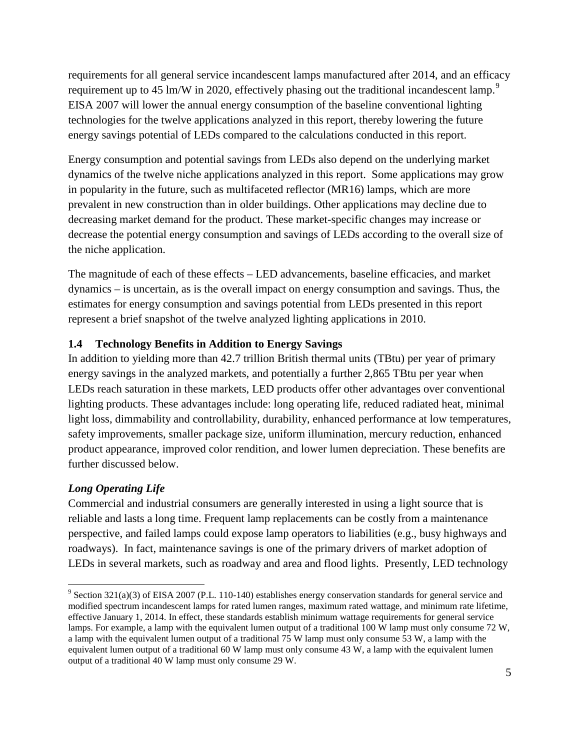requirements for all general service incandescent lamps manufactured after 2014, and an efficacy requirement up to 45 lm/W in 2020, effectively phasing out the traditional incandescent lamp.[9] EISA 2007 will lower the annual energy consumption of the baseline conventional lighting technologies for the twelve applications analyzed in this report, thereby lowering the future energy savings potential of LEDs compared to the calculations conducted in this report.

Energy consumption and potential savings from LEDs also depend on the underlying market dynamics of the twelve niche applications analyzed in this report. Some applications may grow in popularity in the future, such as multifaceted reflector (MR16) lamps, which are more prevalent in new construction than in older buildings. Other applications may decline due to decreasing market demand for the product. These market-specific changes may increase or decrease the potential energy consumption and savings of LEDs according to the overall size of the niche application.

The magnitude of each of these effects – LED advancements, baseline efficacies, and market dynamics – is uncertain, as is the overall impact on energy consumption and savings. Thus, the estimates for energy consumption and savings potential from LEDs presented in this report represent a brief snapshot of the twelve analyzed lighting applications in 2010.

## 1.4 Technology Benefits in Addition to Energy Savings

In addition to yielding more than 42.7 trillion British thermal units (TBtu) per year of primary energy savings in the analyzed markets, and potentially a further 2,865 TBtu per year when LEDs reach saturation in these markets, LED products offer other advantages over conventional lighting products. These advantages include: long operating life, reduced radiated heat, minimal light loss, dimmability and controllability, durability, enhanced performance at low temperatures, safety improvements, smaller package size, uniform illumination, mercury reduction, enhanced product appearance, improved color rendition, and lower lumen depreciation. These benefits are further discussed below.

### *Long Operating Life*

Commercial and industrial consumers are generally interested in using a light source that is reliable and lasts a long time. Frequent lamp replacements can be costly from a maintenance perspective, and failed lamps could expose lamp operators to liabilities (e.g., busy highways and roadways). In fact, maintenance savings is one of the primary drivers of market adoption of LEDs in several markets, such as roadway and area and flood lights. Presently, LED technology

---

[9] Section 321(a)(3) of EISA 2007 (P.L. 110-140) establishes energy conservation standards for general service and modified spectrum incandescent lamps for rated lumen ranges, maximum rated wattage, and minimum rate lifetime, effective January 1, 2014. In effect, these standards establish minimum wattage requirements for general service lamps. For example, a lamp with the equivalent lumen output of a traditional 100 W lamp must only consume 72 W, a lamp with the equivalent lumen output of a traditional 75 W lamp must only consume 53 W, a lamp with the equivalent lumen output of a traditional 60 W lamp must only consume 43 W, a lamp with the equivalent lumen output of a traditional 40 W lamp must only consume 29 W.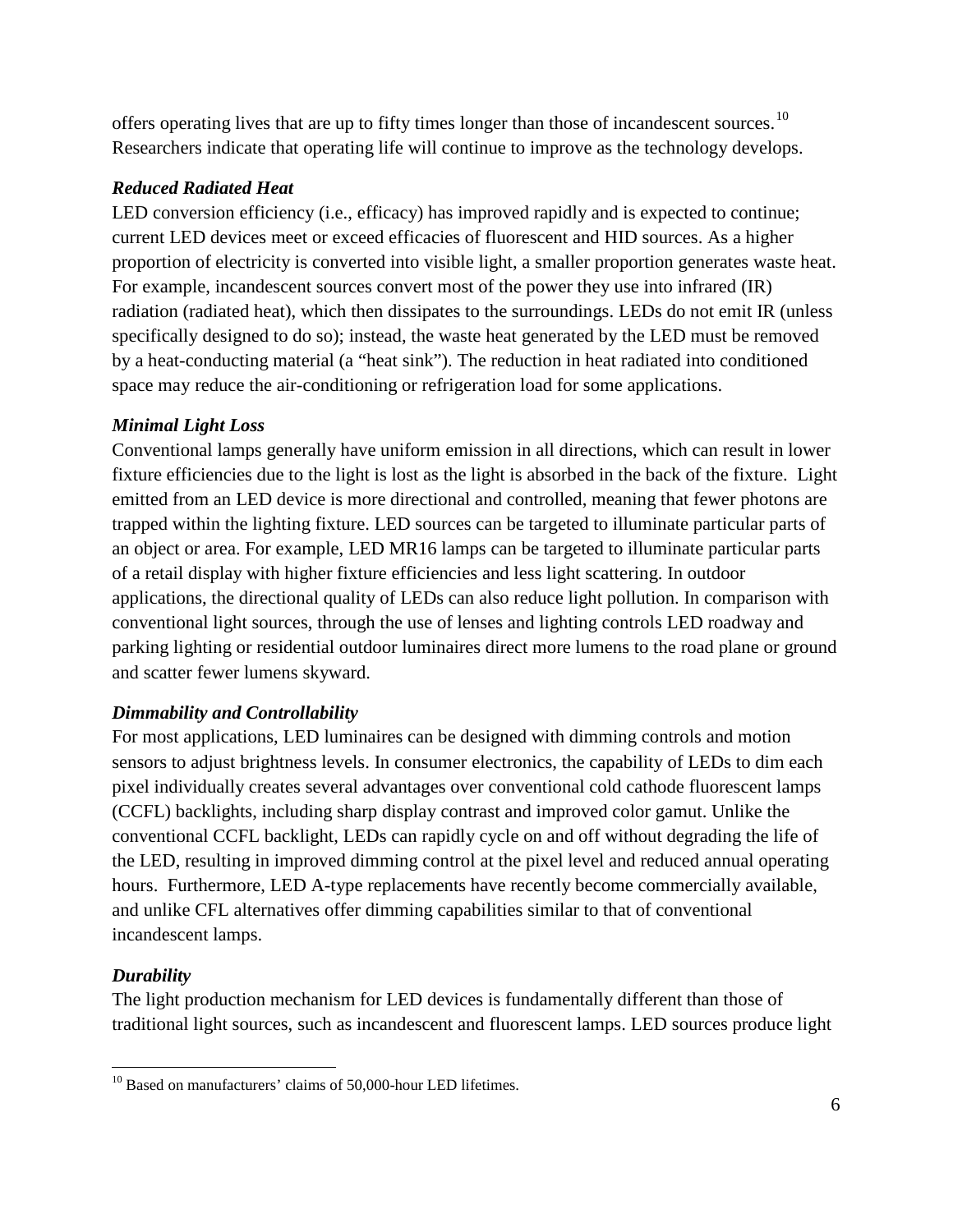offers operating lives that are up to fifty times longer than those of incandescent sources.[10] Researchers indicate that operating life will continue to improve as the technology develops.

***Reduced Radiated Heat***

LED conversion efficiency (i.e., efficacy) has improved rapidly and is expected to continue; current LED devices meet or exceed efficacies of fluorescent and HID sources. As a higher proportion of electricity is converted into visible light, a smaller proportion generates waste heat. For example, incandescent sources convert most of the power they use into infrared (IR) radiation (radiated heat), which then dissipates to the surroundings. LEDs do not emit IR (unless specifically designed to do so); instead, the waste heat generated by the LED must be removed by a heat-conducting material (a "heat sink"). The reduction in heat radiated into conditioned space may reduce the air-conditioning or refrigeration load for some applications.

***Minimal Light Loss***

Conventional lamps generally have uniform emission in all directions, which can result in lower fixture efficiencies due to the light is lost as the light is absorbed in the back of the fixture. Light emitted from an LED device is more directional and controlled, meaning that fewer photons are trapped within the lighting fixture. LED sources can be targeted to illuminate particular parts of an object or area. For example, LED MR16 lamps can be targeted to illuminate particular parts of a retail display with higher fixture efficiencies and less light scattering. In outdoor applications, the directional quality of LEDs can also reduce light pollution. In comparison with conventional light sources, through the use of lenses and lighting controls LED roadway and parking lighting or residential outdoor luminaires direct more lumens to the road plane or ground and scatter fewer lumens skyward.

***Dimmability and Controllability***

For most applications, LED luminaires can be designed with dimming controls and motion sensors to adjust brightness levels. In consumer electronics, the capability of LEDs to dim each pixel individually creates several advantages over conventional cold cathode fluorescent lamps (CCFL) backlights, including sharp display contrast and improved color gamut. Unlike the conventional CCFL backlight, LEDs can rapidly cycle on and off without degrading the life of the LED, resulting in improved dimming control at the pixel level and reduced annual operating hours. Furthermore, LED A-type replacements have recently become commercially available, and unlike CFL alternatives offer dimming capabilities similar to that of conventional incandescent lamps.

***Durability***

The light production mechanism for LED devices is fundamentally different than those of traditional light sources, such as incandescent and fluorescent lamps. LED sources produce light

[10] Based on manufacturers' claims of 50,000-hour LED lifetimes.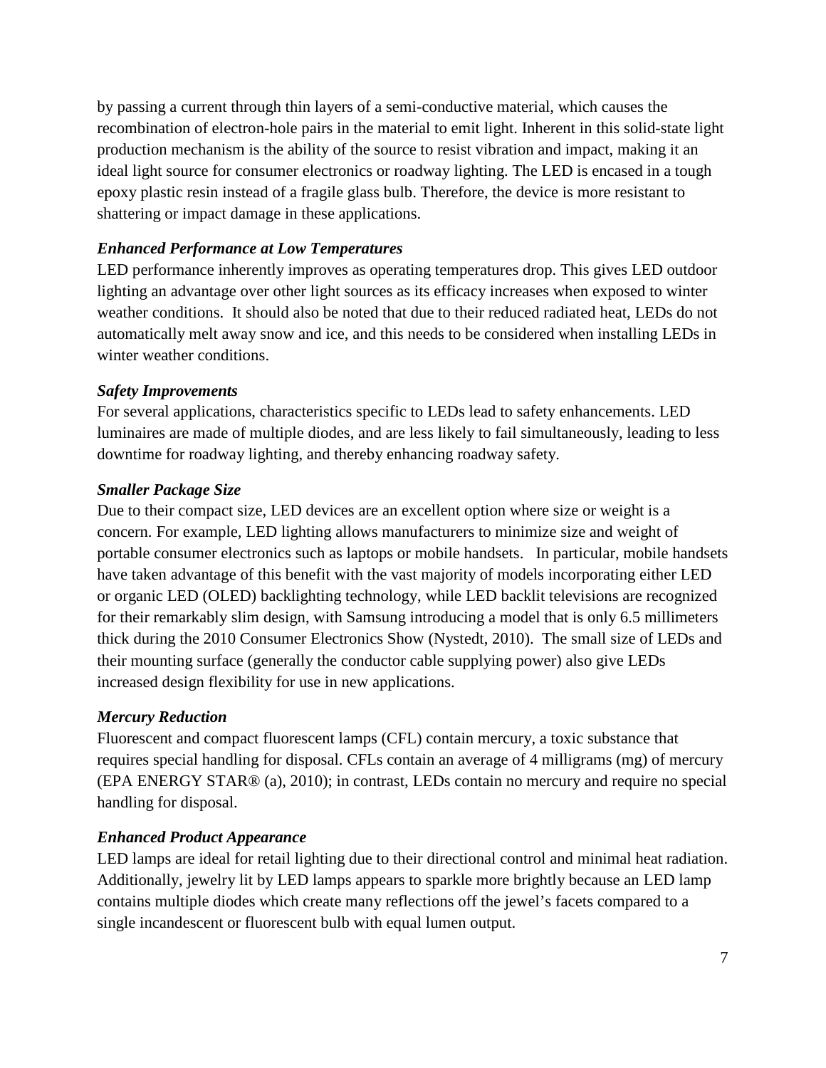by passing a current through thin layers of a semi-conductive material, which causes the recombination of electron-hole pairs in the material to emit light. Inherent in this solid-state light production mechanism is the ability of the source to resist vibration and impact, making it an ideal light source for consumer electronics or roadway lighting. The LED is encased in a tough epoxy plastic resin instead of a fragile glass bulb. Therefore, the device is more resistant to shattering or impact damage in these applications.

### *Enhanced Performance at Low Temperatures*

LED performance inherently improves as operating temperatures drop. This gives LED outdoor lighting an advantage over other light sources as its efficacy increases when exposed to winter weather conditions. It should also be noted that due to their reduced radiated heat, LEDs do not automatically melt away snow and ice, and this needs to be considered when installing LEDs in winter weather conditions.

### *Safety Improvements*

For several applications, characteristics specific to LEDs lead to safety enhancements. LED luminaires are made of multiple diodes, and are less likely to fail simultaneously, leading to less downtime for roadway lighting, and thereby enhancing roadway safety.

### *Smaller Package Size*

Due to their compact size, LED devices are an excellent option where size or weight is a concern. For example, LED lighting allows manufacturers to minimize size and weight of portable consumer electronics such as laptops or mobile handsets. In particular, mobile handsets have taken advantage of this benefit with the vast majority of models incorporating either LED or organic LED (OLED) backlighting technology, while LED backlit televisions are recognized for their remarkably slim design, with Samsung introducing a model that is only 6.5 millimeters thick during the 2010 Consumer Electronics Show (Nystedt, 2010). The small size of LEDs and their mounting surface (generally the conductor cable supplying power) also give LEDs increased design flexibility for use in new applications.

### *Mercury Reduction*

Fluorescent and compact fluorescent lamps (CFL) contain mercury, a toxic substance that requires special handling for disposal. CFLs contain an average of 4 milligrams (mg) of mercury (EPA ENERGY STAR® (a), 2010); in contrast, LEDs contain no mercury and require no special handling for disposal.

### *Enhanced Product Appearance*

LED lamps are ideal for retail lighting due to their directional control and minimal heat radiation. Additionally, jewelry lit by LED lamps appears to sparkle more brightly because an LED lamp contains multiple diodes which create many reflections off the jewel's facets compared to a single incandescent or fluorescent bulb with equal lumen output.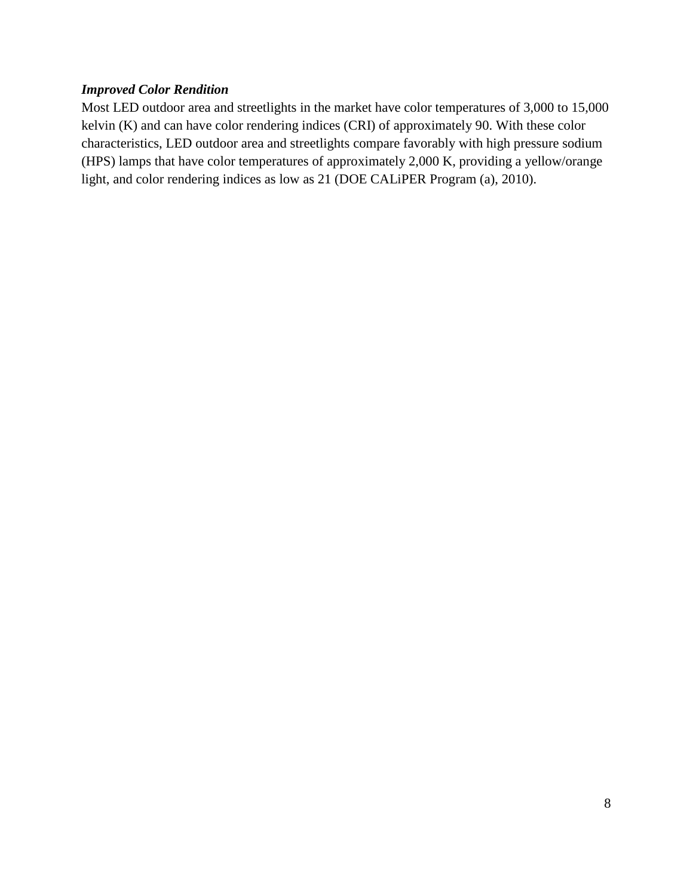***Improved Color Rendition***

Most LED outdoor area and streetlights in the market have color temperatures of 3,000 to 15,000 kelvin (K) and can have color rendering indices (CRI) of approximately 90. With these color characteristics, LED outdoor area and streetlights compare favorably with high pressure sodium (HPS) lamps that have color temperatures of approximately 2,000 K, providing a yellow/orange light, and color rendering indices as low as 21 (DOE CALiPER Program (a), 2010).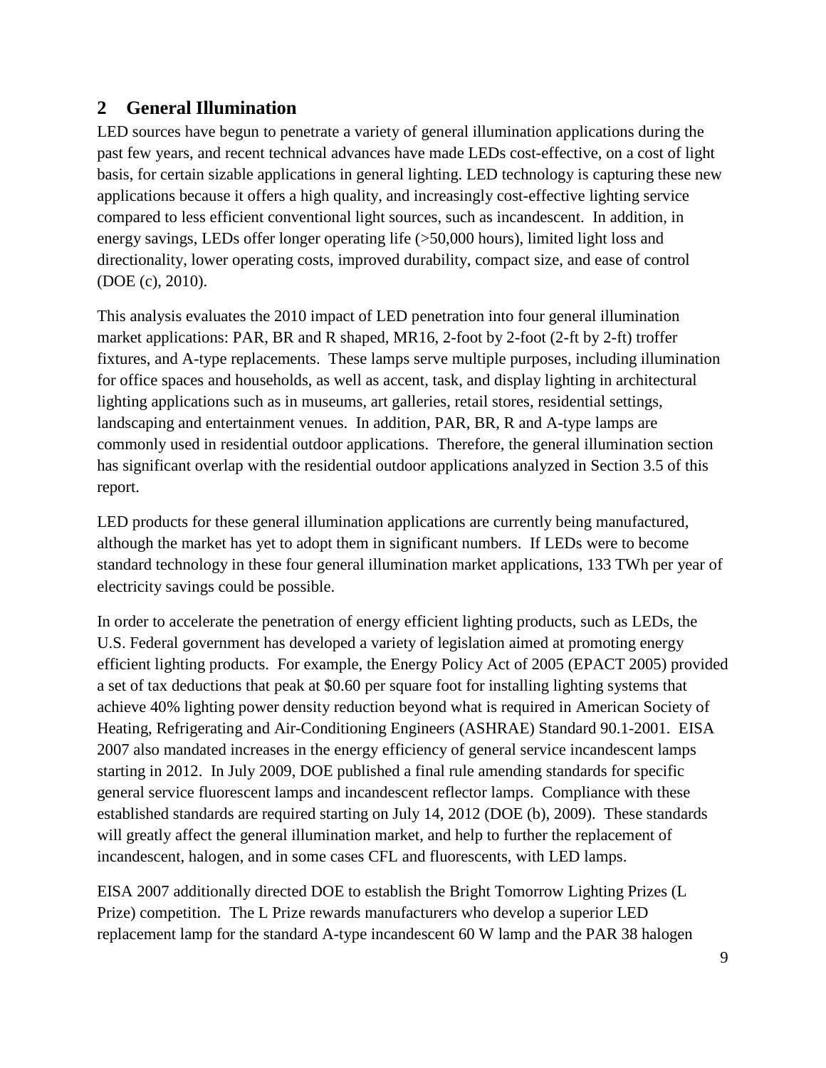## 2 General Illumination

LED sources have begun to penetrate a variety of general illumination applications during the past few years, and recent technical advances have made LEDs cost-effective, on a cost of light basis, for certain sizable applications in general lighting. LED technology is capturing these new applications because it offers a high quality, and increasingly cost-effective lighting service compared to less efficient conventional light sources, such as incandescent. In addition, in energy savings, LEDs offer longer operating life (>50,000 hours), limited light loss and directionality, lower operating costs, improved durability, compact size, and ease of control (DOE (c), 2010).

This analysis evaluates the 2010 impact of LED penetration into four general illumination market applications: PAR, BR and R shaped, MR16, 2-foot by 2-foot (2-ft by 2-ft) troffer fixtures, and A-type replacements. These lamps serve multiple purposes, including illumination for office spaces and households, as well as accent, task, and display lighting in architectural lighting applications such as in museums, art galleries, retail stores, residential settings, landscaping and entertainment venues. In addition, PAR, BR, R and A-type lamps are commonly used in residential outdoor applications. Therefore, the general illumination section has significant overlap with the residential outdoor applications analyzed in Section 3.5 of this report.

LED products for these general illumination applications are currently being manufactured, although the market has yet to adopt them in significant numbers. If LEDs were to become standard technology in these four general illumination market applications, 133 TWh per year of electricity savings could be possible.

In order to accelerate the penetration of energy efficient lighting products, such as LEDs, the U.S. Federal government has developed a variety of legislation aimed at promoting energy efficient lighting products. For example, the Energy Policy Act of 2005 (EPACT 2005) provided a set of tax deductions that peak at $0.60 per square foot for installing lighting systems that achieve 40% lighting power density reduction beyond what is required in American Society of Heating, Refrigerating and Air-Conditioning Engineers (ASHRAE) Standard 90.1-2001. EISA 2007 also mandated increases in the energy efficiency of general service incandescent lamps starting in 2012. In July 2009, DOE published a final rule amending standards for specific general service fluorescent lamps and incandescent reflector lamps. Compliance with these established standards are required starting on July 14, 2012 (DOE (b), 2009). These standards will greatly affect the general illumination market, and help to further the replacement of incandescent, halogen, and in some cases CFL and fluorescents, with LED lamps.

EISA 2007 additionally directed DOE to establish the Bright Tomorrow Lighting Prizes (L Prize) competition. The L Prize rewards manufacturers who develop a superior LED replacement lamp for the standard A-type incandescent 60 W lamp and the PAR 38 halogen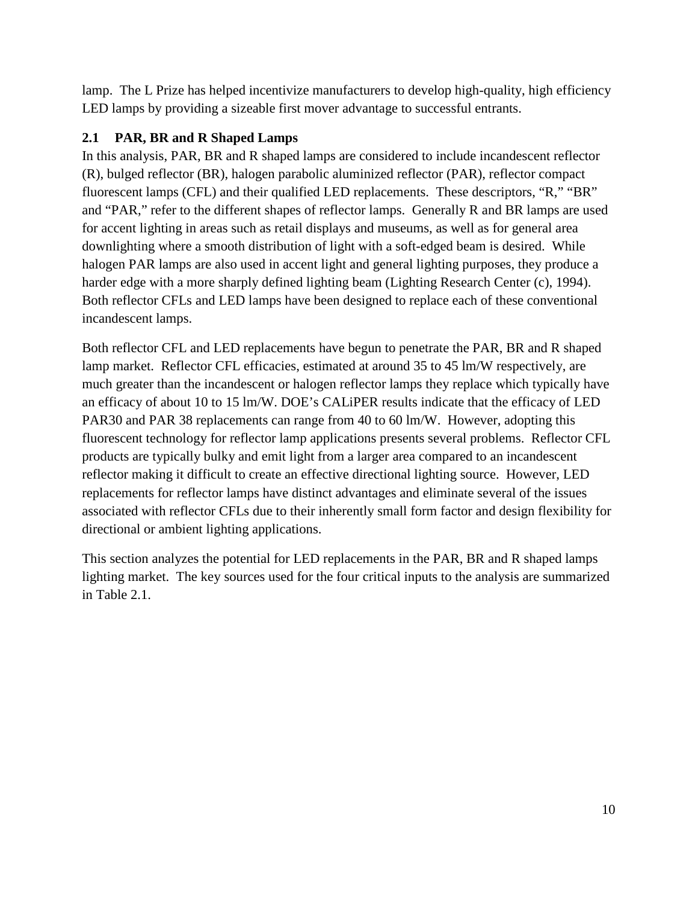lamp. The L Prize has helped incentivize manufacturers to develop high-quality, high efficiency LED lamps by providing a sizeable first mover advantage to successful entrants.

## 2.1 PAR, BR and R Shaped Lamps

In this analysis, PAR, BR and R shaped lamps are considered to include incandescent reflector (R), bulged reflector (BR), halogen parabolic aluminized reflector (PAR), reflector compact fluorescent lamps (CFL) and their qualified LED replacements. These descriptors, "R," "BR" and "PAR," refer to the different shapes of reflector lamps. Generally R and BR lamps are used for accent lighting in areas such as retail displays and museums, as well as for general area downlighting where a smooth distribution of light with a soft-edged beam is desired. While halogen PAR lamps are also used in accent light and general lighting purposes, they produce a harder edge with a more sharply defined lighting beam (Lighting Research Center (c), 1994). Both reflector CFLs and LED lamps have been designed to replace each of these conventional incandescent lamps.

Both reflector CFL and LED replacements have begun to penetrate the PAR, BR and R shaped lamp market. Reflector CFL efficacies, estimated at around 35 to 45 lm/W respectively, are much greater than the incandescent or halogen reflector lamps they replace which typically have an efficacy of about 10 to 15 lm/W. DOE's CALiPER results indicate that the efficacy of LED PAR30 and PAR 38 replacements can range from 40 to 60 lm/W. However, adopting this fluorescent technology for reflector lamp applications presents several problems. Reflector CFL products are typically bulky and emit light from a larger area compared to an incandescent reflector making it difficult to create an effective directional lighting source. However, LED replacements for reflector lamps have distinct advantages and eliminate several of the issues associated with reflector CFLs due to their inherently small form factor and design flexibility for directional or ambient lighting applications.

This section analyzes the potential for LED replacements in the PAR, BR and R shaped lamps lighting market. The key sources used for the four critical inputs to the analysis are summarized in Table 2.1.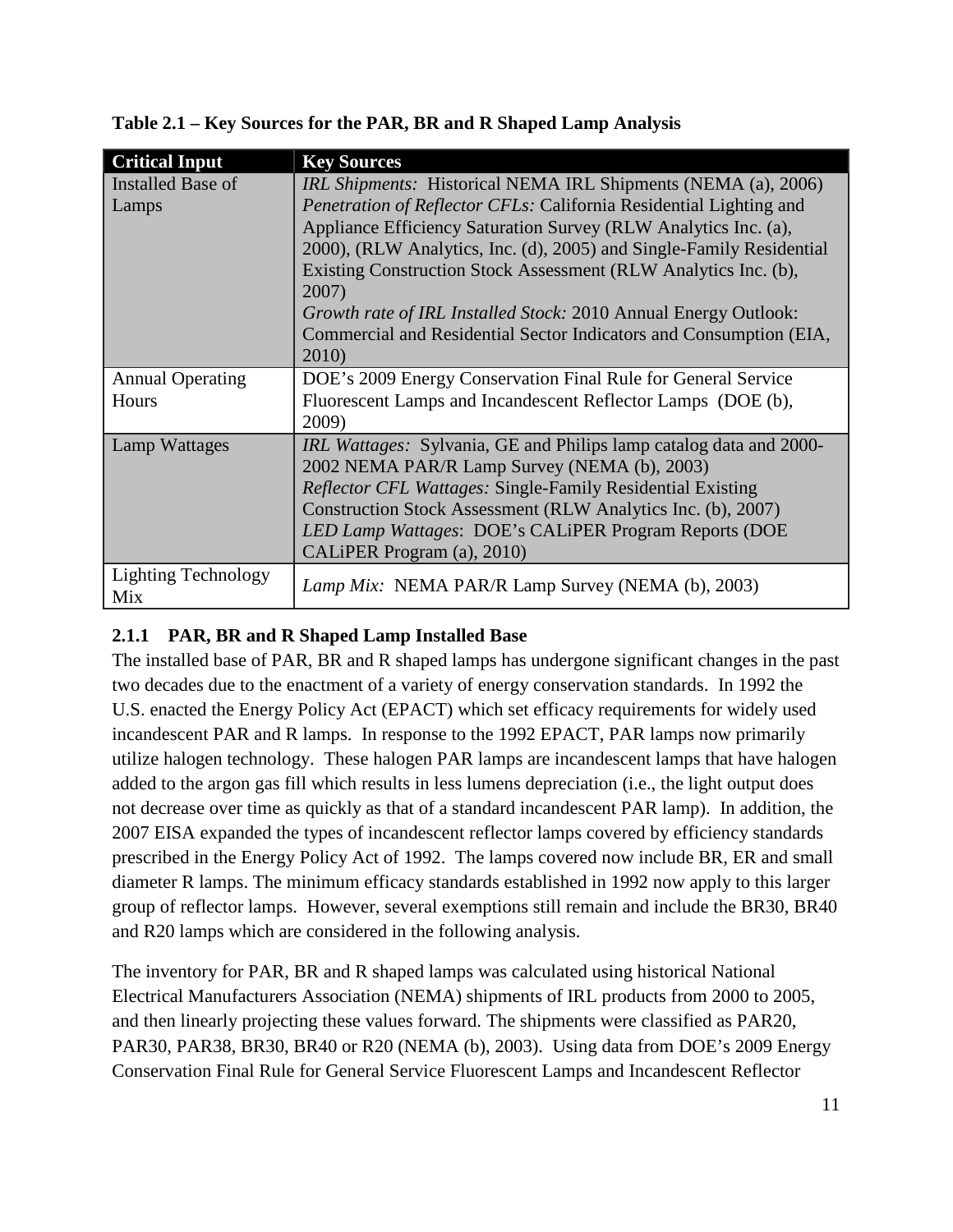**Table 2.1 – Key Sources for the PAR, BR and R Shaped Lamp Analysis**

| Critical Input | Key Sources |
|---|---|
| Installed Base of Lamps | *IRL Shipments:* Historical NEMA IRL Shipments (NEMA (a), 2006)<br>*Penetration of Reflector CFLs:* California Residential Lighting and Appliance Efficiency Saturation Survey (RLW Analytics Inc. (a), 2000), (RLW Analytics, Inc. (d), 2005) and Single-Family Residential Existing Construction Stock Assessment (RLW Analytics Inc. (b), 2007)<br>*Growth rate of IRL Installed Stock:* 2010 Annual Energy Outlook: Commercial and Residential Sector Indicators and Consumption (EIA, 2010) |
| Annual Operating Hours | DOE's 2009 Energy Conservation Final Rule for General Service Fluorescent Lamps and Incandescent Reflector Lamps (DOE (b), 2009) |
| Lamp Wattages | *IRL Wattages:* Sylvania, GE and Philips lamp catalog data and 2000-2002 NEMA PAR/R Lamp Survey (NEMA (b), 2003)<br>*Reflector CFL Wattages:* Single-Family Residential Existing Construction Stock Assessment (RLW Analytics Inc. (b), 2007)<br>*LED Lamp Wattages*: DOE's CALiPER Program Reports (DOE CALiPER Program (a), 2010) |
| Lighting Technology Mix | *Lamp Mix:* NEMA PAR/R Lamp Survey (NEMA (b), 2003) |

### 2.1.1 PAR, BR and R Shaped Lamp Installed Base

The installed base of PAR, BR and R shaped lamps has undergone significant changes in the past two decades due to the enactment of a variety of energy conservation standards. In 1992 the U.S. enacted the Energy Policy Act (EPACT) which set efficacy requirements for widely used incandescent PAR and R lamps. In response to the 1992 EPACT, PAR lamps now primarily utilize halogen technology. These halogen PAR lamps are incandescent lamps that have halogen added to the argon gas fill which results in less lumens depreciation (i.e., the light output does not decrease over time as quickly as that of a standard incandescent PAR lamp). In addition, the 2007 EISA expanded the types of incandescent reflector lamps covered by efficiency standards prescribed in the Energy Policy Act of 1992. The lamps covered now include BR, ER and small diameter R lamps. The minimum efficacy standards established in 1992 now apply to this larger group of reflector lamps. However, several exemptions still remain and include the BR30, BR40 and R20 lamps which are considered in the following analysis.

The inventory for PAR, BR and R shaped lamps was calculated using historical National Electrical Manufacturers Association (NEMA) shipments of IRL products from 2000 to 2005, and then linearly projecting these values forward. The shipments were classified as PAR20, PAR30, PAR38, BR30, BR40 or R20 (NEMA (b), 2003). Using data from DOE's 2009 Energy Conservation Final Rule for General Service Fluorescent Lamps and Incandescent Reflector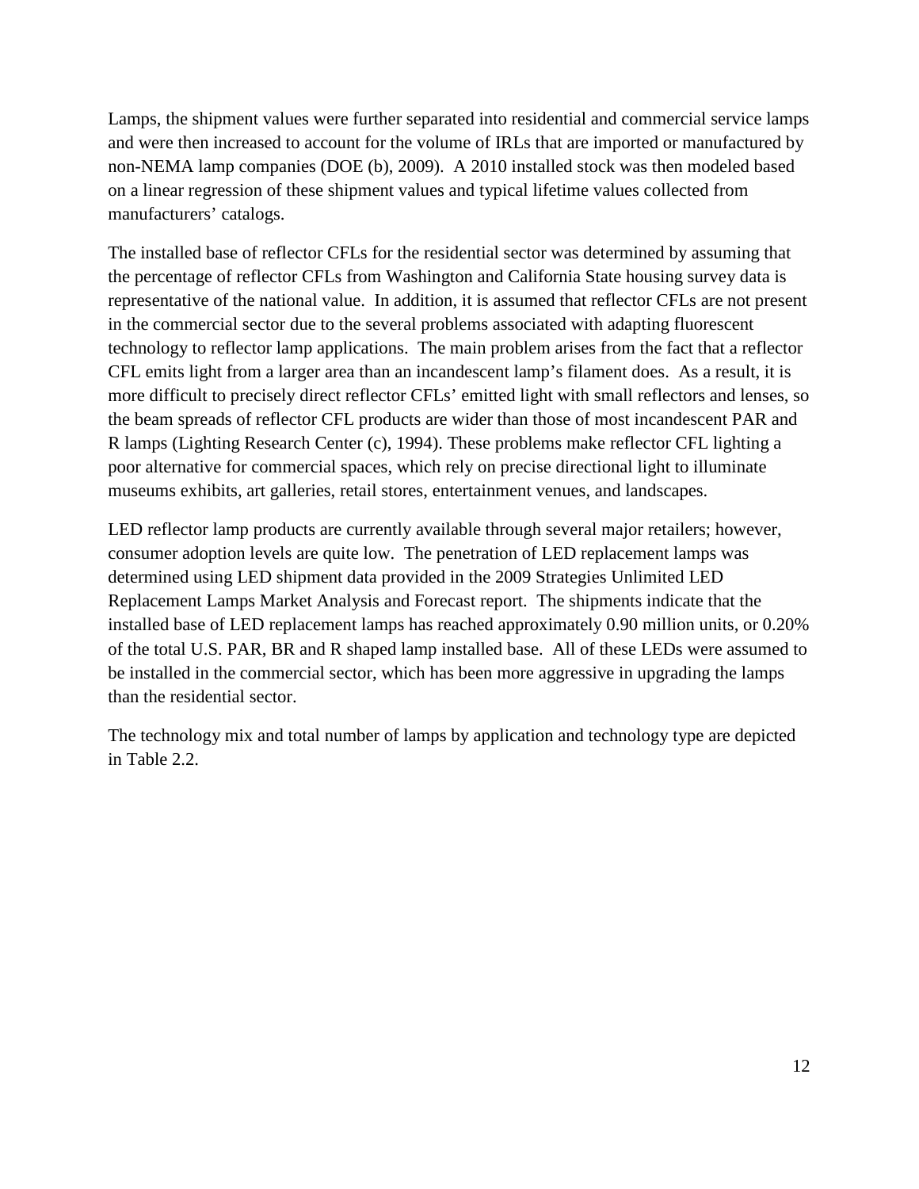Lamps, the shipment values were further separated into residential and commercial service lamps and were then increased to account for the volume of IRLs that are imported or manufactured by non-NEMA lamp companies (DOE (b), 2009). A 2010 installed stock was then modeled based on a linear regression of these shipment values and typical lifetime values collected from manufacturers' catalogs.

The installed base of reflector CFLs for the residential sector was determined by assuming that the percentage of reflector CFLs from Washington and California State housing survey data is representative of the national value. In addition, it is assumed that reflector CFLs are not present in the commercial sector due to the several problems associated with adapting fluorescent technology to reflector lamp applications. The main problem arises from the fact that a reflector CFL emits light from a larger area than an incandescent lamp's filament does. As a result, it is more difficult to precisely direct reflector CFLs' emitted light with small reflectors and lenses, so the beam spreads of reflector CFL products are wider than those of most incandescent PAR and R lamps (Lighting Research Center (c), 1994). These problems make reflector CFL lighting a poor alternative for commercial spaces, which rely on precise directional light to illuminate museums exhibits, art galleries, retail stores, entertainment venues, and landscapes.

LED reflector lamp products are currently available through several major retailers; however, consumer adoption levels are quite low. The penetration of LED replacement lamps was determined using LED shipment data provided in the 2009 Strategies Unlimited LED Replacement Lamps Market Analysis and Forecast report. The shipments indicate that the installed base of LED replacement lamps has reached approximately 0.90 million units, or 0.20% of the total U.S. PAR, BR and R shaped lamp installed base. All of these LEDs were assumed to be installed in the commercial sector, which has been more aggressive in upgrading the lamps than the residential sector.

The technology mix and total number of lamps by application and technology type are depicted in Table 2.2.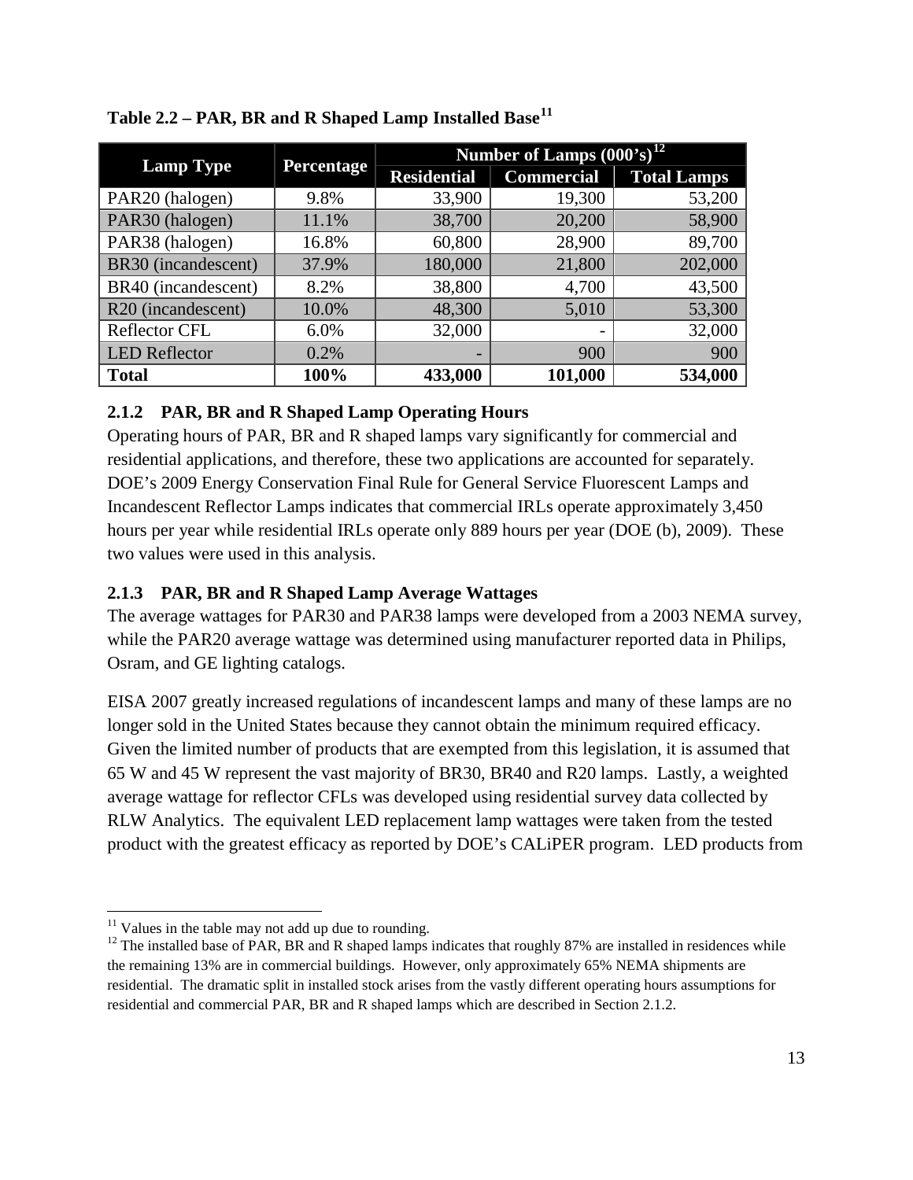**Table 2.2 – PAR, BR and R Shaped Lamp Installed Base[11]**

| Lamp Type | Percentage | Number of Lamps (000's)[12] | | |
|---|---|---|---|---|
| | | Residential | Commercial | Total Lamps |
| PAR20 (halogen) | 9.8% | 33,900 | 19,300 | 53,200 |
| PAR30 (halogen) | 11.1% | 38,700 | 20,200 | 58,900 |
| PAR38 (halogen) | 16.8% | 60,800 | 28,900 | 89,700 |
| BR30 (incandescent) | 37.9% | 180,000 | 21,800 | 202,000 |
| BR40 (incandescent) | 8.2% | 38,800 | 4,700 | 43,500 |
| R20 (incandescent) | 10.0% | 48,300 | 5,010 | 53,300 |
| Reflector CFL | 6.0% | 32,000 | - | 32,000 |
| LED Reflector | 0.2% | - | 900 | 900 |
| **Total** | **100%** | **433,000** | **101,000** | **534,000** |

### 2.1.2 PAR, BR and R Shaped Lamp Operating Hours

Operating hours of PAR, BR and R shaped lamps vary significantly for commercial and residential applications, and therefore, these two applications are accounted for separately. DOE's 2009 Energy Conservation Final Rule for General Service Fluorescent Lamps and Incandescent Reflector Lamps indicates that commercial IRLs operate approximately 3,450 hours per year while residential IRLs operate only 889 hours per year (DOE (b), 2009). These two values were used in this analysis.

### 2.1.3 PAR, BR and R Shaped Lamp Average Wattages

The average wattages for PAR30 and PAR38 lamps were developed from a 2003 NEMA survey, while the PAR20 average wattage was determined using manufacturer reported data in Philips, Osram, and GE lighting catalogs.

EISA 2007 greatly increased regulations of incandescent lamps and many of these lamps are no longer sold in the United States because they cannot obtain the minimum required efficacy. Given the limited number of products that are exempted from this legislation, it is assumed that 65 W and 45 W represent the vast majority of BR30, BR40 and R20 lamps. Lastly, a weighted average wattage for reflector CFLs was developed using residential survey data collected by RLW Analytics. The equivalent LED replacement lamp wattages were taken from the tested product with the greatest efficacy as reported by DOE's CALiPER program. LED products from

[11] Values in the table may not add up due to rounding.

[12] The installed base of PAR, BR and R shaped lamps indicates that roughly 87% are installed in residences while the remaining 13% are in commercial buildings. However, only approximately 65% NEMA shipments are residential. The dramatic split in installed stock arises from the vastly different operating hours assumptions for residential and commercial PAR, BR and R shaped lamps which are described in Section 2.1.2.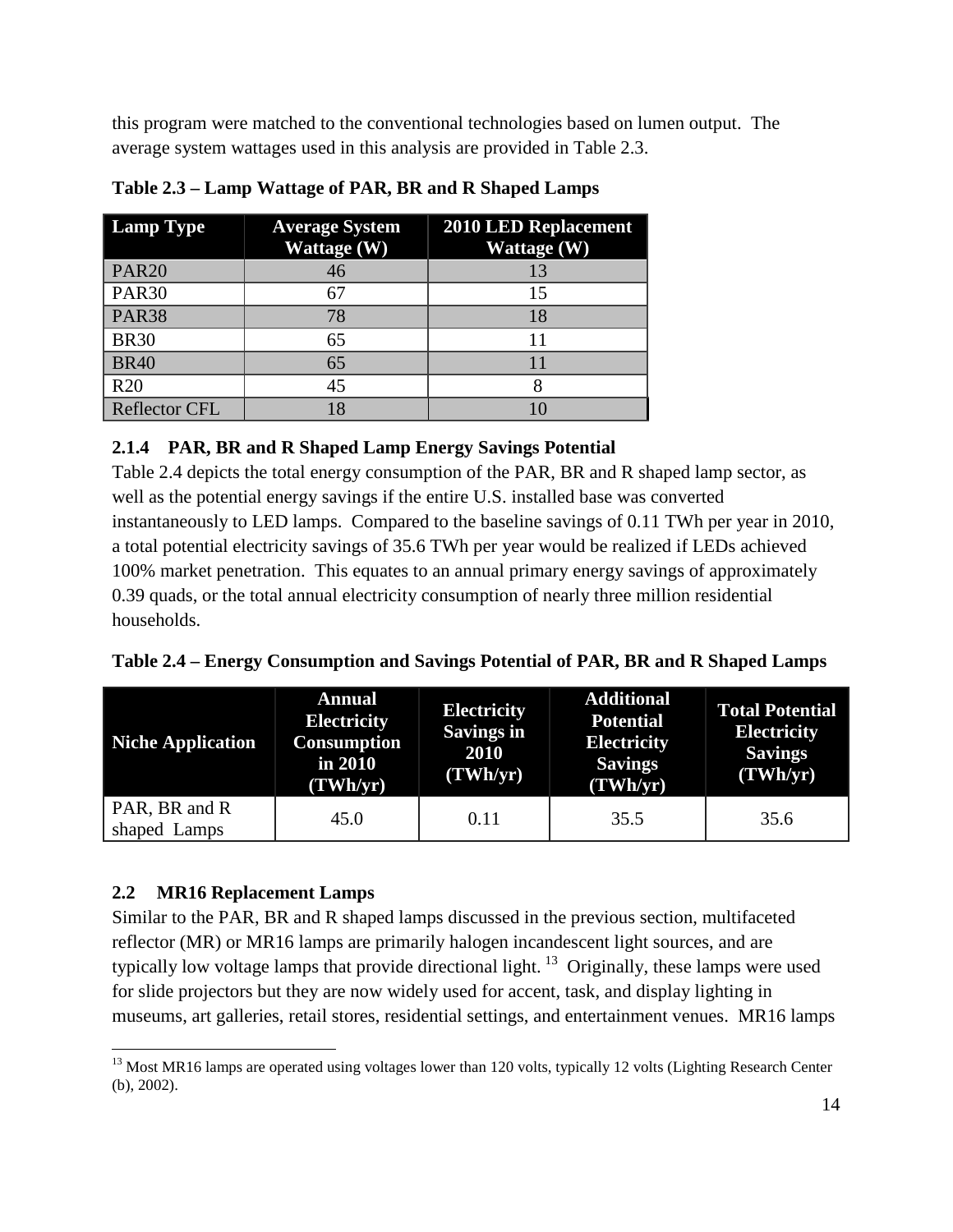this program were matched to the conventional technologies based on lumen output. The average system wattages used in this analysis are provided in Table 2.3.

**Table 2.3 – Lamp Wattage of PAR, BR and R Shaped Lamps**

| Lamp Type | Average System Wattage (W) | 2010 LED Replacement Wattage (W) |
|---|---|---|
| PAR20 | 46 | 13 |
| PAR30 | 67 | 15 |
| PAR38 | 78 | 18 |
| BR30 | 65 | 11 |
| BR40 | 65 | 11 |
| R20 | 45 | 8 |
| Reflector CFL | 18 | 10 |

### 2.1.4 PAR, BR and R Shaped Lamp Energy Savings Potential

Table 2.4 depicts the total energy consumption of the PAR, BR and R shaped lamp sector, as well as the potential energy savings if the entire U.S. installed base was converted instantaneously to LED lamps. Compared to the baseline savings of 0.11 TWh per year in 2010, a total potential electricity savings of 35.6 TWh per year would be realized if LEDs achieved 100% market penetration. This equates to an annual primary energy savings of approximately 0.39 quads, or the total annual electricity consumption of nearly three million residential households.

**Table 2.4 – Energy Consumption and Savings Potential of PAR, BR and R Shaped Lamps**

| Niche Application | Annual Electricity Consumption in 2010 (TWh/yr) | Electricity Savings in 2010 (TWh/yr) | Additional Potential Electricity Savings (TWh/yr) | Total Potential Electricity Savings (TWh/yr) |
|---|---|---|---|---|
| PAR, BR and R shaped Lamps | 45.0 | 0.11 | 35.5 | 35.6 |

## 2.2 MR16 Replacement Lamps

Similar to the PAR, BR and R shaped lamps discussed in the previous section, multifaceted reflector (MR) or MR16 lamps are primarily halogen incandescent light sources, and are typically low voltage lamps that provide directional light. [13] Originally, these lamps were used for slide projectors but they are now widely used for accent, task, and display lighting in museums, art galleries, retail stores, residential settings, and entertainment venues. MR16 lamps

[13] Most MR16 lamps are operated using voltages lower than 120 volts, typically 12 volts (Lighting Research Center (b), 2002).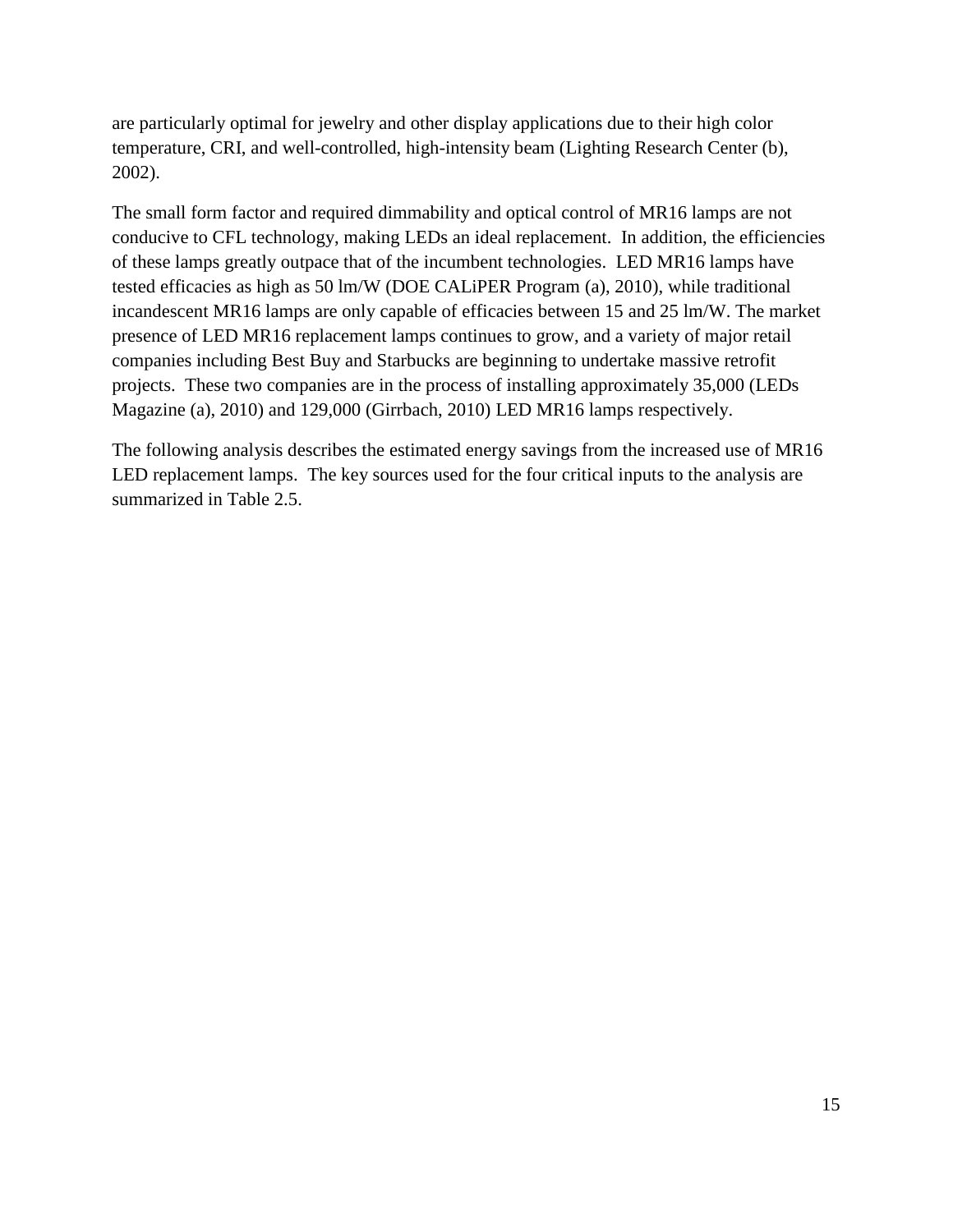are particularly optimal for jewelry and other display applications due to their high color temperature, CRI, and well-controlled, high-intensity beam (Lighting Research Center (b), 2002).

The small form factor and required dimmability and optical control of MR16 lamps are not conducive to CFL technology, making LEDs an ideal replacement. In addition, the efficiencies of these lamps greatly outpace that of the incumbent technologies. LED MR16 lamps have tested efficacies as high as 50 lm/W (DOE CALiPER Program (a), 2010), while traditional incandescent MR16 lamps are only capable of efficacies between 15 and 25 lm/W. The market presence of LED MR16 replacement lamps continues to grow, and a variety of major retail companies including Best Buy and Starbucks are beginning to undertake massive retrofit projects. These two companies are in the process of installing approximately 35,000 (LEDs Magazine (a), 2010) and 129,000 (Girrbach, 2010) LED MR16 lamps respectively.

The following analysis describes the estimated energy savings from the increased use of MR16 LED replacement lamps. The key sources used for the four critical inputs to the analysis are summarized in Table 2.5.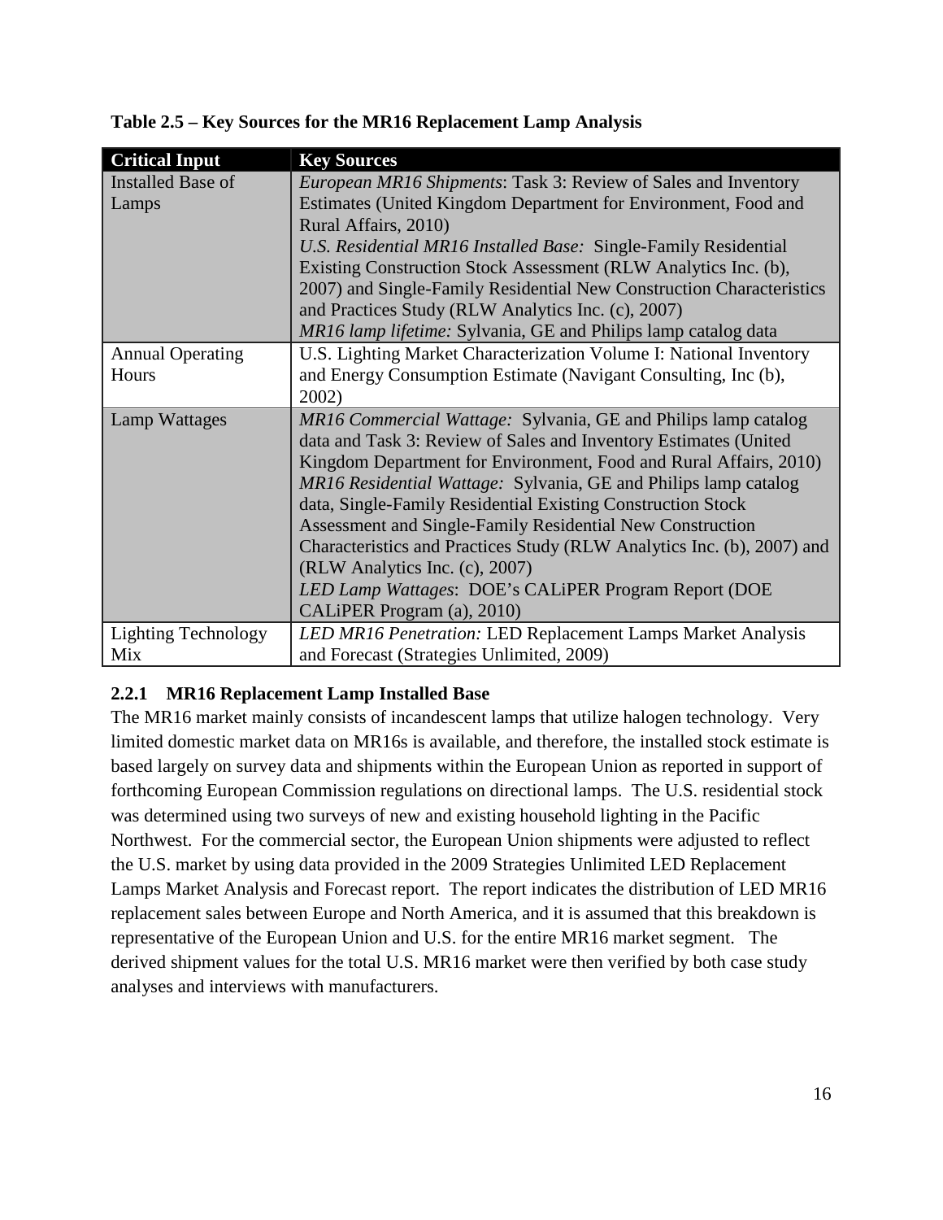**Table 2.5 – Key Sources for the MR16 Replacement Lamp Analysis**

| Critical Input | Key Sources |
| --- | --- |
| Installed Base of Lamps | *European MR16 Shipments*: Task 3: Review of Sales and Inventory Estimates (United Kingdom Department for Environment, Food and Rural Affairs, 2010)<br>*U.S. Residential MR16 Installed Base:* Single-Family Residential Existing Construction Stock Assessment (RLW Analytics Inc. (b), 2007) and Single-Family Residential New Construction Characteristics and Practices Study (RLW Analytics Inc. (c), 2007)<br>*MR16 lamp lifetime:* Sylvania, GE and Philips lamp catalog data |
| Annual Operating Hours | U.S. Lighting Market Characterization Volume I: National Inventory and Energy Consumption Estimate (Navigant Consulting, Inc (b), 2002) |
| Lamp Wattages | *MR16 Commercial Wattage:* Sylvania, GE and Philips lamp catalog data and Task 3: Review of Sales and Inventory Estimates (United Kingdom Department for Environment, Food and Rural Affairs, 2010)<br>*MR16 Residential Wattage:* Sylvania, GE and Philips lamp catalog data, Single-Family Residential Existing Construction Stock Assessment and Single-Family Residential New Construction Characteristics and Practices Study (RLW Analytics Inc. (b), 2007) and (RLW Analytics Inc. (c), 2007)<br>*LED Lamp Wattages*: DOE's CALiPER Program Report (DOE CALiPER Program (a), 2010) |
| Lighting Technology Mix | *LED MR16 Penetration:* LED Replacement Lamps Market Analysis and Forecast (Strategies Unlimited, 2009) |

### 2.2.1 MR16 Replacement Lamp Installed Base

The MR16 market mainly consists of incandescent lamps that utilize halogen technology. Very limited domestic market data on MR16s is available, and therefore, the installed stock estimate is based largely on survey data and shipments within the European Union as reported in support of forthcoming European Commission regulations on directional lamps. The U.S. residential stock was determined using two surveys of new and existing household lighting in the Pacific Northwest. For the commercial sector, the European Union shipments were adjusted to reflect the U.S. market by using data provided in the 2009 Strategies Unlimited LED Replacement Lamps Market Analysis and Forecast report. The report indicates the distribution of LED MR16 replacement sales between Europe and North America, and it is assumed that this breakdown is representative of the European Union and U.S. for the entire MR16 market segment. The derived shipment values for the total U.S. MR16 market were then verified by both case study analyses and interviews with manufacturers.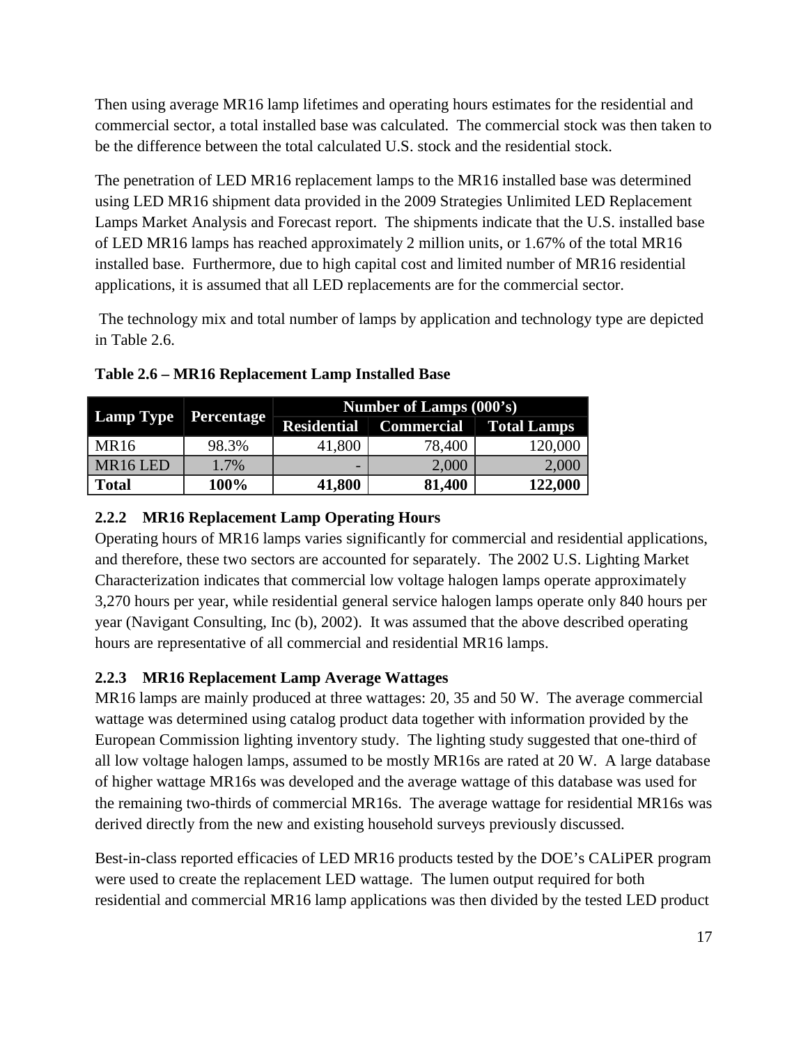Then using average MR16 lamp lifetimes and operating hours estimates for the residential and commercial sector, a total installed base was calculated. The commercial stock was then taken to be the difference between the total calculated U.S. stock and the residential stock.

The penetration of LED MR16 replacement lamps to the MR16 installed base was determined using LED MR16 shipment data provided in the 2009 Strategies Unlimited LED Replacement Lamps Market Analysis and Forecast report. The shipments indicate that the U.S. installed base of LED MR16 lamps has reached approximately 2 million units, or 1.67% of the total MR16 installed base. Furthermore, due to high capital cost and limited number of MR16 residential applications, it is assumed that all LED replacements are for the commercial sector.

The technology mix and total number of lamps by application and technology type are depicted in Table 2.6.

**Table 2.6 – MR16 Replacement Lamp Installed Base**

| Lamp Type | Percentage | Number of Lamps (000's) | | |
|---|---|---|---|---|
| | | Residential | Commercial | Total Lamps |
| MR16 | 98.3% | 41,800 | 78,400 | 120,000 |
| MR16 LED | 1.7% | - | 2,000 | 2,000 |
| **Total** | **100%** | **41,800** | **81,400** | **122,000** |

### 2.2.2 MR16 Replacement Lamp Operating Hours

Operating hours of MR16 lamps varies significantly for commercial and residential applications, and therefore, these two sectors are accounted for separately. The 2002 U.S. Lighting Market Characterization indicates that commercial low voltage halogen lamps operate approximately 3,270 hours per year, while residential general service halogen lamps operate only 840 hours per year (Navigant Consulting, Inc (b), 2002). It was assumed that the above described operating hours are representative of all commercial and residential MR16 lamps.

### 2.2.3 MR16 Replacement Lamp Average Wattages

MR16 lamps are mainly produced at three wattages: 20, 35 and 50 W. The average commercial wattage was determined using catalog product data together with information provided by the European Commission lighting inventory study. The lighting study suggested that one-third of all low voltage halogen lamps, assumed to be mostly MR16s are rated at 20 W. A large database of higher wattage MR16s was developed and the average wattage of this database was used for the remaining two-thirds of commercial MR16s. The average wattage for residential MR16s was derived directly from the new and existing household surveys previously discussed.

Best-in-class reported efficacies of LED MR16 products tested by the DOE's CALiPER program were used to create the replacement LED wattage. The lumen output required for both residential and commercial MR16 lamp applications was then divided by the tested LED product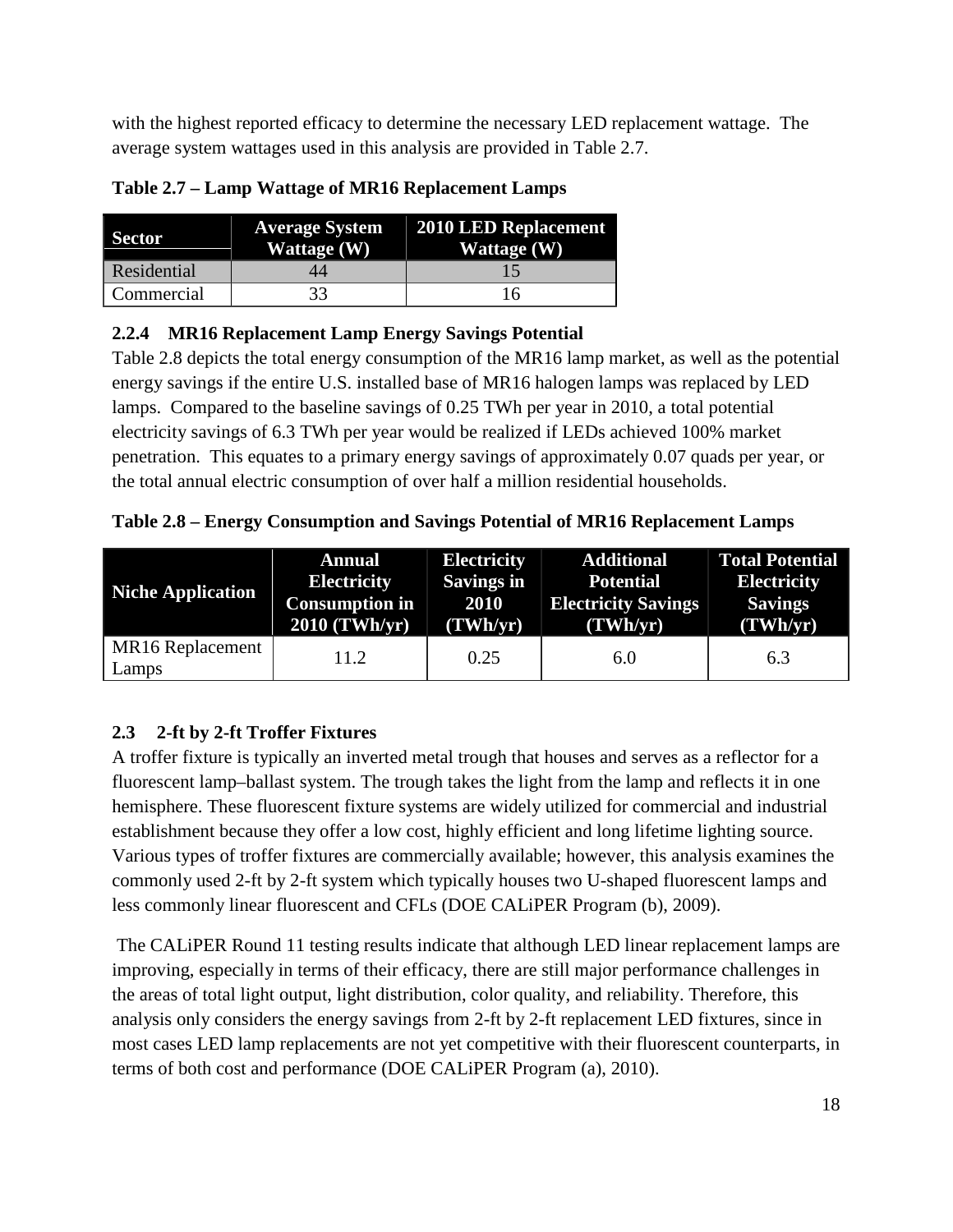with the highest reported efficacy to determine the necessary LED replacement wattage. The average system wattages used in this analysis are provided in Table 2.7.

**Table 2.7 – Lamp Wattage of MR16 Replacement Lamps**

| Sector | Average System Wattage (W) | 2010 LED Replacement Wattage (W) |
|---|---|---|
| Residential | 44 | 15 |
| Commercial | 33 | 16 |

### 2.2.4 MR16 Replacement Lamp Energy Savings Potential

Table 2.8 depicts the total energy consumption of the MR16 lamp market, as well as the potential energy savings if the entire U.S. installed base of MR16 halogen lamps was replaced by LED lamps. Compared to the baseline savings of 0.25 TWh per year in 2010, a total potential electricity savings of 6.3 TWh per year would be realized if LEDs achieved 100% market penetration. This equates to a primary energy savings of approximately 0.07 quads per year, or the total annual electric consumption of over half a million residential households.

**Table 2.8 – Energy Consumption and Savings Potential of MR16 Replacement Lamps**

| Niche Application | Annual Electricity Consumption in 2010 (TWh/yr) | Electricity Savings in 2010 (TWh/yr) | Additional Potential Electricity Savings (TWh/yr) | Total Potential Electricity Savings (TWh/yr) |
|---|---|---|---|---|
| MR16 Replacement Lamps | 11.2 | 0.25 | 6.0 | 6.3 |

## 2.3 2-ft by 2-ft Troffer Fixtures

A troffer fixture is typically an inverted metal trough that houses and serves as a reflector for a fluorescent lamp–ballast system. The trough takes the light from the lamp and reflects it in one hemisphere. These fluorescent fixture systems are widely utilized for commercial and industrial establishment because they offer a low cost, highly efficient and long lifetime lighting source. Various types of troffer fixtures are commercially available; however, this analysis examines the commonly used 2-ft by 2-ft system which typically houses two U-shaped fluorescent lamps and less commonly linear fluorescent and CFLs (DOE CALiPER Program (b), 2009).

The CALiPER Round 11 testing results indicate that although LED linear replacement lamps are improving, especially in terms of their efficacy, there are still major performance challenges in the areas of total light output, light distribution, color quality, and reliability. Therefore, this analysis only considers the energy savings from 2-ft by 2-ft replacement LED fixtures, since in most cases LED lamp replacements are not yet competitive with their fluorescent counterparts, in terms of both cost and performance (DOE CALiPER Program (a), 2010).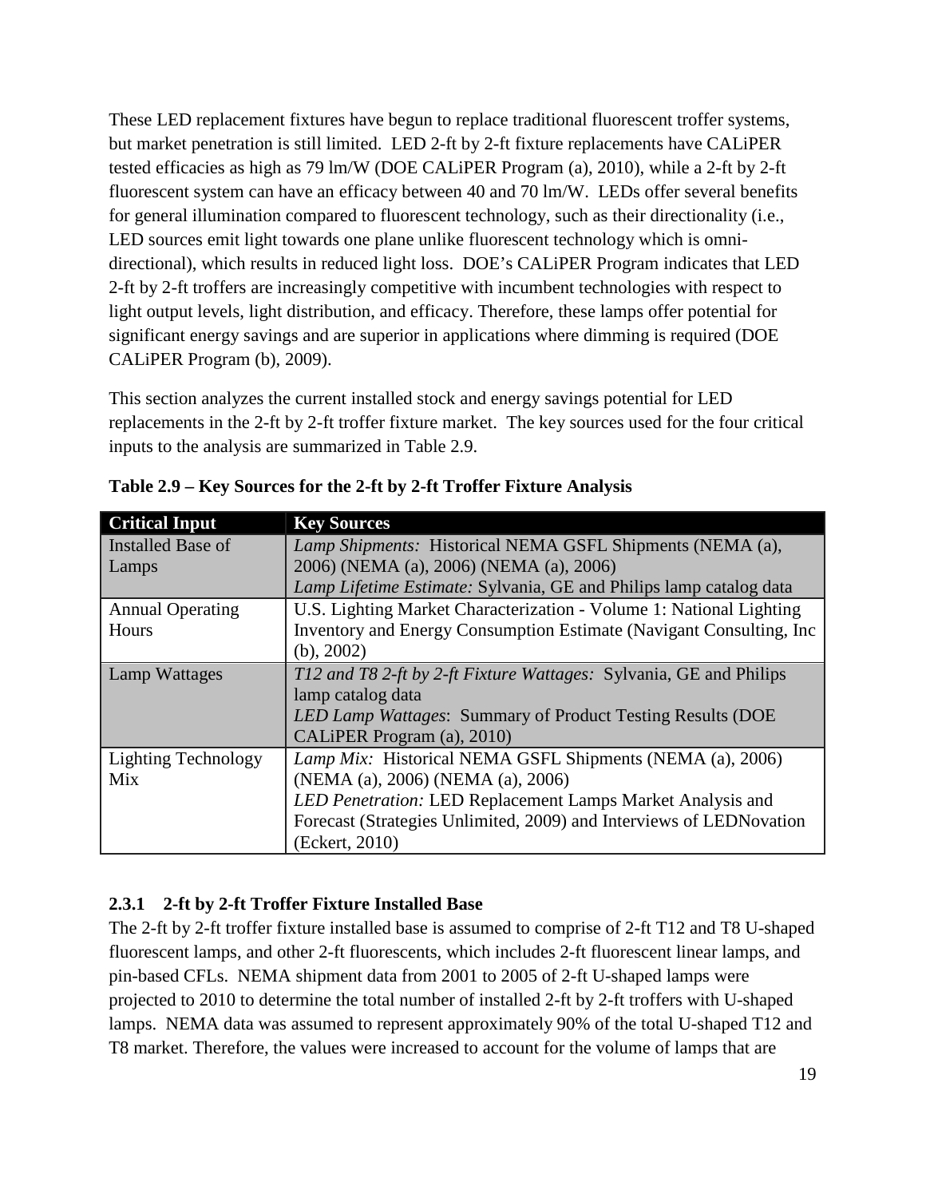These LED replacement fixtures have begun to replace traditional fluorescent troffer systems, but market penetration is still limited. LED 2-ft by 2-ft fixture replacements have CALiPER tested efficacies as high as 79 lm/W (DOE CALiPER Program (a), 2010), while a 2-ft by 2-ft fluorescent system can have an efficacy between 40 and 70 lm/W. LEDs offer several benefits for general illumination compared to fluorescent technology, such as their directionality (i.e., LED sources emit light towards one plane unlike fluorescent technology which is omni-directional), which results in reduced light loss. DOE's CALiPER Program indicates that LED 2-ft by 2-ft troffers are increasingly competitive with incumbent technologies with respect to light output levels, light distribution, and efficacy. Therefore, these lamps offer potential for significant energy savings and are superior in applications where dimming is required (DOE CALiPER Program (b), 2009).

This section analyzes the current installed stock and energy savings potential for LED replacements in the 2-ft by 2-ft troffer fixture market. The key sources used for the four critical inputs to the analysis are summarized in Table 2.9.

**Table 2.9 – Key Sources for the 2-ft by 2-ft Troffer Fixture Analysis**

| Critical Input | Key Sources |
|---|---|
| Installed Base of Lamps | *Lamp Shipments:* Historical NEMA GSFL Shipments (NEMA (a), 2006) (NEMA (a), 2006) (NEMA (a), 2006)<br>*Lamp Lifetime Estimate:* Sylvania, GE and Philips lamp catalog data |
| Annual Operating Hours | U.S. Lighting Market Characterization - Volume 1: National Lighting Inventory and Energy Consumption Estimate (Navigant Consulting, Inc (b), 2002) |
| Lamp Wattages | *T12 and T8 2-ft by 2-ft Fixture Wattages:* Sylvania, GE and Philips lamp catalog data<br>*LED Lamp Wattages*: Summary of Product Testing Results (DOE CALiPER Program (a), 2010) |
| Lighting Technology Mix | *Lamp Mix:* Historical NEMA GSFL Shipments (NEMA (a), 2006) (NEMA (a), 2006) (NEMA (a), 2006)<br>*LED Penetration:* LED Replacement Lamps Market Analysis and Forecast (Strategies Unlimited, 2009) and Interviews of LEDNovation (Eckert, 2010) |

### 2.3.1 2-ft by 2-ft Troffer Fixture Installed Base

The 2-ft by 2-ft troffer fixture installed base is assumed to comprise of 2-ft T12 and T8 U-shaped fluorescent lamps, and other 2-ft fluorescents, which includes 2-ft fluorescent linear lamps, and pin-based CFLs. NEMA shipment data from 2001 to 2005 of 2-ft U-shaped lamps were projected to 2010 to determine the total number of installed 2-ft by 2-ft troffers with U-shaped lamps. NEMA data was assumed to represent approximately 90% of the total U-shaped T12 and T8 market. Therefore, the values were increased to account for the volume of lamps that are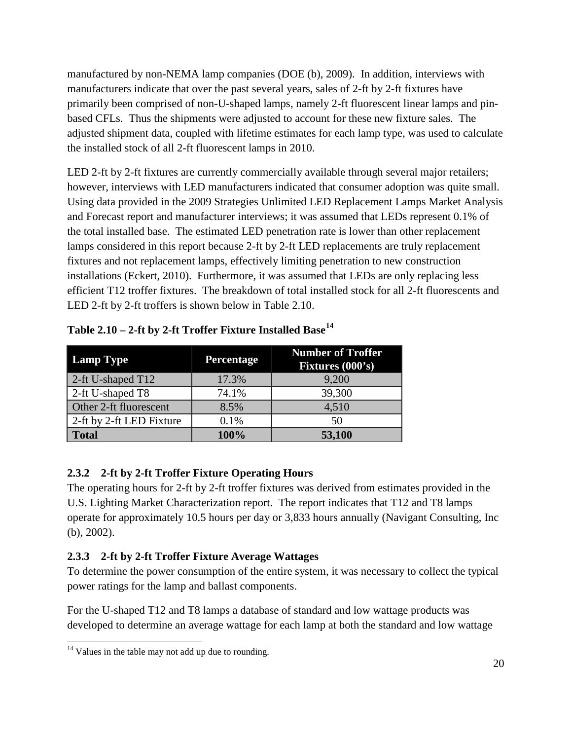manufactured by non-NEMA lamp companies (DOE (b), 2009). In addition, interviews with manufacturers indicate that over the past several years, sales of 2-ft by 2-ft fixtures have primarily been comprised of non-U-shaped lamps, namely 2-ft fluorescent linear lamps and pin-based CFLs. Thus the shipments were adjusted to account for these new fixture sales. The adjusted shipment data, coupled with lifetime estimates for each lamp type, was used to calculate the installed stock of all 2-ft fluorescent lamps in 2010.

LED 2-ft by 2-ft fixtures are currently commercially available through several major retailers; however, interviews with LED manufacturers indicated that consumer adoption was quite small. Using data provided in the 2009 Strategies Unlimited LED Replacement Lamps Market Analysis and Forecast report and manufacturer interviews; it was assumed that LEDs represent 0.1% of the total installed base. The estimated LED penetration rate is lower than other replacement lamps considered in this report because 2-ft by 2-ft LED replacements are truly replacement fixtures and not replacement lamps, effectively limiting penetration to new construction installations (Eckert, 2010). Furthermore, it was assumed that LEDs are only replacing less efficient T12 troffer fixtures. The breakdown of total installed stock for all 2-ft fluorescents and LED 2-ft by 2-ft troffers is shown below in Table 2.10.

**Table 2.10 – 2-ft by 2-ft Troffer Fixture Installed Base[14]**

| Lamp Type | Percentage | Number of Troffer Fixtures (000's) |
|---|---|---|
| 2-ft U-shaped T12 | 17.3% | 9,200 |
| 2-ft U-shaped T8 | 74.1% | 39,300 |
| Other 2-ft fluorescent | 8.5% | 4,510 |
| 2-ft by 2-ft LED Fixture | 0.1% | 50 |
| **Total** | **100%** | **53,100** |

### 2.3.2 2-ft by 2-ft Troffer Fixture Operating Hours

The operating hours for 2-ft by 2-ft troffer fixtures was derived from estimates provided in the U.S. Lighting Market Characterization report. The report indicates that T12 and T8 lamps operate for approximately 10.5 hours per day or 3,833 hours annually (Navigant Consulting, Inc (b), 2002).

### 2.3.3 2-ft by 2-ft Troffer Fixture Average Wattages

To determine the power consumption of the entire system, it was necessary to collect the typical power ratings for the lamp and ballast components.

For the U-shaped T12 and T8 lamps a database of standard and low wattage products was developed to determine an average wattage for each lamp at both the standard and low wattage

[14] Values in the table may not add up due to rounding.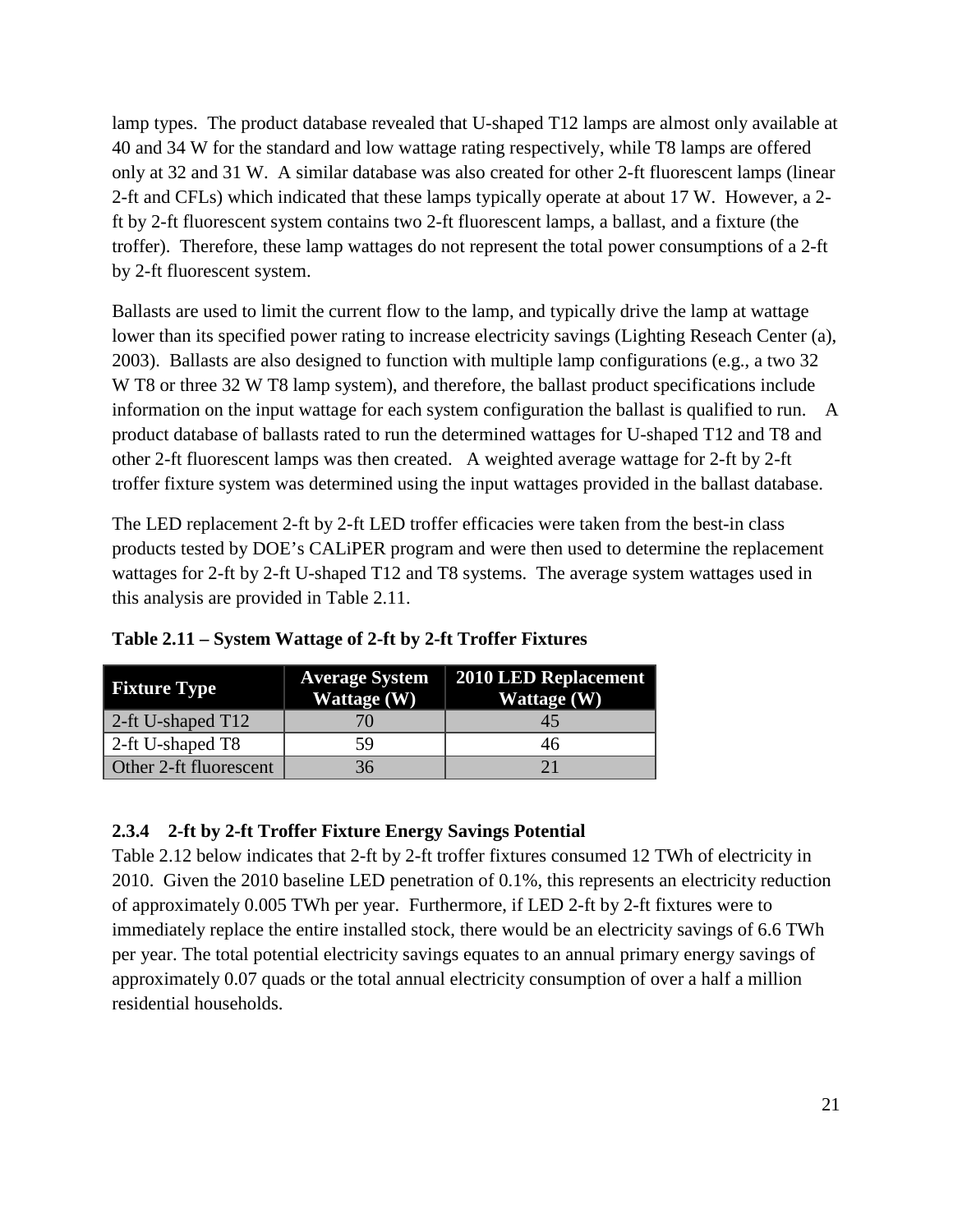lamp types. The product database revealed that U-shaped T12 lamps are almost only available at 40 and 34 W for the standard and low wattage rating respectively, while T8 lamps are offered only at 32 and 31 W. A similar database was also created for other 2-ft fluorescent lamps (linear 2-ft and CFLs) which indicated that these lamps typically operate at about 17 W. However, a 2-ft by 2-ft fluorescent system contains two 2-ft fluorescent lamps, a ballast, and a fixture (the troffer). Therefore, these lamp wattages do not represent the total power consumptions of a 2-ft by 2-ft fluorescent system.

Ballasts are used to limit the current flow to the lamp, and typically drive the lamp at wattage lower than its specified power rating to increase electricity savings (Lighting Reseach Center (a), 2003). Ballasts are also designed to function with multiple lamp configurations (e.g., a two 32 W T8 or three 32 W T8 lamp system), and therefore, the ballast product specifications include information on the input wattage for each system configuration the ballast is qualified to run. A product database of ballasts rated to run the determined wattages for U-shaped T12 and T8 and other 2-ft fluorescent lamps was then created. A weighted average wattage for 2-ft by 2-ft troffer fixture system was determined using the input wattages provided in the ballast database.

The LED replacement 2-ft by 2-ft LED troffer efficacies were taken from the best-in class products tested by DOE's CALiPER program and were then used to determine the replacement wattages for 2-ft by 2-ft U-shaped T12 and T8 systems. The average system wattages used in this analysis are provided in Table 2.11.

**Table 2.11 – System Wattage of 2-ft by 2-ft Troffer Fixtures**

| Fixture Type | Average System Wattage (W) | 2010 LED Replacement Wattage (W) |
|---|---|---|
| 2-ft U-shaped T12 | 70 | 45 |
| 2-ft U-shaped T8 | 59 | 46 |
| Other 2-ft fluorescent | 36 | 21 |

### 2.3.4 2-ft by 2-ft Troffer Fixture Energy Savings Potential

Table 2.12 below indicates that 2-ft by 2-ft troffer fixtures consumed 12 TWh of electricity in 2010. Given the 2010 baseline LED penetration of 0.1%, this represents an electricity reduction of approximately 0.005 TWh per year. Furthermore, if LED 2-ft by 2-ft fixtures were to immediately replace the entire installed stock, there would be an electricity savings of 6.6 TWh per year. The total potential electricity savings equates to an annual primary energy savings of approximately 0.07 quads or the total annual electricity consumption of over a half a million residential households.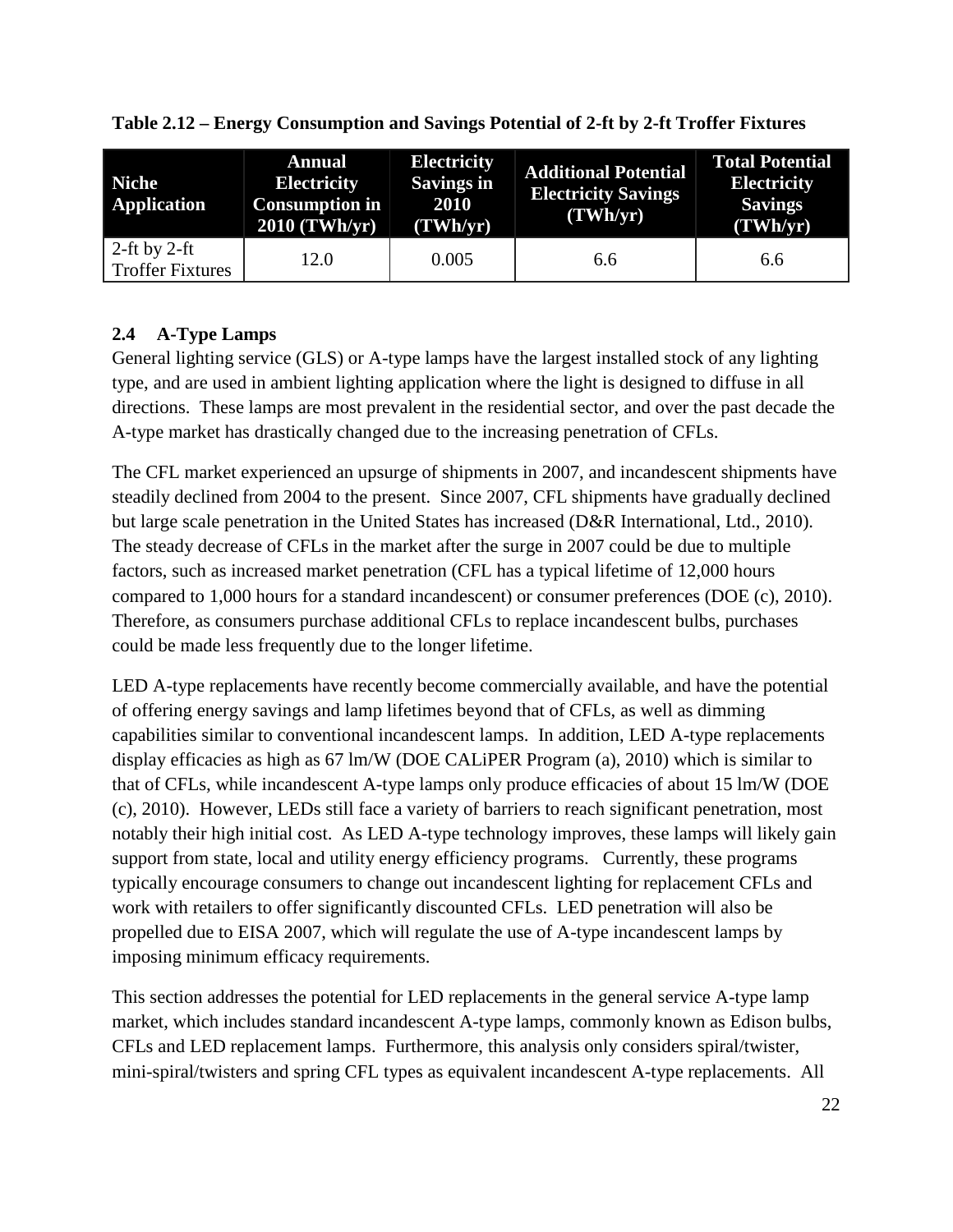**Table 2.12 – Energy Consumption and Savings Potential of 2-ft by 2-ft Troffer Fixtures**

| Niche Application | Annual Electricity Consumption in 2010 (TWh/yr) | Electricity Savings in 2010 (TWh/yr) | Additional Potential Electricity Savings (TWh/yr) | Total Potential Electricity Savings (TWh/yr) |
|---|---|---|---|---|
| 2-ft by 2-ft Troffer Fixtures | 12.0 | 0.005 | 6.6 | 6.6 |

## 2.4 A-Type Lamps

General lighting service (GLS) or A-type lamps have the largest installed stock of any lighting type, and are used in ambient lighting application where the light is designed to diffuse in all directions. These lamps are most prevalent in the residential sector, and over the past decade the A-type market has drastically changed due to the increasing penetration of CFLs.

The CFL market experienced an upsurge of shipments in 2007, and incandescent shipments have steadily declined from 2004 to the present. Since 2007, CFL shipments have gradually declined but large scale penetration in the United States has increased (D&R International, Ltd., 2010). The steady decrease of CFLs in the market after the surge in 2007 could be due to multiple factors, such as increased market penetration (CFL has a typical lifetime of 12,000 hours compared to 1,000 hours for a standard incandescent) or consumer preferences (DOE (c), 2010). Therefore, as consumers purchase additional CFLs to replace incandescent bulbs, purchases could be made less frequently due to the longer lifetime.

LED A-type replacements have recently become commercially available, and have the potential of offering energy savings and lamp lifetimes beyond that of CFLs, as well as dimming capabilities similar to conventional incandescent lamps. In addition, LED A-type replacements display efficacies as high as 67 lm/W (DOE CALiPER Program (a), 2010) which is similar to that of CFLs, while incandescent A-type lamps only produce efficacies of about 15 lm/W (DOE (c), 2010). However, LEDs still face a variety of barriers to reach significant penetration, most notably their high initial cost. As LED A-type technology improves, these lamps will likely gain support from state, local and utility energy efficiency programs. Currently, these programs typically encourage consumers to change out incandescent lighting for replacement CFLs and work with retailers to offer significantly discounted CFLs. LED penetration will also be propelled due to EISA 2007, which will regulate the use of A-type incandescent lamps by imposing minimum efficacy requirements.

This section addresses the potential for LED replacements in the general service A-type lamp market, which includes standard incandescent A-type lamps, commonly known as Edison bulbs, CFLs and LED replacement lamps. Furthermore, this analysis only considers spiral/twister, mini-spiral/twisters and spring CFL types as equivalent incandescent A-type replacements. All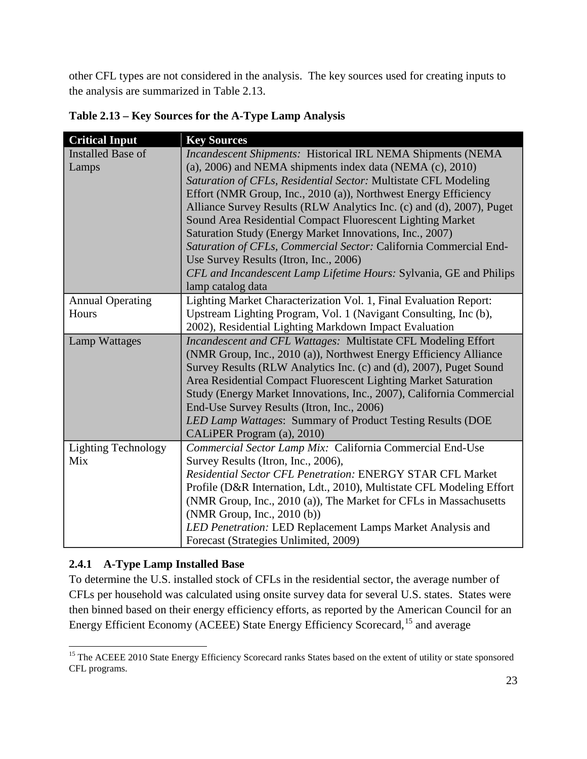other CFL types are not considered in the analysis. The key sources used for creating inputs to the analysis are summarized in Table 2.13.

**Table 2.13 – Key Sources for the A-Type Lamp Analysis**

| Critical Input | Key Sources |
| --- | --- |
| Installed Base of Lamps | *Incandescent Shipments:* Historical IRL NEMA Shipments (NEMA (a), 2006) and NEMA shipments index data (NEMA (c), 2010) *Saturation of CFLs, Residential Sector:* Multistate CFL Modeling Effort (NMR Group, Inc., 2010 (a)), Northwest Energy Efficiency Alliance Survey Results (RLW Analytics Inc. (c) and (d), 2007), Puget Sound Area Residential Compact Fluorescent Lighting Market Saturation Study (Energy Market Innovations, Inc., 2007) *Saturation of CFLs, Commercial Sector:* California Commercial End-Use Survey Results (Itron, Inc., 2006) *CFL and Incandescent Lamp Lifetime Hours:* Sylvania, GE and Philips lamp catalog data |
| Annual Operating Hours | Lighting Market Characterization Vol. 1, Final Evaluation Report: Upstream Lighting Program, Vol. 1 (Navigant Consulting, Inc (b), 2002), Residential Lighting Markdown Impact Evaluation |
| Lamp Wattages | *Incandescent and CFL Wattages:* Multistate CFL Modeling Effort (NMR Group, Inc., 2010 (a)), Northwest Energy Efficiency Alliance Survey Results (RLW Analytics Inc. (c) and (d), 2007), Puget Sound Area Residential Compact Fluorescent Lighting Market Saturation Study (Energy Market Innovations, Inc., 2007), California Commercial End-Use Survey Results (Itron, Inc., 2006) *LED Lamp Wattages*: Summary of Product Testing Results (DOE CALiPER Program (a), 2010) |
| Lighting Technology Mix | *Commercial Sector Lamp Mix:* California Commercial End-Use Survey Results (Itron, Inc., 2006), *Residential Sector CFL Penetration:* ENERGY STAR CFL Market Profile (D&R Internation, Ldt., 2010), Multistate CFL Modeling Effort (NMR Group, Inc., 2010 (a)), The Market for CFLs in Massachusetts (NMR Group, Inc., 2010 (b)) *LED Penetration:* LED Replacement Lamps Market Analysis and Forecast (Strategies Unlimited, 2009) |

### 2.4.1 A-Type Lamp Installed Base

To determine the U.S. installed stock of CFLs in the residential sector, the average number of CFLs per household was calculated using onsite survey data for several U.S. states. States were then binned based on their energy efficiency efforts, as reported by the American Council for an Energy Efficient Economy (ACEEE) State Energy Efficiency Scorecard,[15] and average

[15] The ACEEE 2010 State Energy Efficiency Scorecard ranks States based on the extent of utility or state sponsored CFL programs.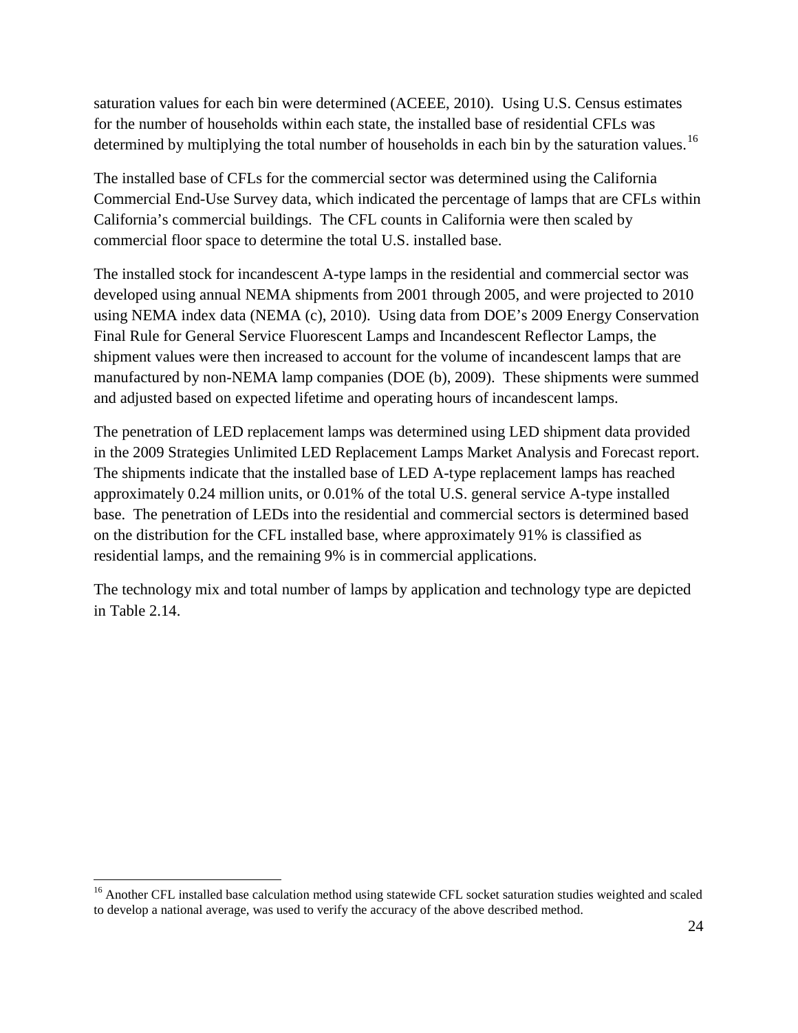saturation values for each bin were determined (ACEEE, 2010). Using U.S. Census estimates for the number of households within each state, the installed base of residential CFLs was determined by multiplying the total number of households in each bin by the saturation values.[16]

The installed base of CFLs for the commercial sector was determined using the California Commercial End-Use Survey data, which indicated the percentage of lamps that are CFLs within California's commercial buildings. The CFL counts in California were then scaled by commercial floor space to determine the total U.S. installed base.

The installed stock for incandescent A-type lamps in the residential and commercial sector was developed using annual NEMA shipments from 2001 through 2005, and were projected to 2010 using NEMA index data (NEMA (c), 2010). Using data from DOE's 2009 Energy Conservation Final Rule for General Service Fluorescent Lamps and Incandescent Reflector Lamps, the shipment values were then increased to account for the volume of incandescent lamps that are manufactured by non-NEMA lamp companies (DOE (b), 2009). These shipments were summed and adjusted based on expected lifetime and operating hours of incandescent lamps.

The penetration of LED replacement lamps was determined using LED shipment data provided in the 2009 Strategies Unlimited LED Replacement Lamps Market Analysis and Forecast report. The shipments indicate that the installed base of LED A-type replacement lamps has reached approximately 0.24 million units, or 0.01% of the total U.S. general service A-type installed base. The penetration of LEDs into the residential and commercial sectors is determined based on the distribution for the CFL installed base, where approximately 91% is classified as residential lamps, and the remaining 9% is in commercial applications.

The technology mix and total number of lamps by application and technology type are depicted in Table 2.14.

[16] Another CFL installed base calculation method using statewide CFL socket saturation studies weighted and scaled to develop a national average, was used to verify the accuracy of the above described method.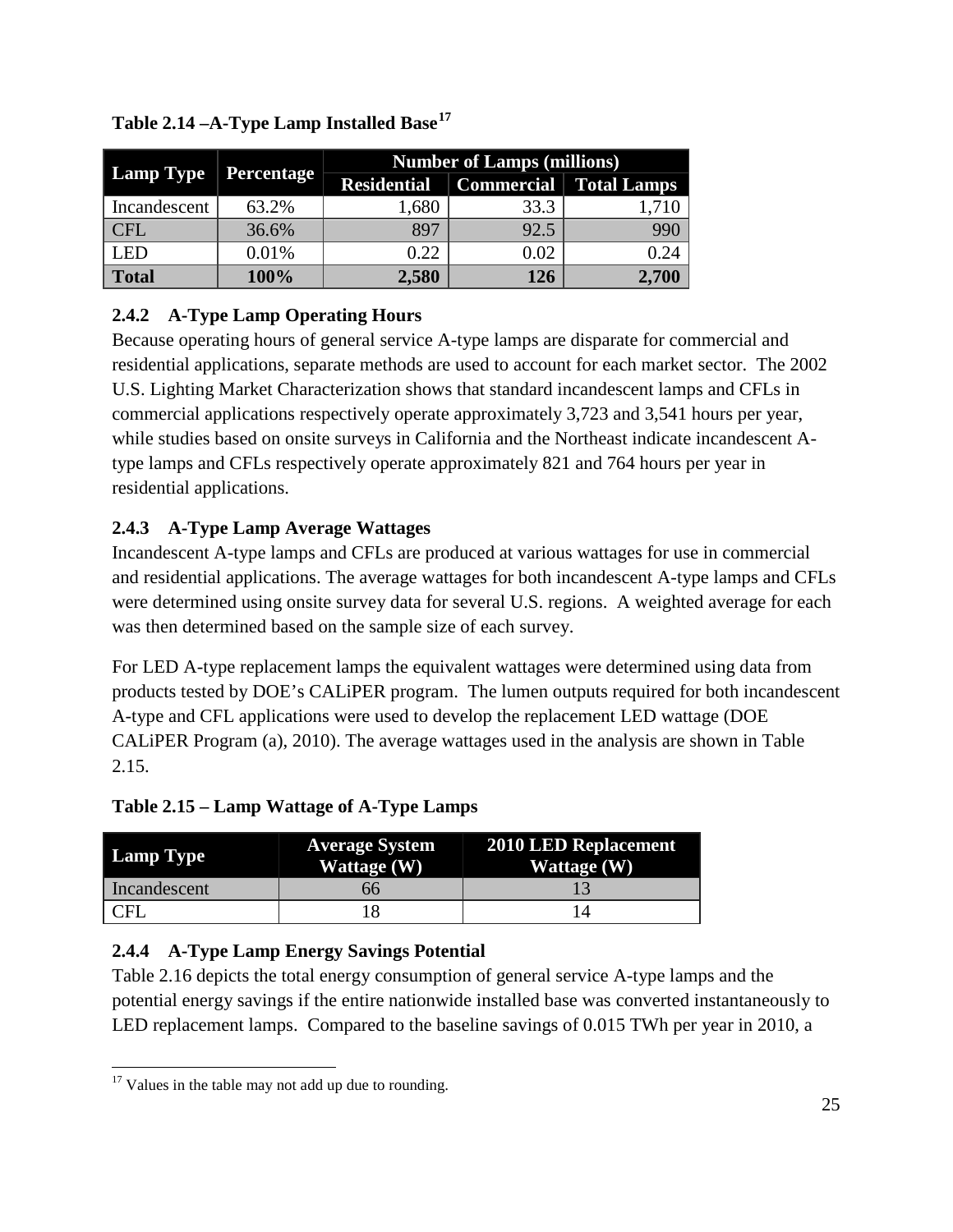**Table 2.14 –A-Type Lamp Installed Base[17]**

| Lamp Type | Percentage | Number of Lamps (millions) | | |
|---|---|---|---|---|
| | | Residential | Commercial | Total Lamps |
| Incandescent | 63.2% | 1,680 | 33.3 | 1,710 |
| CFL | 36.6% | 897 | 92.5 | 990 |
| LED | 0.01% | 0.22 | 0.02 | 0.24 |
| **Total** | **100%** | **2,580** | **126** | **2,700** |

### 2.4.2 A-Type Lamp Operating Hours

Because operating hours of general service A-type lamps are disparate for commercial and residential applications, separate methods are used to account for each market sector. The 2002 U.S. Lighting Market Characterization shows that standard incandescent lamps and CFLs in commercial applications respectively operate approximately 3,723 and 3,541 hours per year, while studies based on onsite surveys in California and the Northeast indicate incandescent A-type lamps and CFLs respectively operate approximately 821 and 764 hours per year in residential applications.

### 2.4.3 A-Type Lamp Average Wattages

Incandescent A-type lamps and CFLs are produced at various wattages for use in commercial and residential applications. The average wattages for both incandescent A-type lamps and CFLs were determined using onsite survey data for several U.S. regions. A weighted average for each was then determined based on the sample size of each survey.

For LED A-type replacement lamps the equivalent wattages were determined using data from products tested by DOE's CALiPER program. The lumen outputs required for both incandescent A-type and CFL applications were used to develop the replacement LED wattage (DOE CALiPER Program (a), 2010). The average wattages used in the analysis are shown in Table 2.15.

**Table 2.15 – Lamp Wattage of A-Type Lamps**

| Lamp Type | Average System Wattage (W) | 2010 LED Replacement Wattage (W) |
|---|---|---|
| Incandescent | 66 | 13 |
| CFL | 18 | 14 |

### 2.4.4 A-Type Lamp Energy Savings Potential

Table 2.16 depicts the total energy consumption of general service A-type lamps and the potential energy savings if the entire nationwide installed base was converted instantaneously to LED replacement lamps. Compared to the baseline savings of 0.015 TWh per year in 2010, a

[17] Values in the table may not add up due to rounding.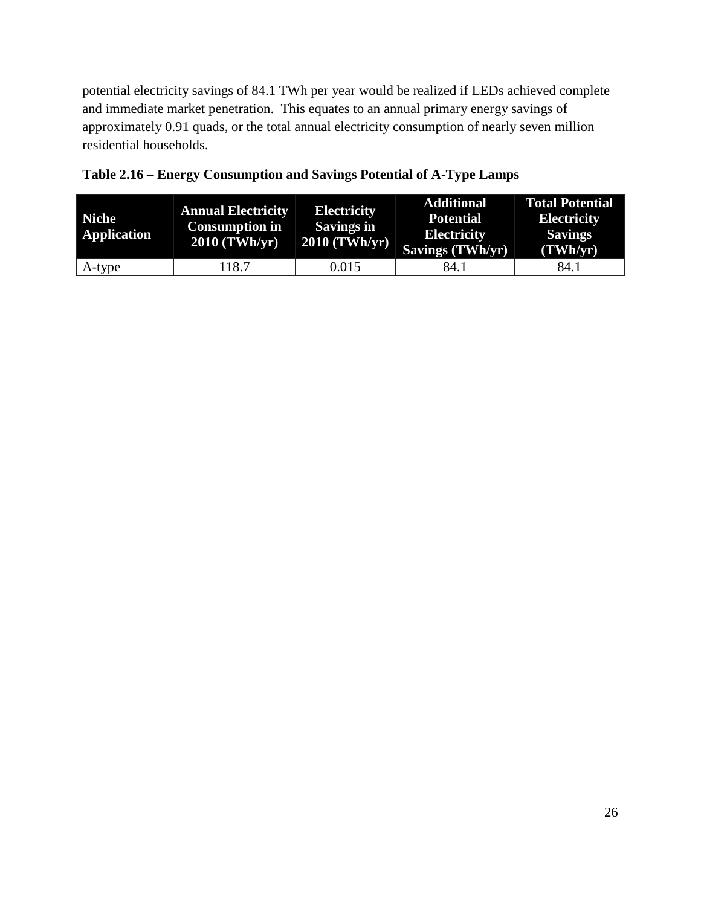potential electricity savings of 84.1 TWh per year would be realized if LEDs achieved complete and immediate market penetration. This equates to an annual primary energy savings of approximately 0.91 quads, or the total annual electricity consumption of nearly seven million residential households.

**Table 2.16 – Energy Consumption and Savings Potential of A-Type Lamps**

| Niche Application | Annual Electricity Consumption in 2010 (TWh/yr) | Electricity Savings in 2010 (TWh/yr) | Additional Potential Electricity Savings (TWh/yr) | Total Potential Electricity Savings (TWh/yr) |
|---|---|---|---|---|
| A-type | 118.7 | 0.015 | 84.1 | 84.1 |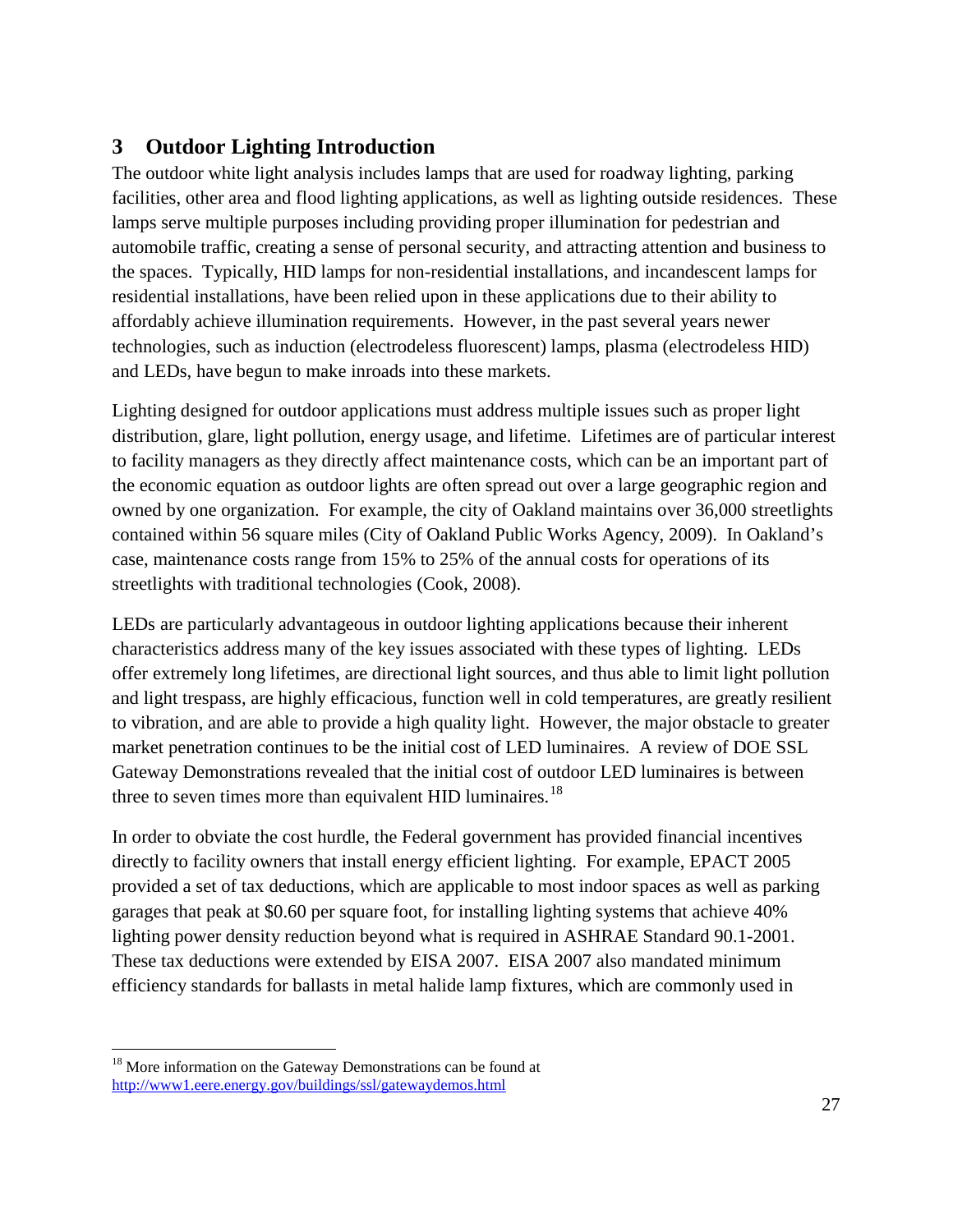# 3 Outdoor Lighting Introduction

The outdoor white light analysis includes lamps that are used for roadway lighting, parking facilities, other area and flood lighting applications, as well as lighting outside residences. These lamps serve multiple purposes including providing proper illumination for pedestrian and automobile traffic, creating a sense of personal security, and attracting attention and business to the spaces. Typically, HID lamps for non-residential installations, and incandescent lamps for residential installations, have been relied upon in these applications due to their ability to affordably achieve illumination requirements. However, in the past several years newer technologies, such as induction (electrodeless fluorescent) lamps, plasma (electrodeless HID) and LEDs, have begun to make inroads into these markets.

Lighting designed for outdoor applications must address multiple issues such as proper light distribution, glare, light pollution, energy usage, and lifetime. Lifetimes are of particular interest to facility managers as they directly affect maintenance costs, which can be an important part of the economic equation as outdoor lights are often spread out over a large geographic region and owned by one organization. For example, the city of Oakland maintains over 36,000 streetlights contained within 56 square miles (City of Oakland Public Works Agency, 2009). In Oakland's case, maintenance costs range from 15% to 25% of the annual costs for operations of its streetlights with traditional technologies (Cook, 2008).

LEDs are particularly advantageous in outdoor lighting applications because their inherent characteristics address many of the key issues associated with these types of lighting. LEDs offer extremely long lifetimes, are directional light sources, and thus able to limit light pollution and light trespass, are highly efficacious, function well in cold temperatures, are greatly resilient to vibration, and are able to provide a high quality light. However, the major obstacle to greater market penetration continues to be the initial cost of LED luminaires. A review of DOE SSL Gateway Demonstrations revealed that the initial cost of outdoor LED luminaires is between three to seven times more than equivalent HID luminaires.[18]

In order to obviate the cost hurdle, the Federal government has provided financial incentives directly to facility owners that install energy efficient lighting. For example, EPACT 2005 provided a set of tax deductions, which are applicable to most indoor spaces as well as parking garages that peak at $0.60 per square foot, for installing lighting systems that achieve 40% lighting power density reduction beyond what is required in ASHRAE Standard 90.1-2001. These tax deductions were extended by EISA 2007. EISA 2007 also mandated minimum efficiency standards for ballasts in metal halide lamp fixtures, which are commonly used in

[18] More information on the Gateway Demonstrations can be found at http://www1.eere.energy.gov/buildings/ssl/gatewaydemos.html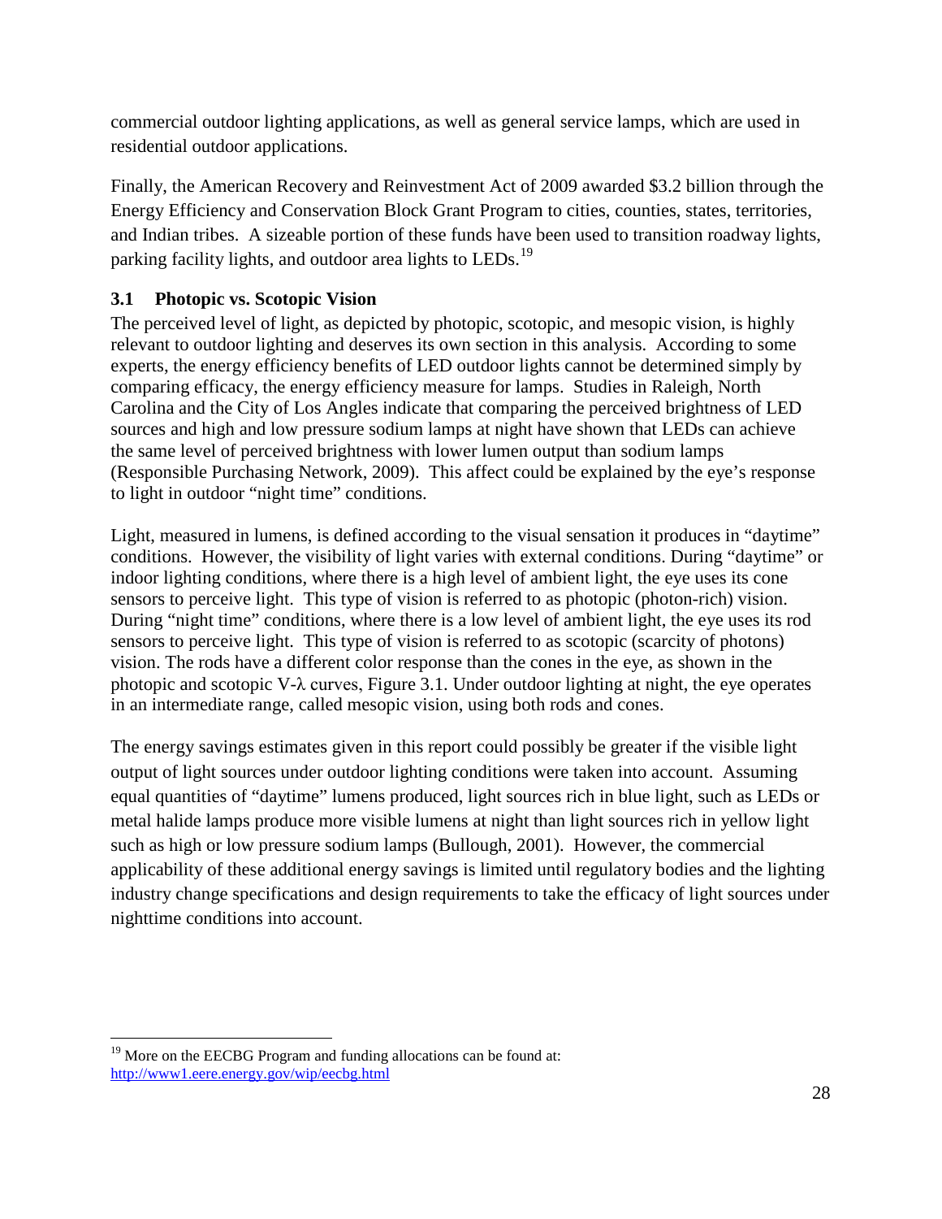commercial outdoor lighting applications, as well as general service lamps, which are used in residential outdoor applications.

Finally, the American Recovery and Reinvestment Act of 2009 awarded $3.2 billion through the Energy Efficiency and Conservation Block Grant Program to cities, counties, states, territories, and Indian tribes. A sizeable portion of these funds have been used to transition roadway lights, parking facility lights, and outdoor area lights to LEDs.[19]

### 3.1 Photopic vs. Scotopic Vision

The perceived level of light, as depicted by photopic, scotopic, and mesopic vision, is highly relevant to outdoor lighting and deserves its own section in this analysis. According to some experts, the energy efficiency benefits of LED outdoor lights cannot be determined simply by comparing efficacy, the energy efficiency measure for lamps. Studies in Raleigh, North Carolina and the City of Los Angles indicate that comparing the perceived brightness of LED sources and high and low pressure sodium lamps at night have shown that LEDs can achieve the same level of perceived brightness with lower lumen output than sodium lamps (Responsible Purchasing Network, 2009). This affect could be explained by the eye's response to light in outdoor "night time" conditions.

Light, measured in lumens, is defined according to the visual sensation it produces in "daytime" conditions. However, the visibility of light varies with external conditions. During "daytime" or indoor lighting conditions, where there is a high level of ambient light, the eye uses its cone sensors to perceive light. This type of vision is referred to as photopic (photon-rich) vision. During "night time" conditions, where there is a low level of ambient light, the eye uses its rod sensors to perceive light. This type of vision is referred to as scotopic (scarcity of photons) vision. The rods have a different color response than the cones in the eye, as shown in the photopic and scotopic V-λ curves, Figure 3.1. Under outdoor lighting at night, the eye operates in an intermediate range, called mesopic vision, using both rods and cones.

The energy savings estimates given in this report could possibly be greater if the visible light output of light sources under outdoor lighting conditions were taken into account. Assuming equal quantities of "daytime" lumens produced, light sources rich in blue light, such as LEDs or metal halide lamps produce more visible lumens at night than light sources rich in yellow light such as high or low pressure sodium lamps (Bullough, 2001). However, the commercial applicability of these additional energy savings is limited until regulatory bodies and the lighting industry change specifications and design requirements to take the efficacy of light sources under nighttime conditions into account.

---

[19] More on the EECBG Program and funding allocations can be found at: http://www1.eere.energy.gov/wip/eecbg.html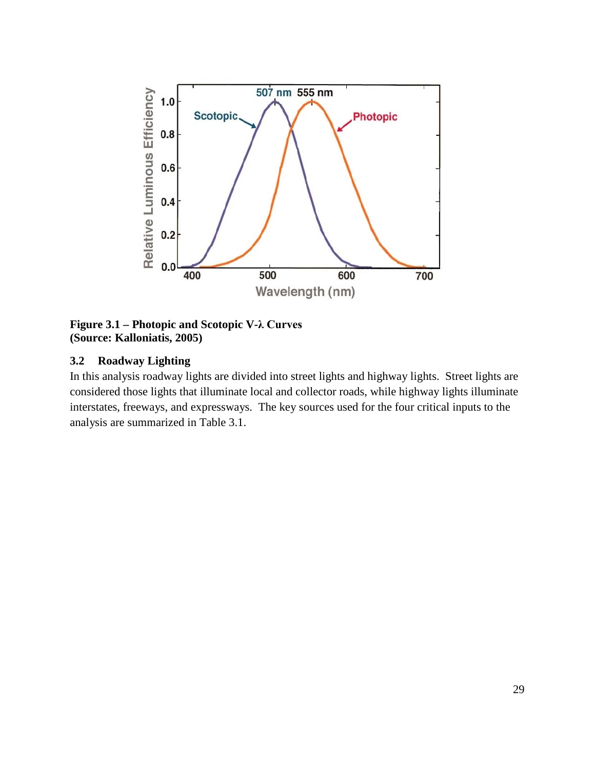**Figure 3.1 – Photopic and Scotopic V-λ Curves**
**(Source: Kalloniatis, 2005)**

### 3.2 Roadway Lighting

In this analysis roadway lights are divided into street lights and highway lights. Street lights are considered those lights that illuminate local and collector roads, while highway lights illuminate interstates, freeways, and expressways. The key sources used for the four critical inputs to the analysis are summarized in Table 3.1.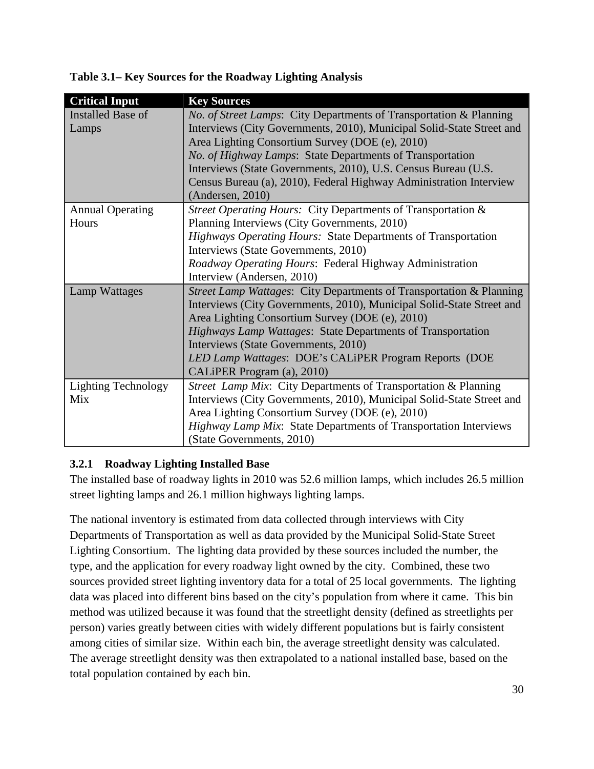**Table 3.1– Key Sources for the Roadway Lighting Analysis**

| Critical Input | Key Sources |
|---|---|
| Installed Base of Lamps | *No. of Street Lamps*: City Departments of Transportation & Planning Interviews (City Governments, 2010), Municipal Solid-State Street and Area Lighting Consortium Survey (DOE (e), 2010)<br>*No. of Highway Lamps*: State Departments of Transportation Interviews (State Governments, 2010), U.S. Census Bureau (U.S. Census Bureau (a), 2010), Federal Highway Administration Interview (Andersen, 2010) |
| Annual Operating Hours | *Street Operating Hours:* City Departments of Transportation & Planning Interviews (City Governments, 2010)<br>*Highways Operating Hours:* State Departments of Transportation Interviews (State Governments, 2010)<br>*Roadway Operating Hours*: Federal Highway Administration Interview (Andersen, 2010) |
| Lamp Wattages | *Street Lamp Wattages*: City Departments of Transportation & Planning Interviews (City Governments, 2010), Municipal Solid-State Street and Area Lighting Consortium Survey (DOE (e), 2010)<br>*Highways Lamp Wattages*: State Departments of Transportation Interviews (State Governments, 2010)<br>*LED Lamp Wattages*: DOE's CALiPER Program Reports (DOE CALiPER Program (a), 2010) |
| Lighting Technology Mix | *Street Lamp Mix*: City Departments of Transportation & Planning Interviews (City Governments, 2010), Municipal Solid-State Street and Area Lighting Consortium Survey (DOE (e), 2010)<br>*Highway Lamp Mix*: State Departments of Transportation Interviews (State Governments, 2010) |

### 3.2.1 Roadway Lighting Installed Base

The installed base of roadway lights in 2010 was 52.6 million lamps, which includes 26.5 million street lighting lamps and 26.1 million highways lighting lamps.

The national inventory is estimated from data collected through interviews with City Departments of Transportation as well as data provided by the Municipal Solid-State Street Lighting Consortium. The lighting data provided by these sources included the number, the type, and the application for every roadway light owned by the city. Combined, these two sources provided street lighting inventory data for a total of 25 local governments. The lighting data was placed into different bins based on the city's population from where it came. This bin method was utilized because it was found that the streetlight density (defined as streetlights per person) varies greatly between cities with widely different populations but is fairly consistent among cities of similar size. Within each bin, the average streetlight density was calculated. The average streetlight density was then extrapolated to a national installed base, based on the total population contained by each bin.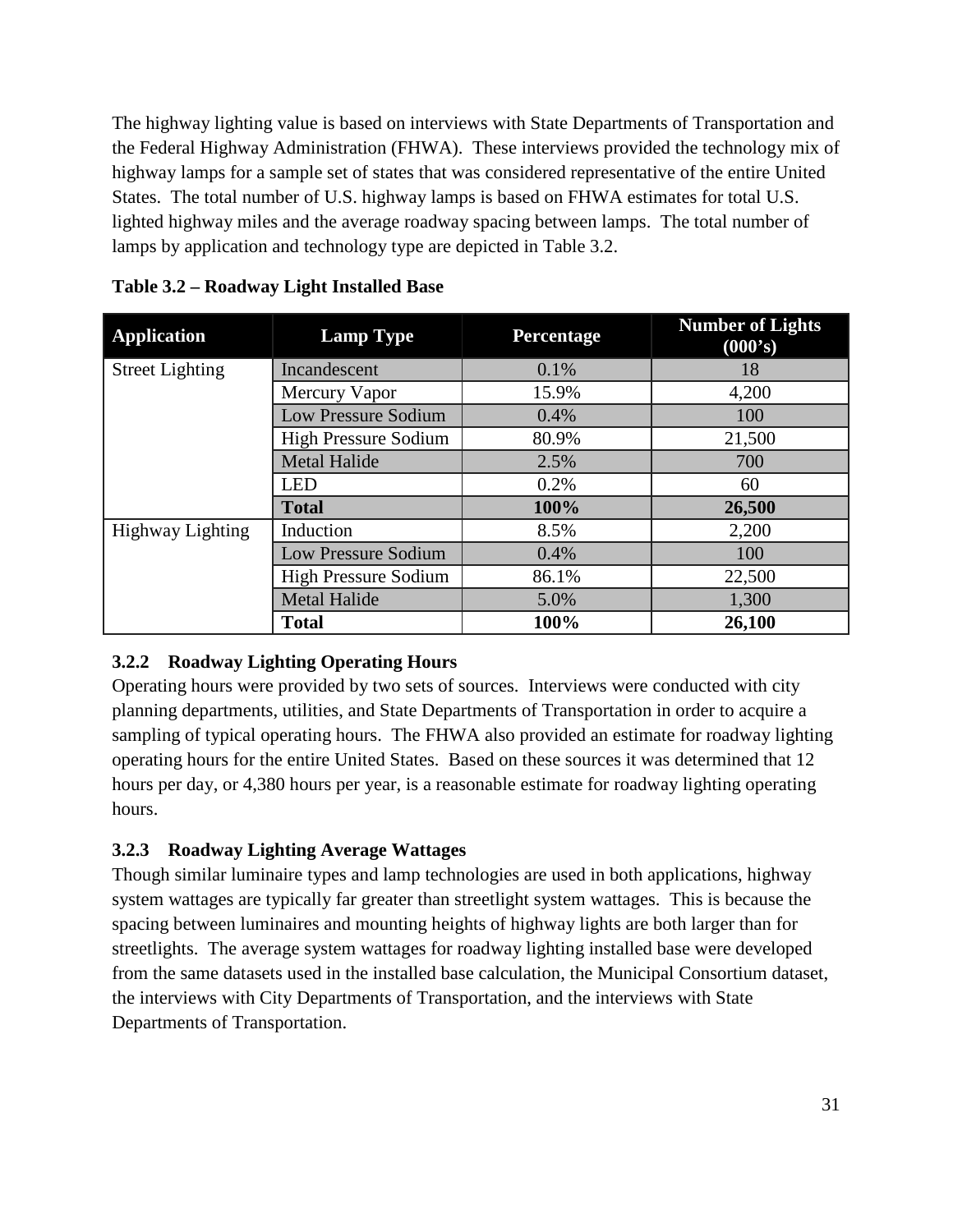The highway lighting value is based on interviews with State Departments of Transportation and the Federal Highway Administration (FHWA). These interviews provided the technology mix of highway lamps for a sample set of states that was considered representative of the entire United States. The total number of U.S. highway lamps is based on FHWA estimates for total U.S. lighted highway miles and the average roadway spacing between lamps. The total number of lamps by application and technology type are depicted in Table 3.2.

**Table 3.2 – Roadway Light Installed Base**

| Application | Lamp Type | Percentage | Number of Lights (000's) |
|---|---|---|---|
| Street Lighting | Incandescent | 0.1% | 18 |
| | Mercury Vapor | 15.9% | 4,200 |
| | Low Pressure Sodium | 0.4% | 100 |
| | High Pressure Sodium | 80.9% | 21,500 |
| | Metal Halide | 2.5% | 700 |
| | LED | 0.2% | 60 |
| | **Total** | **100%** | **26,500** |
| Highway Lighting | Induction | 8.5% | 2,200 |
| | Low Pressure Sodium | 0.4% | 100 |
| | High Pressure Sodium | 86.1% | 22,500 |
| | Metal Halide | 5.0% | 1,300 |
| | **Total** | **100%** | **26,100** |

### 3.2.2 Roadway Lighting Operating Hours

Operating hours were provided by two sets of sources. Interviews were conducted with city planning departments, utilities, and State Departments of Transportation in order to acquire a sampling of typical operating hours. The FHWA also provided an estimate for roadway lighting operating hours for the entire United States. Based on these sources it was determined that 12 hours per day, or 4,380 hours per year, is a reasonable estimate for roadway lighting operating hours.

### 3.2.3 Roadway Lighting Average Wattages

Though similar luminaire types and lamp technologies are used in both applications, highway system wattages are typically far greater than streetlight system wattages. This is because the spacing between luminaires and mounting heights of highway lights are both larger than for streetlights. The average system wattages for roadway lighting installed base were developed from the same datasets used in the installed base calculation, the Municipal Consortium dataset, the interviews with City Departments of Transportation, and the interviews with State Departments of Transportation.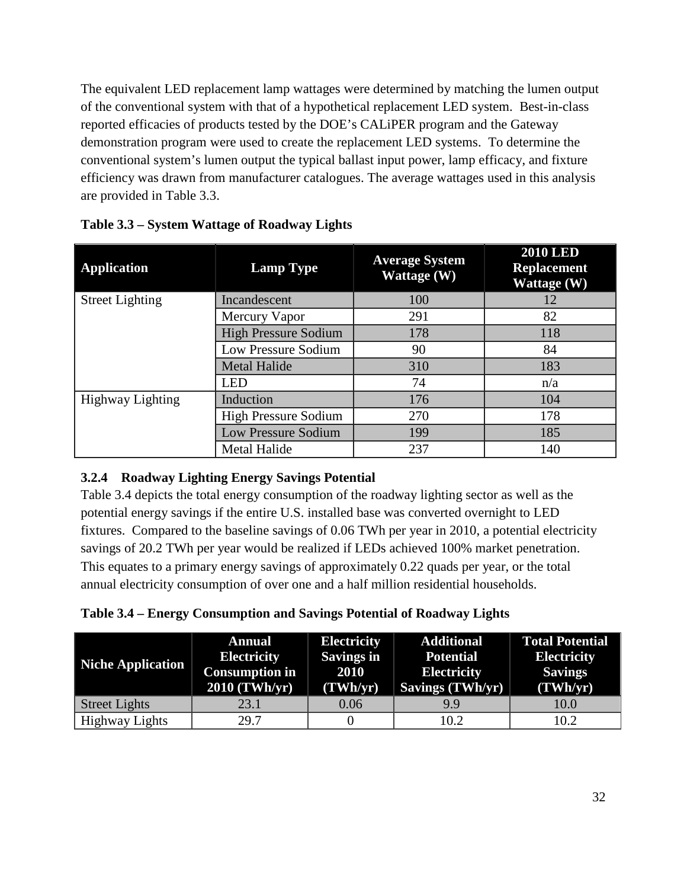The equivalent LED replacement lamp wattages were determined by matching the lumen output of the conventional system with that of a hypothetical replacement LED system. Best-in-class reported efficacies of products tested by the DOE's CALiPER program and the Gateway demonstration program were used to create the replacement LED systems. To determine the conventional system's lumen output the typical ballast input power, lamp efficacy, and fixture efficiency was drawn from manufacturer catalogues. The average wattages used in this analysis are provided in Table 3.3.

**Table 3.3 – System Wattage of Roadway Lights**

| Application | Lamp Type | Average System Wattage (W) | 2010 LED Replacement Wattage (W) |
|---|---|---|---|
| Street Lighting | Incandescent | 100 | 12 |
| | Mercury Vapor | 291 | 82 |
| | High Pressure Sodium | 178 | 118 |
| | Low Pressure Sodium | 90 | 84 |
| | Metal Halide | 310 | 183 |
| | LED | 74 | n/a |
| Highway Lighting | Induction | 176 | 104 |
| | High Pressure Sodium | 270 | 178 |
| | Low Pressure Sodium | 199 | 185 |
| | Metal Halide | 237 | 140 |

### 3.2.4 Roadway Lighting Energy Savings Potential

Table 3.4 depicts the total energy consumption of the roadway lighting sector as well as the potential energy savings if the entire U.S. installed base was converted overnight to LED fixtures. Compared to the baseline savings of 0.06 TWh per year in 2010, a potential electricity savings of 20.2 TWh per year would be realized if LEDs achieved 100% market penetration. This equates to a primary energy savings of approximately 0.22 quads per year, or the total annual electricity consumption of over one and a half million residential households.

**Table 3.4 – Energy Consumption and Savings Potential of Roadway Lights**

| Niche Application | Annual Electricity Consumption in 2010 (TWh/yr) | Electricity Savings in 2010 (TWh/yr) | Additional Potential Electricity Savings (TWh/yr) | Total Potential Electricity Savings (TWh/yr) |
|---|---|---|---|---|
| Street Lights | 23.1 | 0.06 | 9.9 | 10.0 |
| Highway Lights | 29.7 | 0 | 10.2 | 10.2 |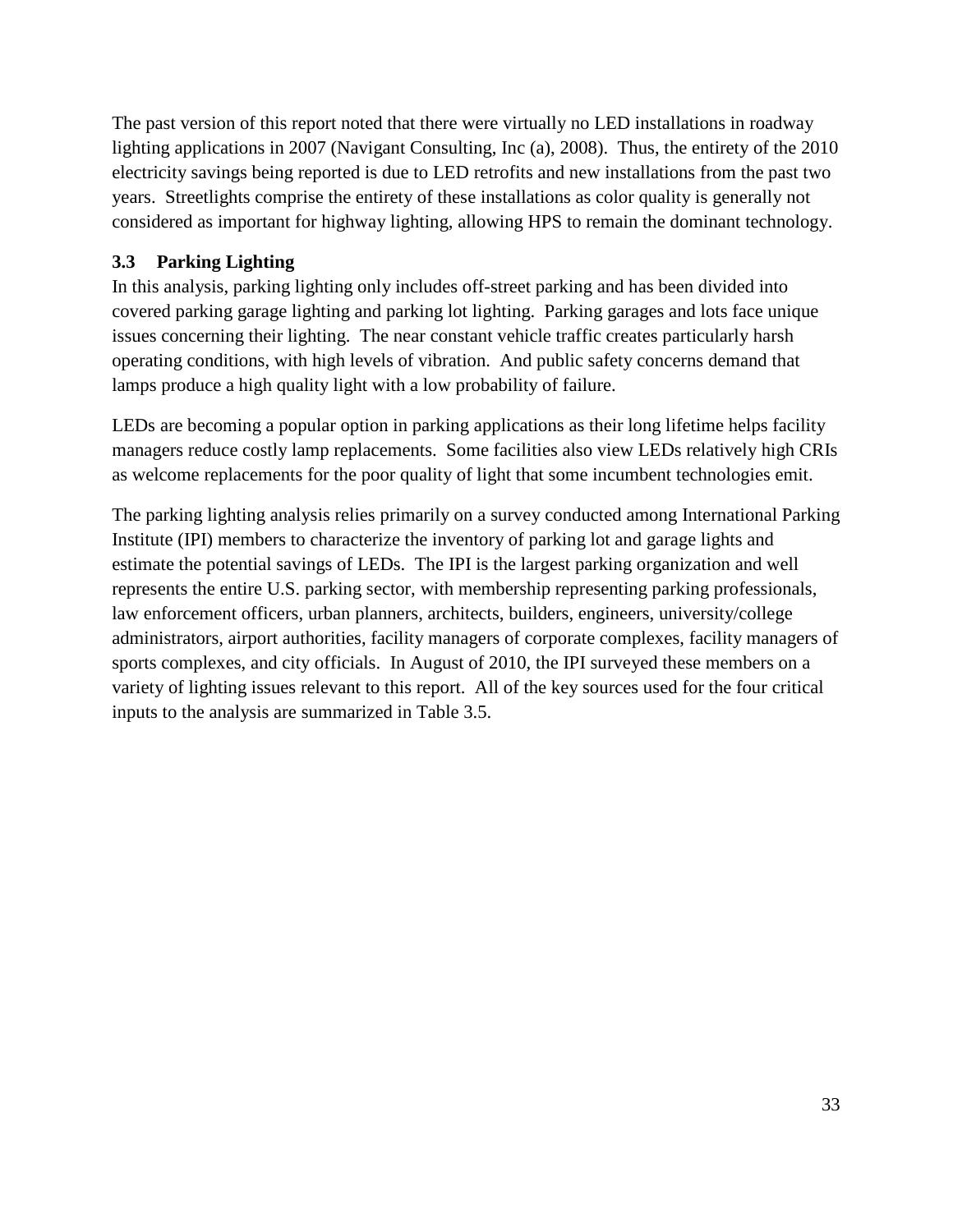The past version of this report noted that there were virtually no LED installations in roadway lighting applications in 2007 (Navigant Consulting, Inc (a), 2008). Thus, the entirety of the 2010 electricity savings being reported is due to LED retrofits and new installations from the past two years. Streetlights comprise the entirety of these installations as color quality is generally not considered as important for highway lighting, allowing HPS to remain the dominant technology.

### 3.3 Parking Lighting

In this analysis, parking lighting only includes off-street parking and has been divided into covered parking garage lighting and parking lot lighting. Parking garages and lots face unique issues concerning their lighting. The near constant vehicle traffic creates particularly harsh operating conditions, with high levels of vibration. And public safety concerns demand that lamps produce a high quality light with a low probability of failure.

LEDs are becoming a popular option in parking applications as their long lifetime helps facility managers reduce costly lamp replacements. Some facilities also view LEDs relatively high CRIs as welcome replacements for the poor quality of light that some incumbent technologies emit.

The parking lighting analysis relies primarily on a survey conducted among International Parking Institute (IPI) members to characterize the inventory of parking lot and garage lights and estimate the potential savings of LEDs. The IPI is the largest parking organization and well represents the entire U.S. parking sector, with membership representing parking professionals, law enforcement officers, urban planners, architects, builders, engineers, university/college administrators, airport authorities, facility managers of corporate complexes, facility managers of sports complexes, and city officials. In August of 2010, the IPI surveyed these members on a variety of lighting issues relevant to this report. All of the key sources used for the four critical inputs to the analysis are summarized in Table 3.5.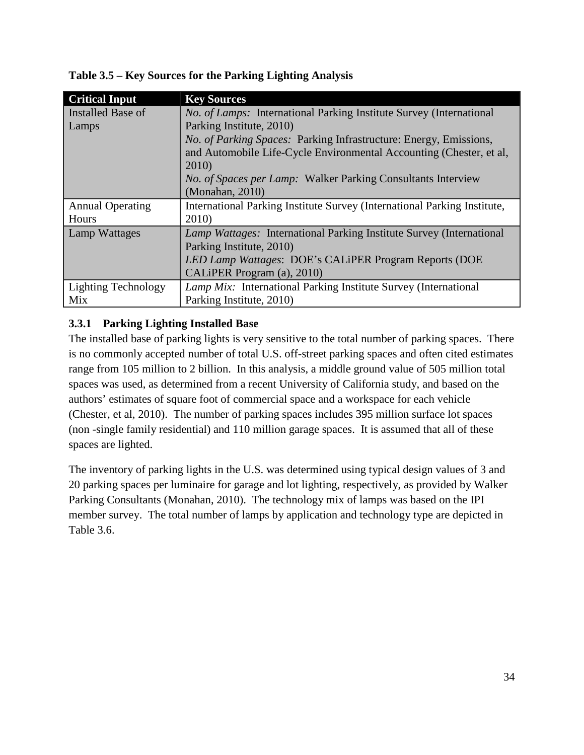**Table 3.5 – Key Sources for the Parking Lighting Analysis**

| Critical Input | Key Sources |
| --- | --- |
| Installed Base of Lamps | *No. of Lamps:* International Parking Institute Survey (International Parking Institute, 2010)<br>*No. of Parking Spaces:* Parking Infrastructure: Energy, Emissions, and Automobile Life-Cycle Environmental Accounting (Chester, et al, 2010)<br>*No. of Spaces per Lamp:* Walker Parking Consultants Interview (Monahan, 2010) |
| Annual Operating Hours | International Parking Institute Survey (International Parking Institute, 2010) |
| Lamp Wattages | *Lamp Wattages:* International Parking Institute Survey (International Parking Institute, 2010)<br>*LED Lamp Wattages*: DOE's CALiPER Program Reports (DOE CALiPER Program (a), 2010) |
| Lighting Technology Mix | *Lamp Mix:* International Parking Institute Survey (International Parking Institute, 2010) |

### 3.3.1 Parking Lighting Installed Base

The installed base of parking lights is very sensitive to the total number of parking spaces. There is no commonly accepted number of total U.S. off-street parking spaces and often cited estimates range from 105 million to 2 billion. In this analysis, a middle ground value of 505 million total spaces was used, as determined from a recent University of California study, and based on the authors' estimates of square foot of commercial space and a workspace for each vehicle (Chester, et al, 2010). The number of parking spaces includes 395 million surface lot spaces (non -single family residential) and 110 million garage spaces. It is assumed that all of these spaces are lighted.

The inventory of parking lights in the U.S. was determined using typical design values of 3 and 20 parking spaces per luminaire for garage and lot lighting, respectively, as provided by Walker Parking Consultants (Monahan, 2010). The technology mix of lamps was based on the IPI member survey. The total number of lamps by application and technology type are depicted in Table 3.6.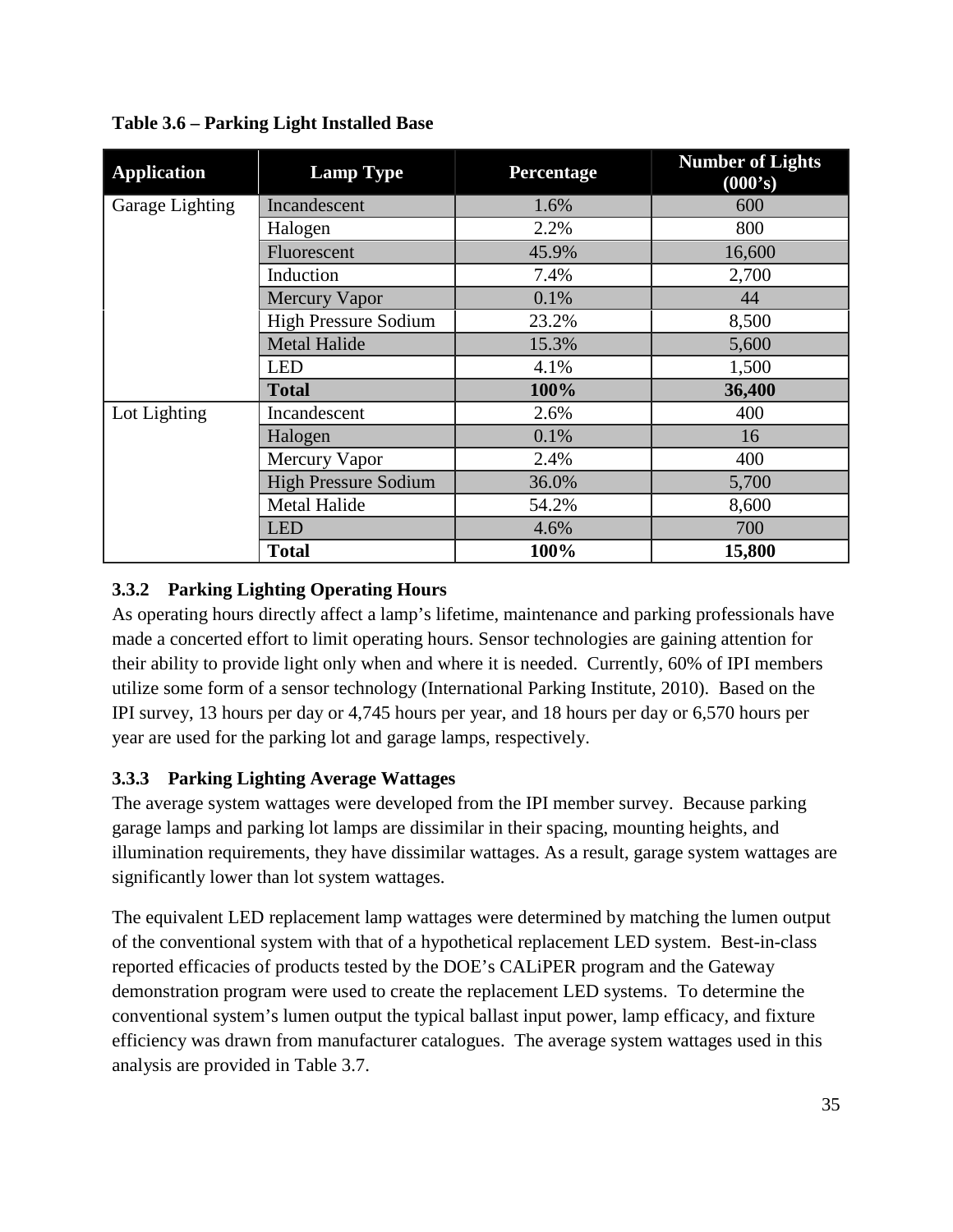**Table 3.6 – Parking Light Installed Base**

| Application | Lamp Type | Percentage | Number of Lights (000's) |
|---|---|---|---|
| Garage Lighting | Incandescent | 1.6% | 600 |
| | Halogen | 2.2% | 800 |
| | Fluorescent | 45.9% | 16,600 |
| | Induction | 7.4% | 2,700 |
| | Mercury Vapor | 0.1% | 44 |
| | High Pressure Sodium | 23.2% | 8,500 |
| | Metal Halide | 15.3% | 5,600 |
| | LED | 4.1% | 1,500 |
| | **Total** | **100%** | **36,400** |
| Lot Lighting | Incandescent | 2.6% | 400 |
| | Halogen | 0.1% | 16 |
| | Mercury Vapor | 2.4% | 400 |
| | High Pressure Sodium | 36.0% | 5,700 |
| | Metal Halide | 54.2% | 8,600 |
| | LED | 4.6% | 700 |
| | **Total** | **100%** | **15,800** |

### 3.3.2 Parking Lighting Operating Hours

As operating hours directly affect a lamp's lifetime, maintenance and parking professionals have made a concerted effort to limit operating hours. Sensor technologies are gaining attention for their ability to provide light only when and where it is needed. Currently, 60% of IPI members utilize some form of a sensor technology (International Parking Institute, 2010). Based on the IPI survey, 13 hours per day or 4,745 hours per year, and 18 hours per day or 6,570 hours per year are used for the parking lot and garage lamps, respectively.

### 3.3.3 Parking Lighting Average Wattages

The average system wattages were developed from the IPI member survey. Because parking garage lamps and parking lot lamps are dissimilar in their spacing, mounting heights, and illumination requirements, they have dissimilar wattages. As a result, garage system wattages are significantly lower than lot system wattages.

The equivalent LED replacement lamp wattages were determined by matching the lumen output of the conventional system with that of a hypothetical replacement LED system. Best-in-class reported efficacies of products tested by the DOE's CALiPER program and the Gateway demonstration program were used to create the replacement LED systems. To determine the conventional system's lumen output the typical ballast input power, lamp efficacy, and fixture efficiency was drawn from manufacturer catalogues. The average system wattages used in this analysis are provided in Table 3.7.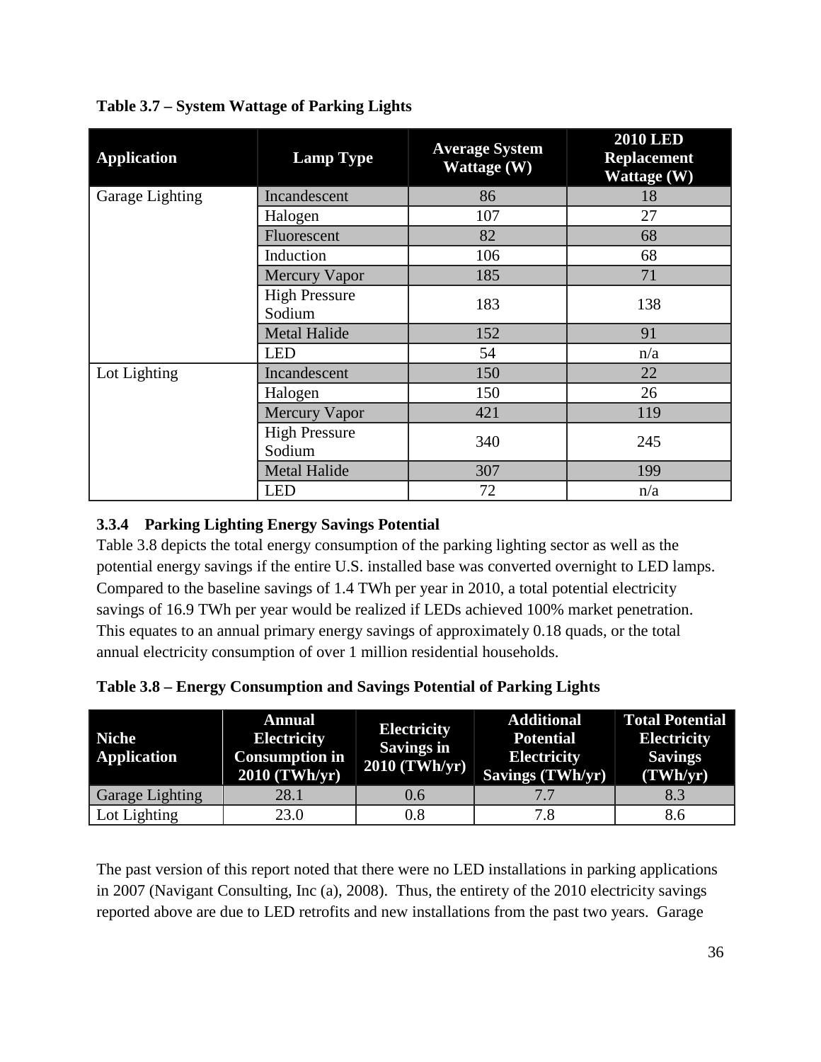**Table 3.7 – System Wattage of Parking Lights**

| Application | Lamp Type | Average System Wattage (W) | 2010 LED Replacement Wattage (W) |
|---|---|---|---|
| Garage Lighting | Incandescent | 86 | 18 |
| | Halogen | 107 | 27 |
| | Fluorescent | 82 | 68 |
| | Induction | 106 | 68 |
| | Mercury Vapor | 185 | 71 |
| | High Pressure Sodium | 183 | 138 |
| | Metal Halide | 152 | 91 |
| | LED | 54 | n/a |
| Lot Lighting | Incandescent | 150 | 22 |
| | Halogen | 150 | 26 |
| | Mercury Vapor | 421 | 119 |
| | High Pressure Sodium | 340 | 245 |
| | Metal Halide | 307 | 199 |
| | LED | 72 | n/a |

### 3.3.4 Parking Lighting Energy Savings Potential

Table 3.8 depicts the total energy consumption of the parking lighting sector as well as the potential energy savings if the entire U.S. installed base was converted overnight to LED lamps. Compared to the baseline savings of 1.4 TWh per year in 2010, a total potential electricity savings of 16.9 TWh per year would be realized if LEDs achieved 100% market penetration. This equates to an annual primary energy savings of approximately 0.18 quads, or the total annual electricity consumption of over 1 million residential households.

**Table 3.8 – Energy Consumption and Savings Potential of Parking Lights**

| Niche Application | Annual Electricity Consumption in 2010 (TWh/yr) | Electricity Savings in 2010 (TWh/yr) | Additional Potential Electricity Savings (TWh/yr) | Total Potential Electricity Savings (TWh/yr) |
|---|---|---|---|---|
| Garage Lighting | 28.1 | 0.6 | 7.7 | 8.3 |
| Lot Lighting | 23.0 | 0.8 | 7.8 | 8.6 |

The past version of this report noted that there were no LED installations in parking applications in 2007 (Navigant Consulting, Inc (a), 2008). Thus, the entirety of the 2010 electricity savings reported above are due to LED retrofits and new installations from the past two years. Garage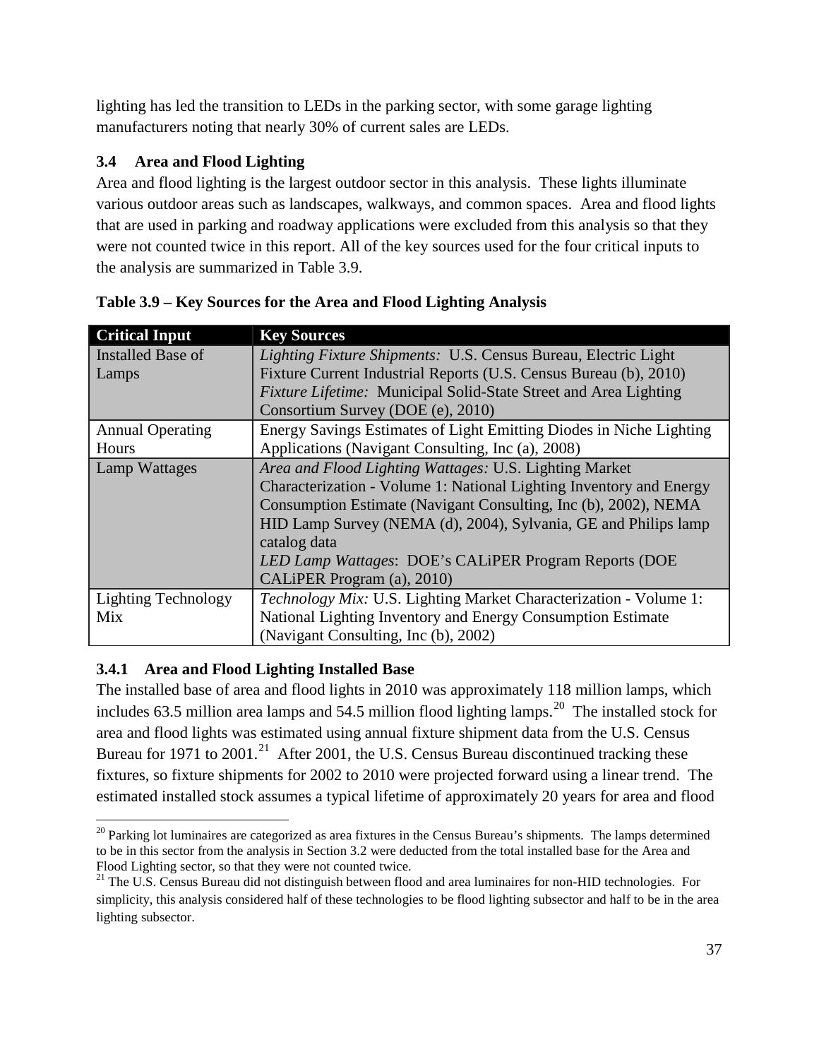lighting has led the transition to LEDs in the parking sector, with some garage lighting manufacturers noting that nearly 30% of current sales are LEDs.

### 3.4 Area and Flood Lighting

Area and flood lighting is the largest outdoor sector in this analysis. These lights illuminate various outdoor areas such as landscapes, walkways, and common spaces. Area and flood lights that are used in parking and roadway applications were excluded from this analysis so that they were not counted twice in this report. All of the key sources used for the four critical inputs to the analysis are summarized in Table 3.9.

**Table 3.9 – Key Sources for the Area and Flood Lighting Analysis**

| Critical Input | Key Sources |
|---|---|
| Installed Base of Lamps | *Lighting Fixture Shipments:* U.S. Census Bureau, Electric Light Fixture Current Industrial Reports (U.S. Census Bureau (b), 2010)<br>*Fixture Lifetime:* Municipal Solid-State Street and Area Lighting Consortium Survey (DOE (e), 2010) |
| Annual Operating Hours | Energy Savings Estimates of Light Emitting Diodes in Niche Lighting Applications (Navigant Consulting, Inc (a), 2008) |
| Lamp Wattages | *Area and Flood Lighting Wattages:* U.S. Lighting Market Characterization - Volume 1: National Lighting Inventory and Energy Consumption Estimate (Navigant Consulting, Inc (b), 2002), NEMA HID Lamp Survey (NEMA (d), 2004), Sylvania, GE and Philips lamp catalog data<br>*LED Lamp Wattages*: DOE's CALiPER Program Reports (DOE CALiPER Program (a), 2010) |
| Lighting Technology Mix | *Technology Mix:* U.S. Lighting Market Characterization - Volume 1: National Lighting Inventory and Energy Consumption Estimate (Navigant Consulting, Inc (b), 2002) |

#### 3.4.1 Area and Flood Lighting Installed Base

The installed base of area and flood lights in 2010 was approximately 118 million lamps, which includes 63.5 million area lamps and 54.5 million flood lighting lamps.[20] The installed stock for area and flood lights was estimated using annual fixture shipment data from the U.S. Census Bureau for 1971 to 2001.[21] After 2001, the U.S. Census Bureau discontinued tracking these fixtures, so fixture shipments for 2002 to 2010 were projected forward using a linear trend. The estimated installed stock assumes a typical lifetime of approximately 20 years for area and flood

---

[20] Parking lot luminaires are categorized as area fixtures in the Census Bureau's shipments. The lamps determined to be in this sector from the analysis in Section 3.2 were deducted from the total installed base for the Area and Flood Lighting sector, so that they were not counted twice.

[21] The U.S. Census Bureau did not distinguish between flood and area luminaires for non-HID technologies. For simplicity, this analysis considered half of these technologies to be flood lighting subsector and half to be in the area lighting subsector.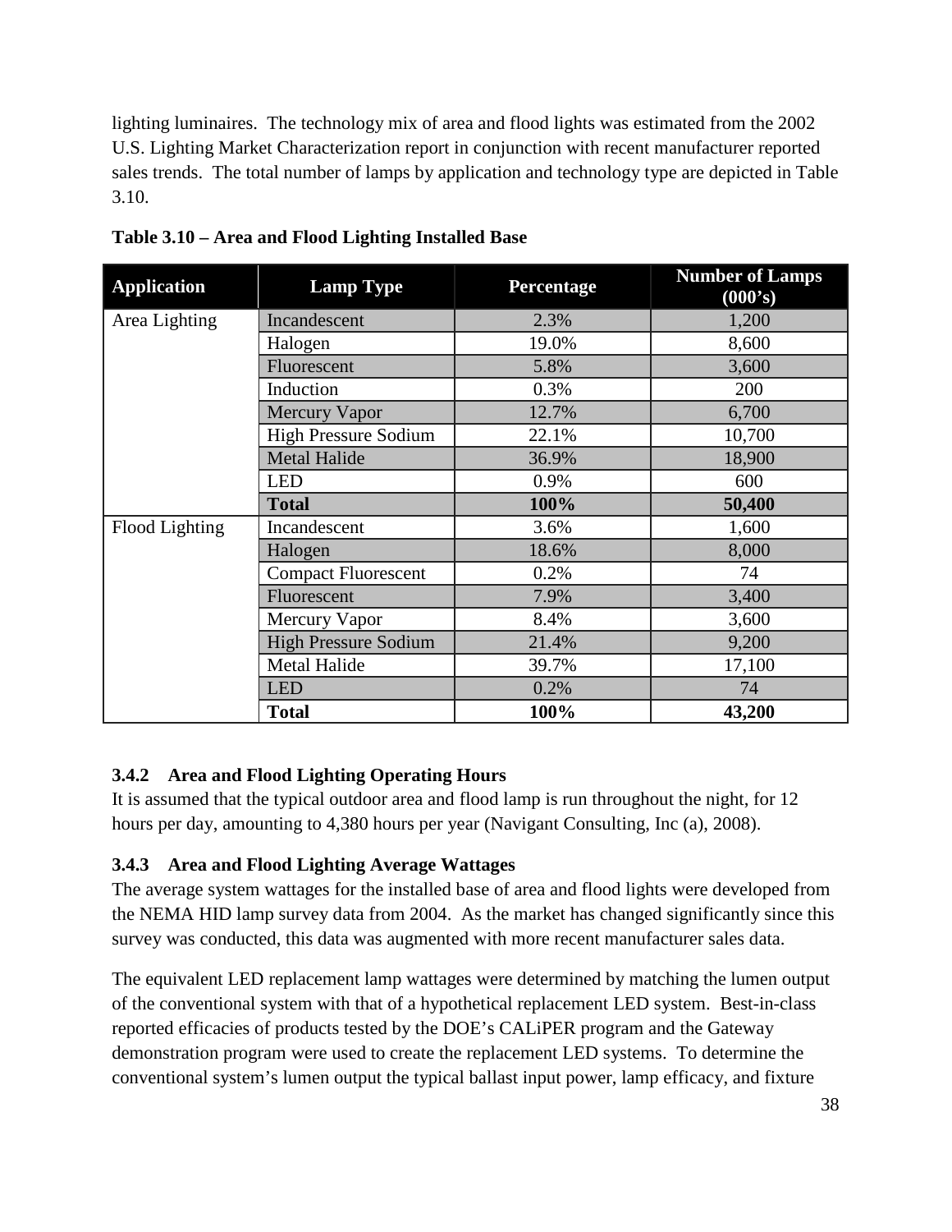lighting luminaires. The technology mix of area and flood lights was estimated from the 2002 U.S. Lighting Market Characterization report in conjunction with recent manufacturer reported sales trends. The total number of lamps by application and technology type are depicted in Table 3.10.

**Table 3.10 – Area and Flood Lighting Installed Base**

| Application | Lamp Type | Percentage | Number of Lamps (000's) |
|---|---|---|---|
| Area Lighting | Incandescent | 2.3% | 1,200 |
| | Halogen | 19.0% | 8,600 |
| | Fluorescent | 5.8% | 3,600 |
| | Induction | 0.3% | 200 |
| | Mercury Vapor | 12.7% | 6,700 |
| | High Pressure Sodium | 22.1% | 10,700 |
| | Metal Halide | 36.9% | 18,900 |
| | LED | 0.9% | 600 |
| | **Total** | **100%** | **50,400** |
| Flood Lighting | Incandescent | 3.6% | 1,600 |
| | Halogen | 18.6% | 8,000 |
| | Compact Fluorescent | 0.2% | 74 |
| | Fluorescent | 7.9% | 3,400 |
| | Mercury Vapor | 8.4% | 3,600 |
| | High Pressure Sodium | 21.4% | 9,200 |
| | Metal Halide | 39.7% | 17,100 |
| | LED | 0.2% | 74 |
| | **Total** | **100%** | **43,200** |

### 3.4.2 Area and Flood Lighting Operating Hours

It is assumed that the typical outdoor area and flood lamp is run throughout the night, for 12 hours per day, amounting to 4,380 hours per year (Navigant Consulting, Inc (a), 2008).

### 3.4.3 Area and Flood Lighting Average Wattages

The average system wattages for the installed base of area and flood lights were developed from the NEMA HID lamp survey data from 2004. As the market has changed significantly since this survey was conducted, this data was augmented with more recent manufacturer sales data.

The equivalent LED replacement lamp wattages were determined by matching the lumen output of the conventional system with that of a hypothetical replacement LED system. Best-in-class reported efficacies of products tested by the DOE's CALiPER program and the Gateway demonstration program were used to create the replacement LED systems. To determine the conventional system's lumen output the typical ballast input power, lamp efficacy, and fixture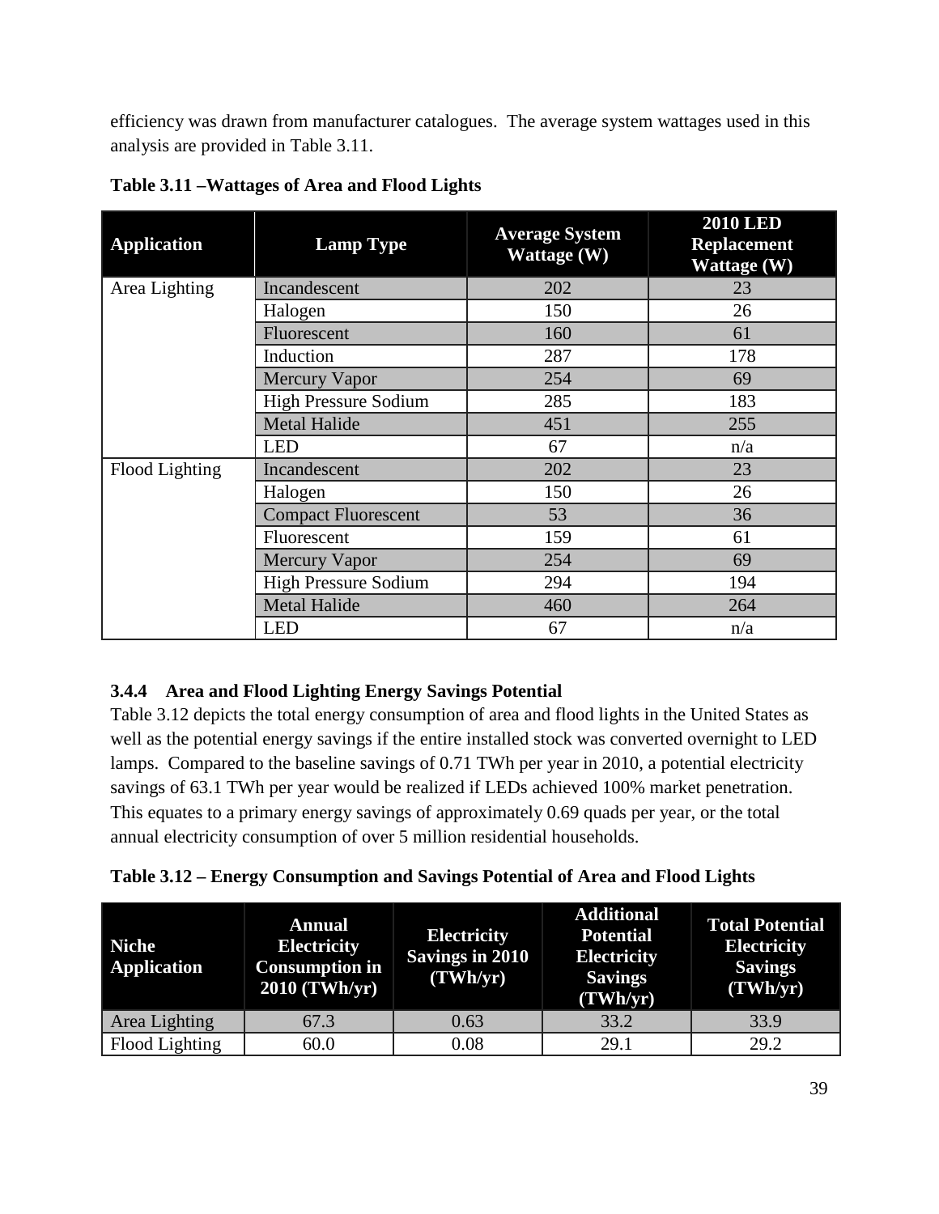efficiency was drawn from manufacturer catalogues. The average system wattages used in this analysis are provided in Table 3.11.

**Table 3.11 –Wattages of Area and Flood Lights**

| Application | Lamp Type | Average System Wattage (W) | 2010 LED Replacement Wattage (W) |
|---|---|---|---|
| Area Lighting | Incandescent | 202 | 23 |
| | Halogen | 150 | 26 |
| | Fluorescent | 160 | 61 |
| | Induction | 287 | 178 |
| | Mercury Vapor | 254 | 69 |
| | High Pressure Sodium | 285 | 183 |
| | Metal Halide | 451 | 255 |
| | LED | 67 | n/a |
| Flood Lighting | Incandescent | 202 | 23 |
| | Halogen | 150 | 26 |
| | Compact Fluorescent | 53 | 36 |
| | Fluorescent | 159 | 61 |
| | Mercury Vapor | 254 | 69 |
| | High Pressure Sodium | 294 | 194 |
| | Metal Halide | 460 | 264 |
| | LED | 67 | n/a |

### 3.4.4 Area and Flood Lighting Energy Savings Potential

Table 3.12 depicts the total energy consumption of area and flood lights in the United States as well as the potential energy savings if the entire installed stock was converted overnight to LED lamps. Compared to the baseline savings of 0.71 TWh per year in 2010, a potential electricity savings of 63.1 TWh per year would be realized if LEDs achieved 100% market penetration. This equates to a primary energy savings of approximately 0.69 quads per year, or the total annual electricity consumption of over 5 million residential households.

**Table 3.12 – Energy Consumption and Savings Potential of Area and Flood Lights**

| Niche Application | Annual Electricity Consumption in 2010 (TWh/yr) | Electricity Savings in 2010 (TWh/yr) | Additional Potential Electricity Savings (TWh/yr) | Total Potential Electricity Savings (TWh/yr) |
|---|---|---|---|---|
| Area Lighting | 67.3 | 0.63 | 33.2 | 33.9 |
| Flood Lighting | 60.0 | 0.08 | 29.1 | 29.2 |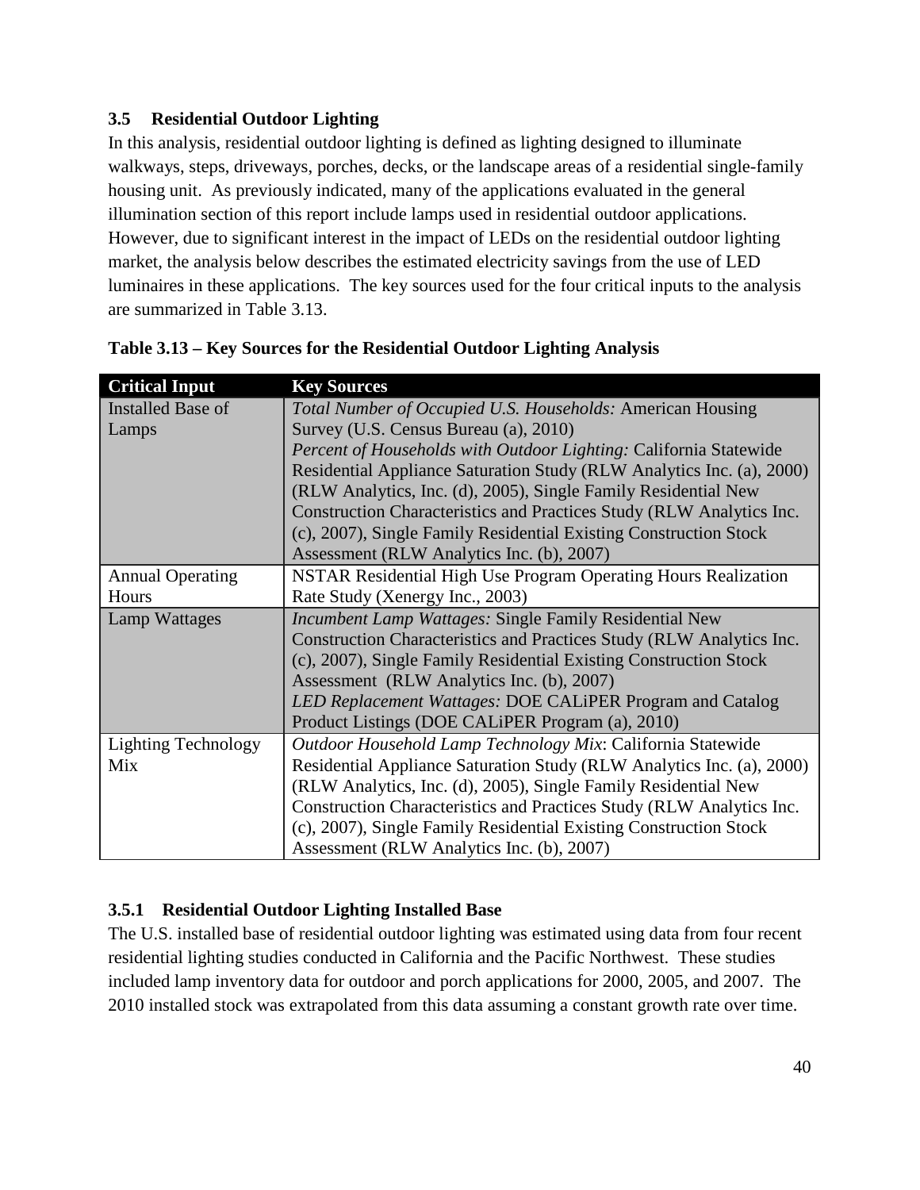### 3.5 Residential Outdoor Lighting

In this analysis, residential outdoor lighting is defined as lighting designed to illuminate walkways, steps, driveways, porches, decks, or the landscape areas of a residential single-family housing unit. As previously indicated, many of the applications evaluated in the general illumination section of this report include lamps used in residential outdoor applications. However, due to significant interest in the impact of LEDs on the residential outdoor lighting market, the analysis below describes the estimated electricity savings from the use of LED luminaires in these applications. The key sources used for the four critical inputs to the analysis are summarized in Table 3.13.

**Table 3.13 – Key Sources for the Residential Outdoor Lighting Analysis**

| Critical Input | Key Sources |
|---|---|
| Installed Base of Lamps | *Total Number of Occupied U.S. Households:* American Housing Survey (U.S. Census Bureau (a), 2010)<br>*Percent of Households with Outdoor Lighting:* California Statewide Residential Appliance Saturation Study (RLW Analytics Inc. (a), 2000) (RLW Analytics, Inc. (d), 2005), Single Family Residential New Construction Characteristics and Practices Study (RLW Analytics Inc. (c), 2007), Single Family Residential Existing Construction Stock Assessment (RLW Analytics Inc. (b), 2007) |
| Annual Operating Hours | NSTAR Residential High Use Program Operating Hours Realization Rate Study (Xenergy Inc., 2003) |
| Lamp Wattages | *Incumbent Lamp Wattages:* Single Family Residential New Construction Characteristics and Practices Study (RLW Analytics Inc. (c), 2007), Single Family Residential Existing Construction Stock Assessment (RLW Analytics Inc. (b), 2007)<br>*LED Replacement Wattages:* DOE CALiPER Program and Catalog Product Listings (DOE CALiPER Program (a), 2010) |
| Lighting Technology Mix | *Outdoor Household Lamp Technology Mix*: California Statewide Residential Appliance Saturation Study (RLW Analytics Inc. (a), 2000) (RLW Analytics, Inc. (d), 2005), Single Family Residential New Construction Characteristics and Practices Study (RLW Analytics Inc. (c), 2007), Single Family Residential Existing Construction Stock Assessment (RLW Analytics Inc. (b), 2007) |

#### 3.5.1 Residential Outdoor Lighting Installed Base

The U.S. installed base of residential outdoor lighting was estimated using data from four recent residential lighting studies conducted in California and the Pacific Northwest. These studies included lamp inventory data for outdoor and porch applications for 2000, 2005, and 2007. The 2010 installed stock was extrapolated from this data assuming a constant growth rate over time.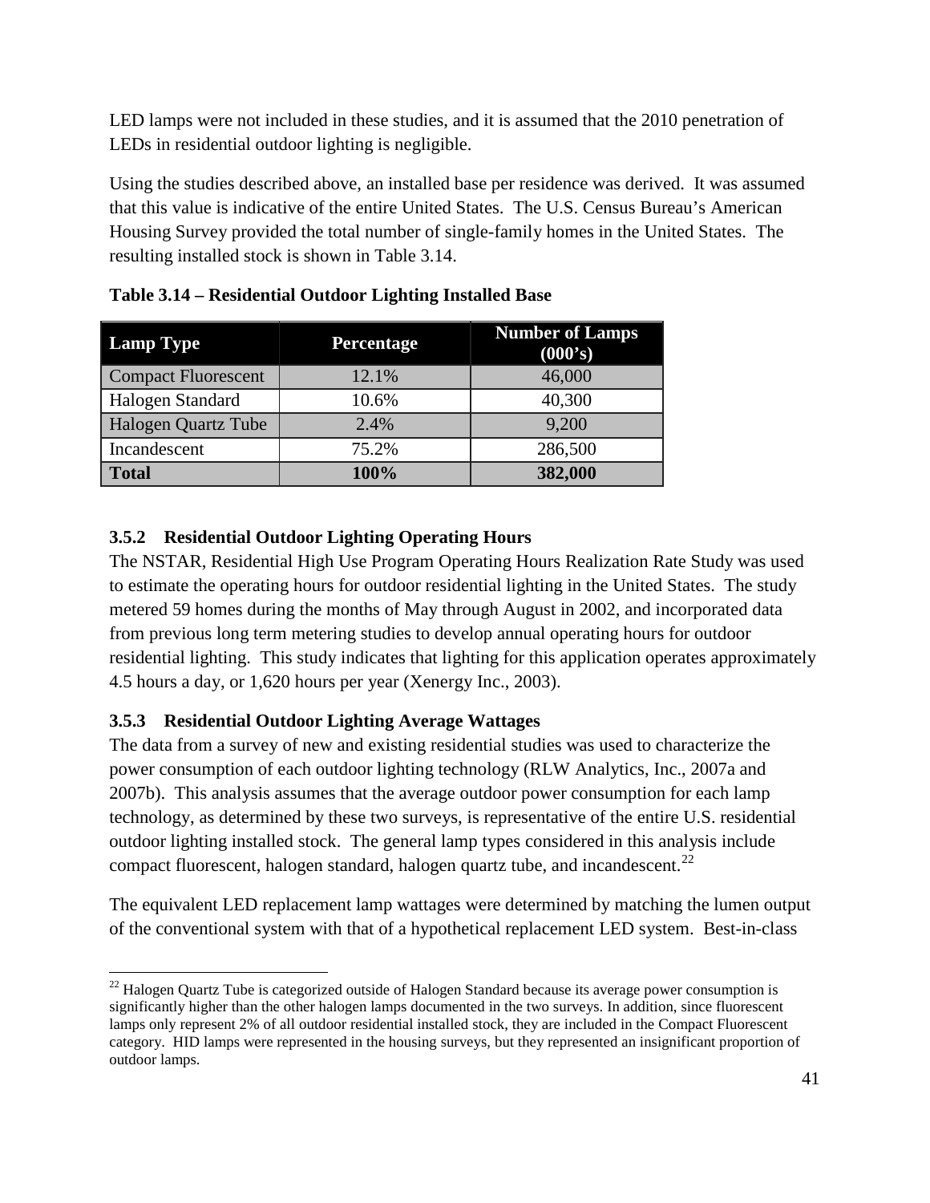LED lamps were not included in these studies, and it is assumed that the 2010 penetration of LEDs in residential outdoor lighting is negligible.

Using the studies described above, an installed base per residence was derived. It was assumed that this value is indicative of the entire United States. The U.S. Census Bureau's American Housing Survey provided the total number of single-family homes in the United States. The resulting installed stock is shown in Table 3.14.

**Table 3.14 – Residential Outdoor Lighting Installed Base**

| Lamp Type | Percentage | Number of Lamps (000's) |
|---|---|---|
| Compact Fluorescent | 12.1% | 46,000 |
| Halogen Standard | 10.6% | 40,300 |
| Halogen Quartz Tube | 2.4% | 9,200 |
| Incandescent | 75.2% | 286,500 |
| **Total** | **100%** | **382,000** |

### 3.5.2 Residential Outdoor Lighting Operating Hours

The NSTAR, Residential High Use Program Operating Hours Realization Rate Study was used to estimate the operating hours for outdoor residential lighting in the United States. The study metered 59 homes during the months of May through August in 2002, and incorporated data from previous long term metering studies to develop annual operating hours for outdoor residential lighting. This study indicates that lighting for this application operates approximately 4.5 hours a day, or 1,620 hours per year (Xenergy Inc., 2003).

### 3.5.3 Residential Outdoor Lighting Average Wattages

The data from a survey of new and existing residential studies was used to characterize the power consumption of each outdoor lighting technology (RLW Analytics, Inc., 2007a and 2007b). This analysis assumes that the average outdoor power consumption for each lamp technology, as determined by these two surveys, is representative of the entire U.S. residential outdoor lighting installed stock. The general lamp types considered in this analysis include compact fluorescent, halogen standard, halogen quartz tube, and incandescent.[22]

The equivalent LED replacement lamp wattages were determined by matching the lumen output of the conventional system with that of a hypothetical replacement LED system. Best-in-class

[22] Halogen Quartz Tube is categorized outside of Halogen Standard because its average power consumption is significantly higher than the other halogen lamps documented in the two surveys. In addition, since fluorescent lamps only represent 2% of all outdoor residential installed stock, they are included in the Compact Fluorescent category. HID lamps were represented in the housing surveys, but they represented an insignificant proportion of outdoor lamps.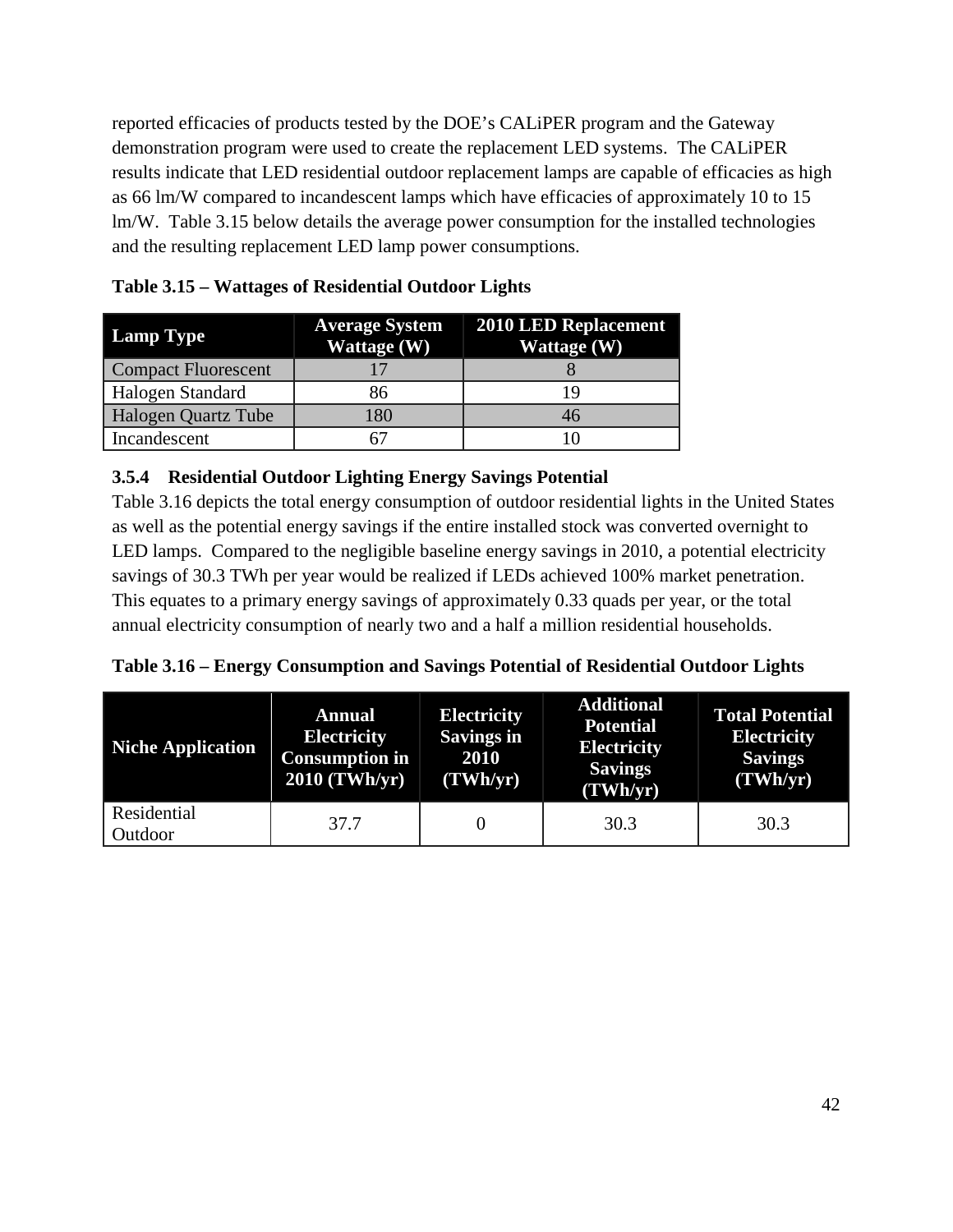reported efficacies of products tested by the DOE's CALiPER program and the Gateway demonstration program were used to create the replacement LED systems. The CALiPER results indicate that LED residential outdoor replacement lamps are capable of efficacies as high as 66 lm/W compared to incandescent lamps which have efficacies of approximately 10 to 15 lm/W. Table 3.15 below details the average power consumption for the installed technologies and the resulting replacement LED lamp power consumptions.

**Table 3.15 – Wattages of Residential Outdoor Lights**

| Lamp Type | Average System Wattage (W) | 2010 LED Replacement Wattage (W) |
|---|---|---|
| Compact Fluorescent | 17 | 8 |
| Halogen Standard | 86 | 19 |
| Halogen Quartz Tube | 180 | 46 |
| Incandescent | 67 | 10 |

### 3.5.4 Residential Outdoor Lighting Energy Savings Potential

Table 3.16 depicts the total energy consumption of outdoor residential lights in the United States as well as the potential energy savings if the entire installed stock was converted overnight to LED lamps. Compared to the negligible baseline energy savings in 2010, a potential electricity savings of 30.3 TWh per year would be realized if LEDs achieved 100% market penetration. This equates to a primary energy savings of approximately 0.33 quads per year, or the total annual electricity consumption of nearly two and a half a million residential households.

**Table 3.16 – Energy Consumption and Savings Potential of Residential Outdoor Lights**

| Niche Application | Annual Electricity Consumption in 2010 (TWh/yr) | Electricity Savings in 2010 (TWh/yr) | Additional Potential Electricity Savings (TWh/yr) | Total Potential Electricity Savings (TWh/yr) |
|---|---|---|---|---|
| Residential Outdoor | 37.7 | 0 | 30.3 | 30.3 |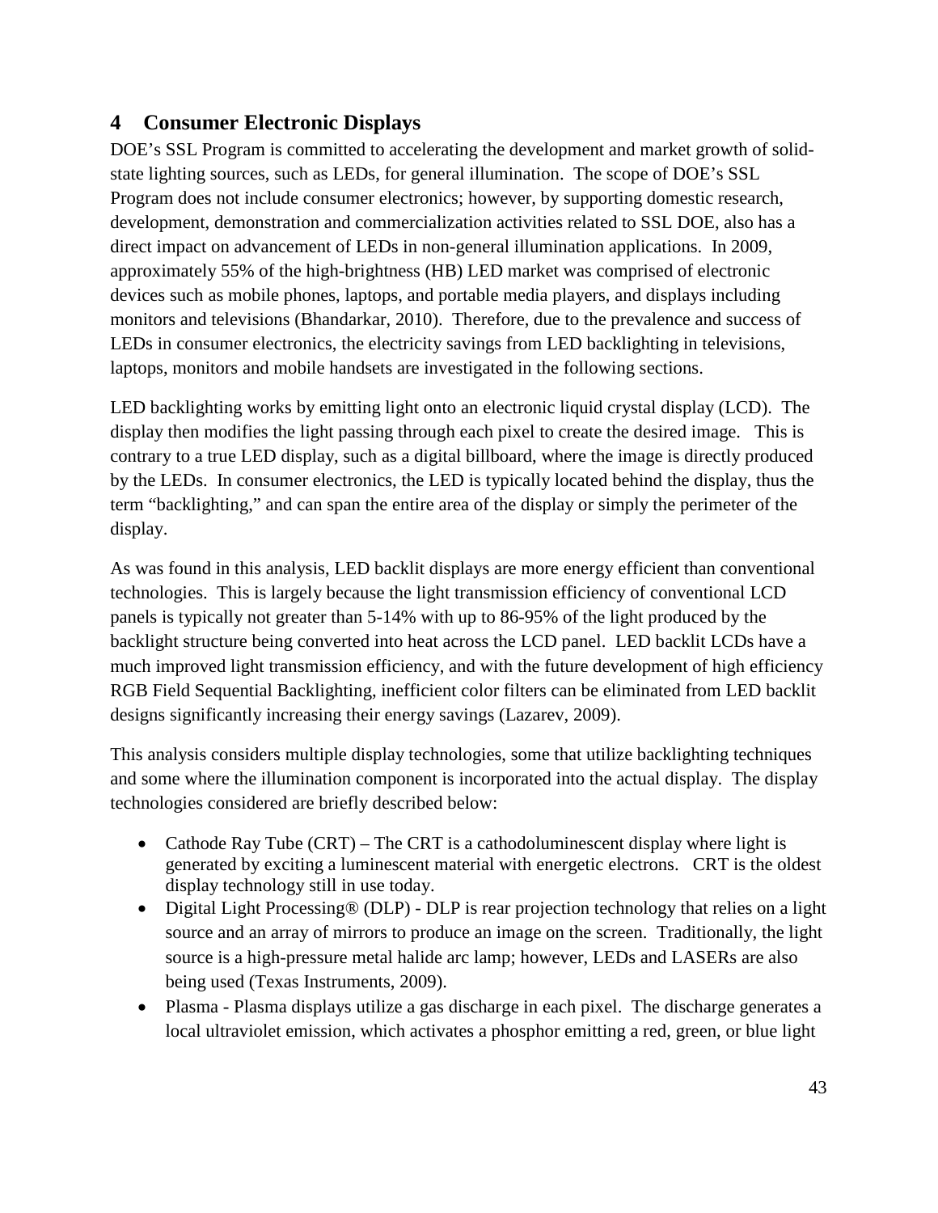# 4 Consumer Electronic Displays

DOE's SSL Program is committed to accelerating the development and market growth of solid-state lighting sources, such as LEDs, for general illumination. The scope of DOE's SSL Program does not include consumer electronics; however, by supporting domestic research, development, demonstration and commercialization activities related to SSL DOE, also has a direct impact on advancement of LEDs in non-general illumination applications. In 2009, approximately 55% of the high-brightness (HB) LED market was comprised of electronic devices such as mobile phones, laptops, and portable media players, and displays including monitors and televisions (Bhandarkar, 2010). Therefore, due to the prevalence and success of LEDs in consumer electronics, the electricity savings from LED backlighting in televisions, laptops, monitors and mobile handsets are investigated in the following sections.

LED backlighting works by emitting light onto an electronic liquid crystal display (LCD). The display then modifies the light passing through each pixel to create the desired image. This is contrary to a true LED display, such as a digital billboard, where the image is directly produced by the LEDs. In consumer electronics, the LED is typically located behind the display, thus the term "backlighting," and can span the entire area of the display or simply the perimeter of the display.

As was found in this analysis, LED backlit displays are more energy efficient than conventional technologies. This is largely because the light transmission efficiency of conventional LCD panels is typically not greater than 5-14% with up to 86-95% of the light produced by the backlight structure being converted into heat across the LCD panel. LED backlit LCDs have a much improved light transmission efficiency, and with the future development of high efficiency RGB Field Sequential Backlighting, inefficient color filters can be eliminated from LED backlit designs significantly increasing their energy savings (Lazarev, 2009).

This analysis considers multiple display technologies, some that utilize backlighting techniques and some where the illumination component is incorporated into the actual display. The display technologies considered are briefly described below:

- Cathode Ray Tube (CRT) – The CRT is a cathodoluminescent display where light is generated by exciting a luminescent material with energetic electrons. CRT is the oldest display technology still in use today.
- Digital Light Processing® (DLP) - DLP is rear projection technology that relies on a light source and an array of mirrors to produce an image on the screen. Traditionally, the light source is a high-pressure metal halide arc lamp; however, LEDs and LASERs are also being used (Texas Instruments, 2009).
- Plasma - Plasma displays utilize a gas discharge in each pixel. The discharge generates a local ultraviolet emission, which activates a phosphor emitting a red, green, or blue light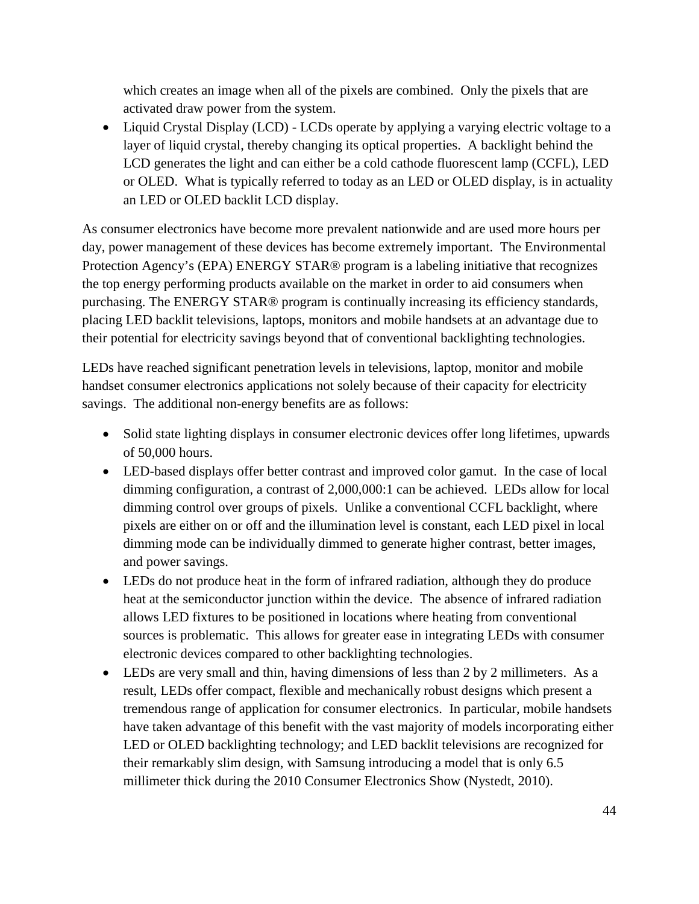which creates an image when all of the pixels are combined. Only the pixels that are activated draw power from the system.

- Liquid Crystal Display (LCD) - LCDs operate by applying a varying electric voltage to a layer of liquid crystal, thereby changing its optical properties. A backlight behind the LCD generates the light and can either be a cold cathode fluorescent lamp (CCFL), LED or OLED. What is typically referred to today as an LED or OLED display, is in actuality an LED or OLED backlit LCD display.

As consumer electronics have become more prevalent nationwide and are used more hours per day, power management of these devices has become extremely important. The Environmental Protection Agency's (EPA) ENERGY STAR® program is a labeling initiative that recognizes the top energy performing products available on the market in order to aid consumers when purchasing. The ENERGY STAR® program is continually increasing its efficiency standards, placing LED backlit televisions, laptops, monitors and mobile handsets at an advantage due to their potential for electricity savings beyond that of conventional backlighting technologies.

LEDs have reached significant penetration levels in televisions, laptop, monitor and mobile handset consumer electronics applications not solely because of their capacity for electricity savings. The additional non-energy benefits are as follows:

- Solid state lighting displays in consumer electronic devices offer long lifetimes, upwards of 50,000 hours.
- LED-based displays offer better contrast and improved color gamut. In the case of local dimming configuration, a contrast of 2,000,000:1 can be achieved. LEDs allow for local dimming control over groups of pixels. Unlike a conventional CCFL backlight, where pixels are either on or off and the illumination level is constant, each LED pixel in local dimming mode can be individually dimmed to generate higher contrast, better images, and power savings.
- LEDs do not produce heat in the form of infrared radiation, although they do produce heat at the semiconductor junction within the device. The absence of infrared radiation allows LED fixtures to be positioned in locations where heating from conventional sources is problematic. This allows for greater ease in integrating LEDs with consumer electronic devices compared to other backlighting technologies.
- LEDs are very small and thin, having dimensions of less than 2 by 2 millimeters. As a result, LEDs offer compact, flexible and mechanically robust designs which present a tremendous range of application for consumer electronics. In particular, mobile handsets have taken advantage of this benefit with the vast majority of models incorporating either LED or OLED backlighting technology; and LED backlit televisions are recognized for their remarkably slim design, with Samsung introducing a model that is only 6.5 millimeter thick during the 2010 Consumer Electronics Show (Nystedt, 2010).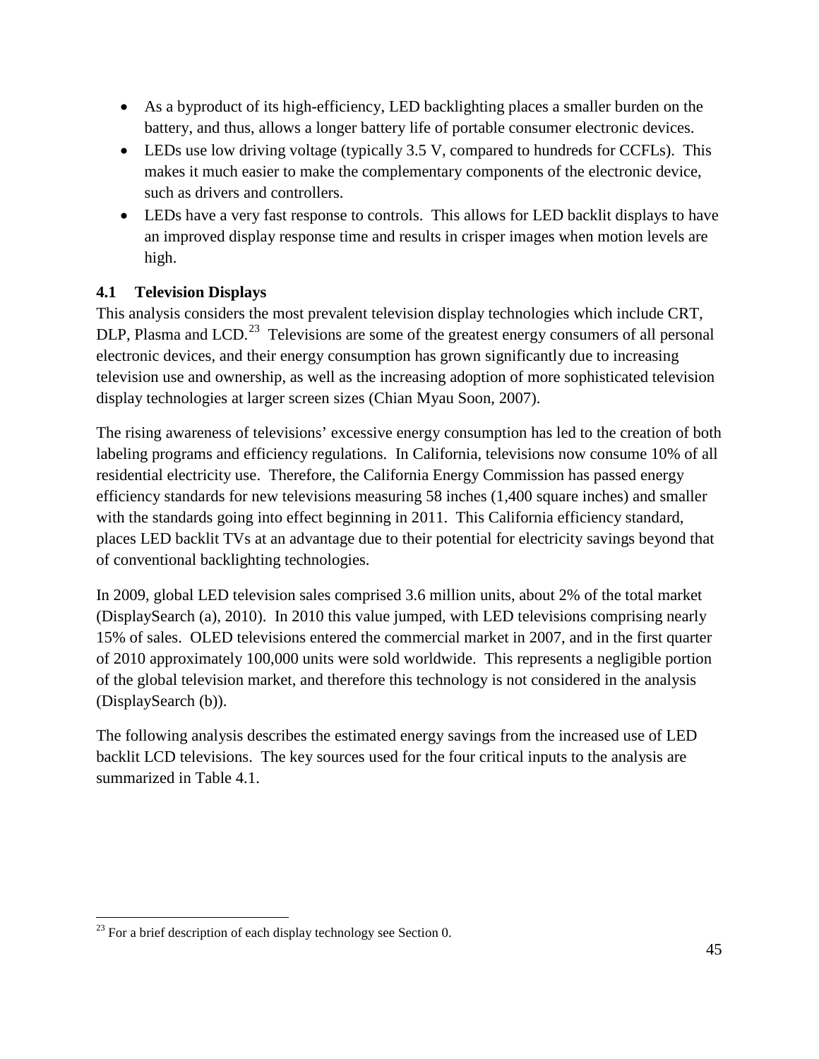- As a byproduct of its high-efficiency, LED backlighting places a smaller burden on the battery, and thus, allows a longer battery life of portable consumer electronic devices.
- LEDs use low driving voltage (typically 3.5 V, compared to hundreds for CCFLs). This makes it much easier to make the complementary components of the electronic device, such as drivers and controllers.
- LEDs have a very fast response to controls. This allows for LED backlit displays to have an improved display response time and results in crisper images when motion levels are high.

## 4.1 Television Displays

This analysis considers the most prevalent television display technologies which include CRT, DLP, Plasma and LCD.[23] Televisions are some of the greatest energy consumers of all personal electronic devices, and their energy consumption has grown significantly due to increasing television use and ownership, as well as the increasing adoption of more sophisticated television display technologies at larger screen sizes (Chian Myau Soon, 2007).

The rising awareness of televisions' excessive energy consumption has led to the creation of both labeling programs and efficiency regulations. In California, televisions now consume 10% of all residential electricity use. Therefore, the California Energy Commission has passed energy efficiency standards for new televisions measuring 58 inches (1,400 square inches) and smaller with the standards going into effect beginning in 2011. This California efficiency standard, places LED backlit TVs at an advantage due to their potential for electricity savings beyond that of conventional backlighting technologies.

In 2009, global LED television sales comprised 3.6 million units, about 2% of the total market (DisplaySearch (a), 2010). In 2010 this value jumped, with LED televisions comprising nearly 15% of sales. OLED televisions entered the commercial market in 2007, and in the first quarter of 2010 approximately 100,000 units were sold worldwide. This represents a negligible portion of the global television market, and therefore this technology is not considered in the analysis (DisplaySearch (b)).

The following analysis describes the estimated energy savings from the increased use of LED backlit LCD televisions. The key sources used for the four critical inputs to the analysis are summarized in Table 4.1.

[23] For a brief description of each display technology see Section 0.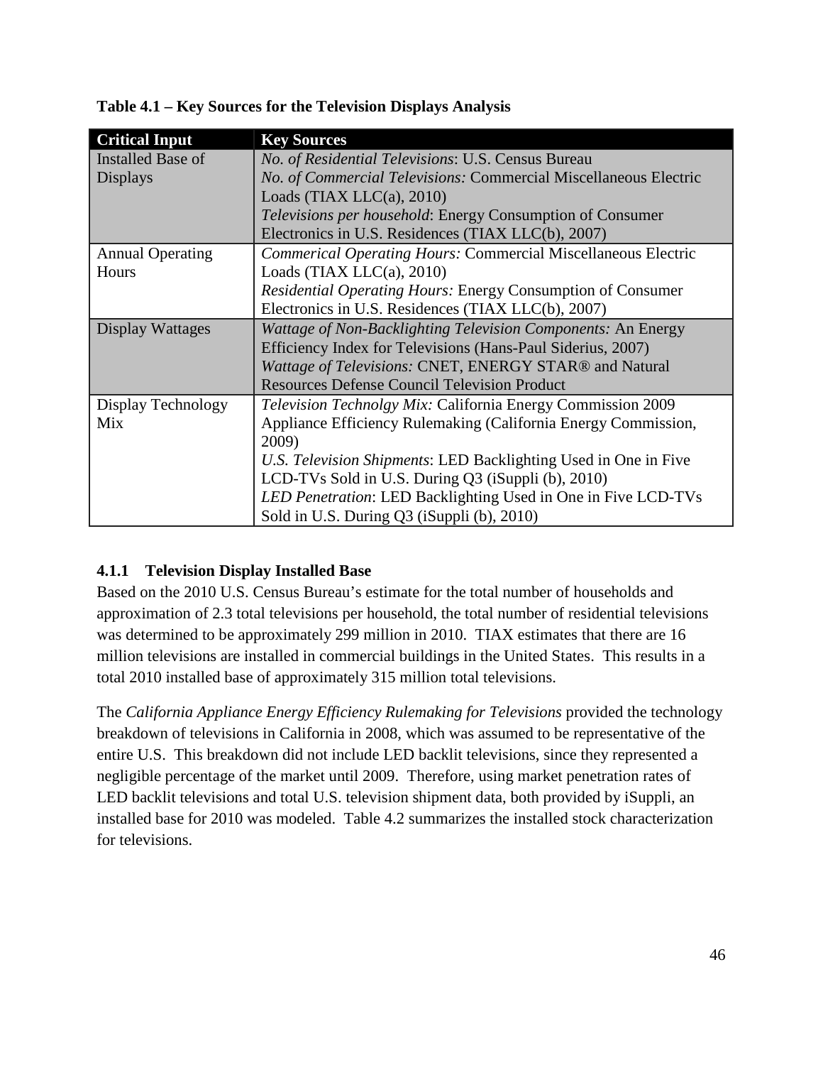**Table 4.1 – Key Sources for the Television Displays Analysis**

| Critical Input | Key Sources |
|---|---|
| Installed Base of Displays | *No. of Residential Televisions*: U.S. Census Bureau<br>*No. of Commercial Televisions:* Commercial Miscellaneous Electric Loads (TIAX LLC(a), 2010)<br>*Televisions per household*: Energy Consumption of Consumer Electronics in U.S. Residences (TIAX LLC(b), 2007) |
| Annual Operating Hours | *Commerical Operating Hours:* Commercial Miscellaneous Electric Loads (TIAX LLC(a), 2010)<br>*Residential Operating Hours:* Energy Consumption of Consumer Electronics in U.S. Residences (TIAX LLC(b), 2007) |
| Display Wattages | *Wattage of Non-Backlighting Television Components:* An Energy Efficiency Index for Televisions (Hans-Paul Siderius, 2007)<br>*Wattage of Televisions:* CNET, ENERGY STAR® and Natural Resources Defense Council Television Product |
| Display Technology Mix | *Television Technolgy Mix:* California Energy Commission 2009 Appliance Efficiency Rulemaking (California Energy Commission, 2009)<br>*U.S. Television Shipments*: LED Backlighting Used in One in Five LCD-TVs Sold in U.S. During Q3 (iSuppli (b), 2010)<br>*LED Penetration*: LED Backlighting Used in One in Five LCD-TVs Sold in U.S. During Q3 (iSuppli (b), 2010) |

### 4.1.1 Television Display Installed Base

Based on the 2010 U.S. Census Bureau's estimate for the total number of households and approximation of 2.3 total televisions per household, the total number of residential televisions was determined to be approximately 299 million in 2010. TIAX estimates that there are 16 million televisions are installed in commercial buildings in the United States. This results in a total 2010 installed base of approximately 315 million total televisions.

The *California Appliance Energy Efficiency Rulemaking for Televisions* provided the technology breakdown of televisions in California in 2008, which was assumed to be representative of the entire U.S. This breakdown did not include LED backlit televisions, since they represented a negligible percentage of the market until 2009. Therefore, using market penetration rates of LED backlit televisions and total U.S. television shipment data, both provided by iSuppli, an installed base for 2010 was modeled. Table 4.2 summarizes the installed stock characterization for televisions.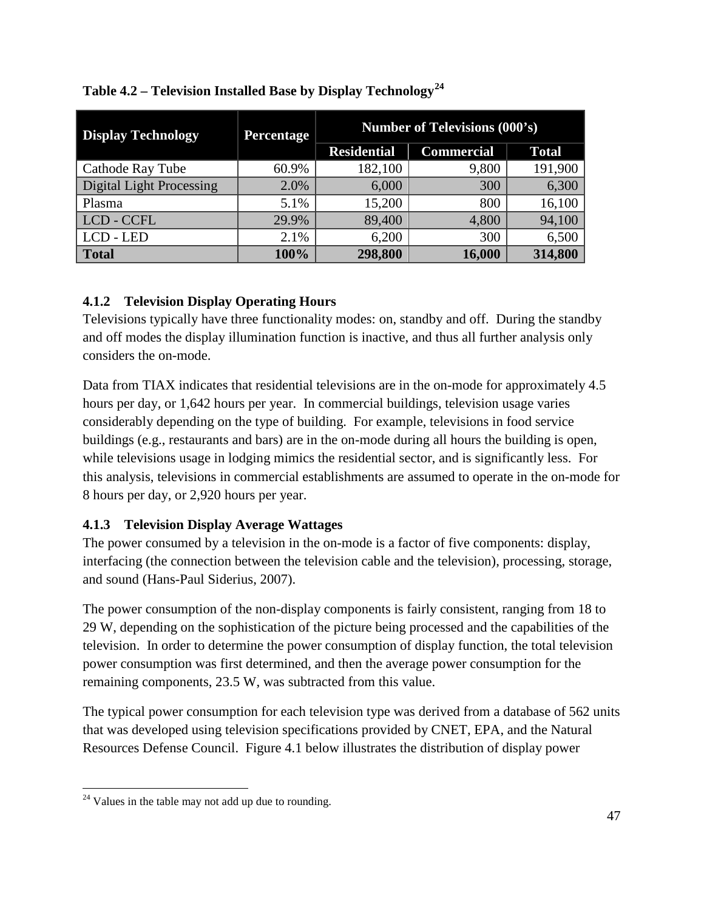**Table 4.2 – Television Installed Base by Display Technology**[24]

| Display Technology | Percentage | Number of Televisions (000's) | | |
|---|---|---|---|---|
| | | Residential | Commercial | Total |
| Cathode Ray Tube | 60.9% | 182,100 | 9,800 | 191,900 |
| Digital Light Processing | 2.0% | 6,000 | 300 | 6,300 |
| Plasma | 5.1% | 15,200 | 800 | 16,100 |
| LCD - CCFL | 29.9% | 89,400 | 4,800 | 94,100 |
| LCD - LED | 2.1% | 6,200 | 300 | 6,500 |
| **Total** | **100%** | **298,800** | **16,000** | **314,800** |

### 4.1.2 Television Display Operating Hours

Televisions typically have three functionality modes: on, standby and off. During the standby and off modes the display illumination function is inactive, and thus all further analysis only considers the on-mode.

Data from TIAX indicates that residential televisions are in the on-mode for approximately 4.5 hours per day, or 1,642 hours per year. In commercial buildings, television usage varies considerably depending on the type of building. For example, televisions in food service buildings (e.g., restaurants and bars) are in the on-mode during all hours the building is open, while televisions usage in lodging mimics the residential sector, and is significantly less. For this analysis, televisions in commercial establishments are assumed to operate in the on-mode for 8 hours per day, or 2,920 hours per year.

### 4.1.3 Television Display Average Wattages

The power consumed by a television in the on-mode is a factor of five components: display, interfacing (the connection between the television cable and the television), processing, storage, and sound (Hans-Paul Siderius, 2007).

The power consumption of the non-display components is fairly consistent, ranging from 18 to 29 W, depending on the sophistication of the picture being processed and the capabilities of the television. In order to determine the power consumption of display function, the total television power consumption was first determined, and then the average power consumption for the remaining components, 23.5 W, was subtracted from this value.

The typical power consumption for each television type was derived from a database of 562 units that was developed using television specifications provided by CNET, EPA, and the Natural Resources Defense Council. Figure 4.1 below illustrates the distribution of display power

[24] Values in the table may not add up due to rounding.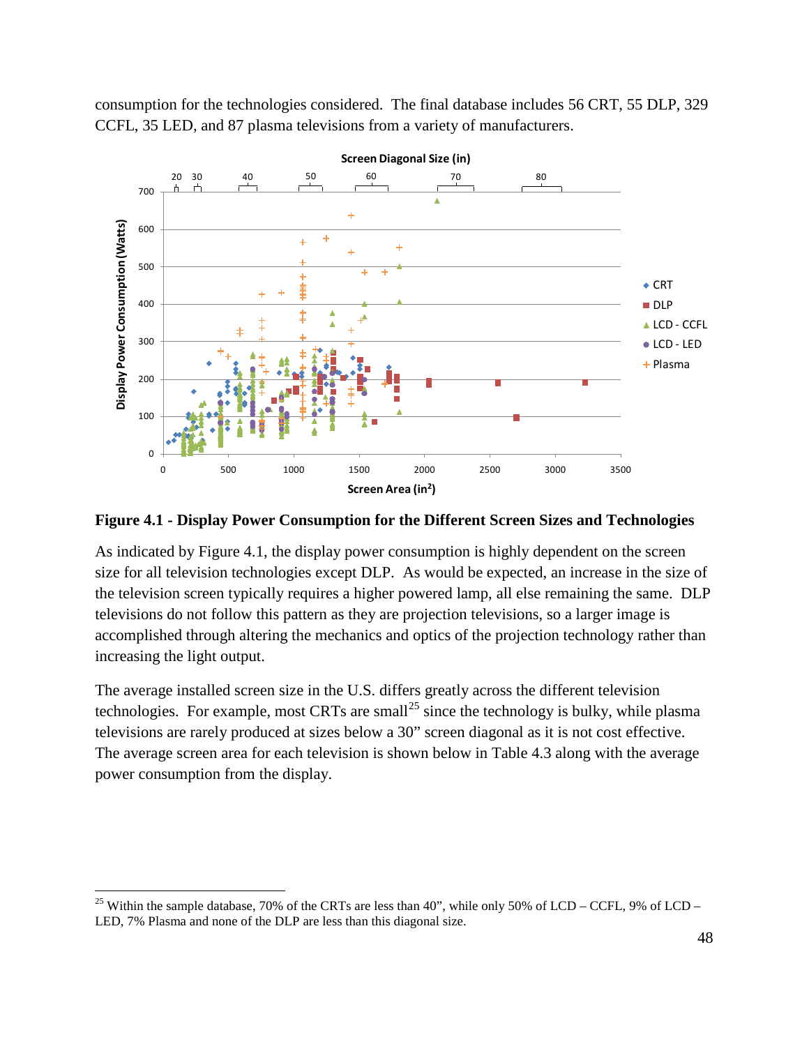consumption for the technologies considered. The final database includes 56 CRT, 55 DLP, 329 CCFL, 35 LED, and 87 plasma televisions from a variety of manufacturers.

**Figure 4.1 - Display Power Consumption for the Different Screen Sizes and Technologies**

As indicated by Figure 4.1, the display power consumption is highly dependent on the screen size for all television technologies except DLP. As would be expected, an increase in the size of the television screen typically requires a higher powered lamp, all else remaining the same. DLP televisions do not follow this pattern as they are projection televisions, so a larger image is accomplished through altering the mechanics and optics of the projection technology rather than increasing the light output.

The average installed screen size in the U.S. differs greatly across the different television technologies. For example, most CRTs are small[25] since the technology is bulky, while plasma televisions are rarely produced at sizes below a 30" screen diagonal as it is not cost effective. The average screen area for each television is shown below in Table 4.3 along with the average power consumption from the display.

[25] Within the sample database, 70% of the CRTs are less than 40", while only 50% of LCD – CCFL, 9% of LCD – LED, 7% Plasma and none of the DLP are less than this diagonal size.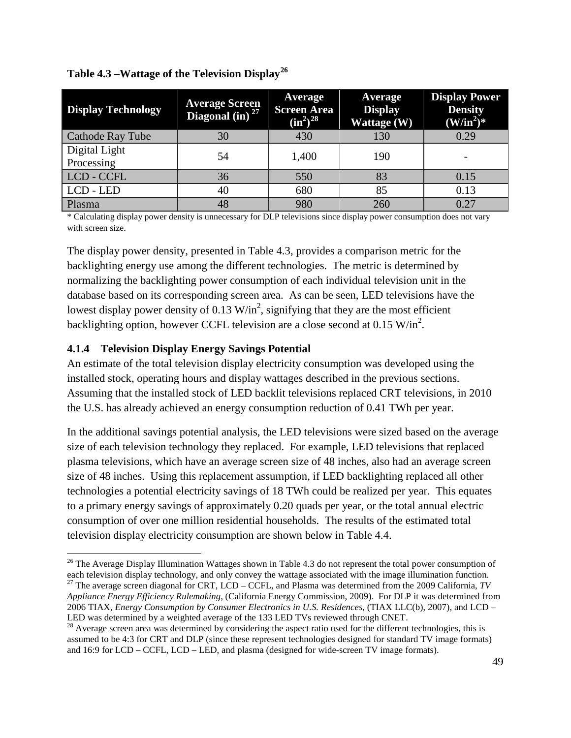**Table 4.3 –Wattage of the Television Display[26]**

| Display Technology | Average Screen Diagonal (in) [27] | Average Screen Area $(in^2)$[28] | Average Display Wattage (W) | Display Power Density $(W/in^2)$* |
|---|---|---|---|---|
| Cathode Ray Tube | 30 | 430 | 130 | 0.29 |
| Digital Light Processing | 54 | 1,400 | 190 | - |
| LCD - CCFL | 36 | 550 | 83 | 0.15 |
| LCD - LED | 40 | 680 | 85 | 0.13 |
| Plasma | 48 | 980 | 260 | 0.27 |

* Calculating display power density is unnecessary for DLP televisions since display power consumption does not vary with screen size.

The display power density, presented in Table 4.3, provides a comparison metric for the backlighting energy use among the different technologies. The metric is determined by normalizing the backlighting power consumption of each individual television unit in the database based on its corresponding screen area. As can be seen, LED televisions have the lowest display power density of 0.13 $W/in^2$, signifying that they are the most efficient backlighting option, however CCFL television are a close second at 0.15 $W/in^2$.

### 4.1.4 Television Display Energy Savings Potential

An estimate of the total television display electricity consumption was developed using the installed stock, operating hours and display wattages described in the previous sections. Assuming that the installed stock of LED backlit televisions replaced CRT televisions, in 2010 the U.S. has already achieved an energy consumption reduction of 0.41 TWh per year.

In the additional savings potential analysis, the LED televisions were sized based on the average size of each television technology they replaced. For example, LED televisions that replaced plasma televisions, which have an average screen size of 48 inches, also had an average screen size of 48 inches. Using this replacement assumption, if LED backlighting replaced all other technologies a potential electricity savings of 18 TWh could be realized per year. This equates to a primary energy savings of approximately 0.20 quads per year, or the total annual electric consumption of over one million residential households. The results of the estimated total television display electricity consumption are shown below in Table 4.4.

[26] The Average Display Illumination Wattages shown in Table 4.3 do not represent the total power consumption of each television display technology, and only convey the wattage associated with the image illumination function.

[27] The average screen diagonal for CRT, LCD – CCFL, and Plasma was determined from the 2009 California, *TV Appliance Energy Efficiency Rulemaking*, (California Energy Commission, 2009). For DLP it was determined from 2006 TIAX, *Energy Consumption by Consumer Electronics in U.S. Residences*, (TIAX LLC(b), 2007), and LCD – LED was determined by a weighted average of the 133 LED TVs reviewed through CNET.

[28] Average screen area was determined by considering the aspect ratio used for the different technologies, this is assumed to be 4:3 for CRT and DLP (since these represent technologies designed for standard TV image formats) and 16:9 for LCD – CCFL, LCD – LED, and plasma (designed for wide-screen TV image formats).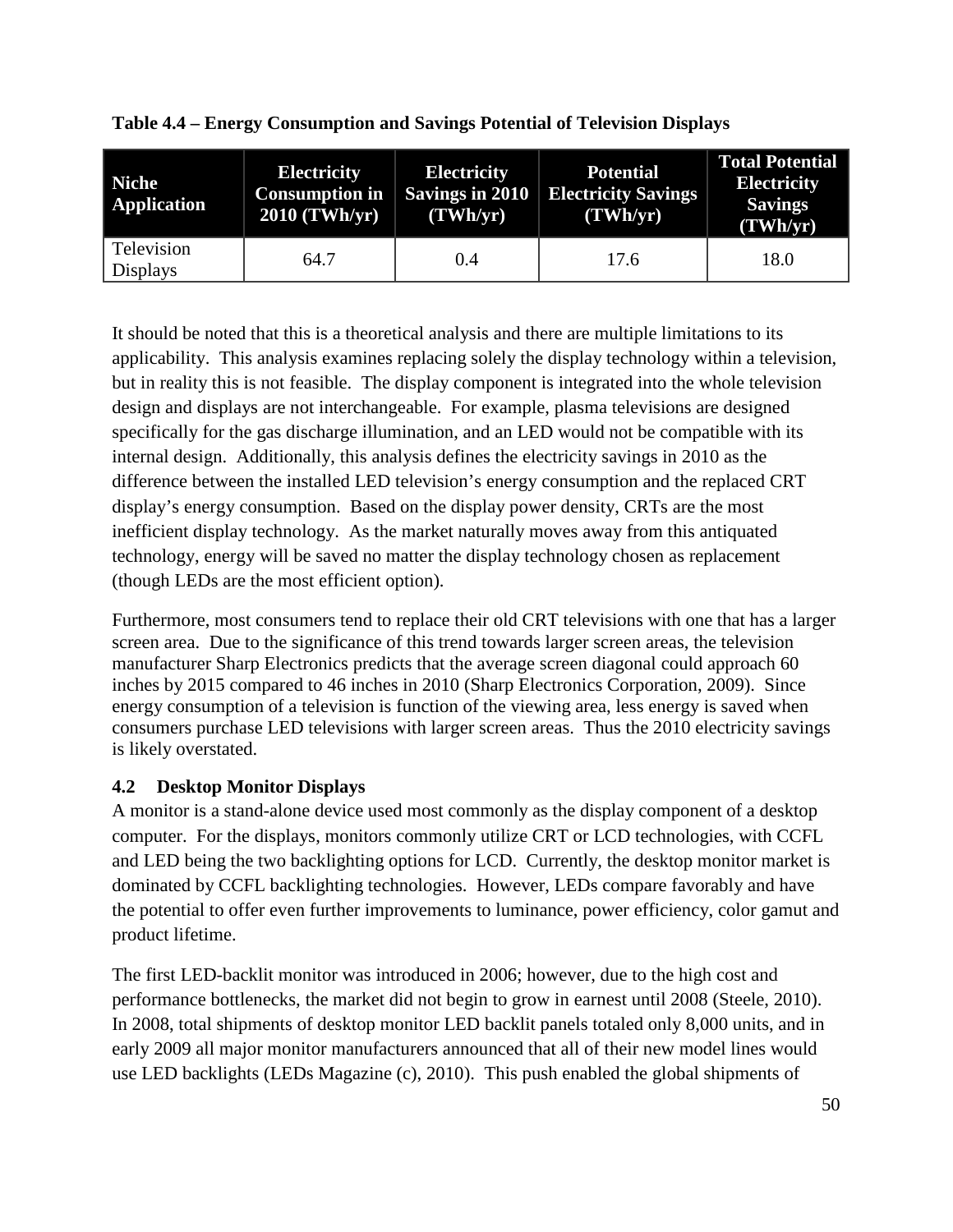**Table 4.4 – Energy Consumption and Savings Potential of Television Displays**

| Niche Application | Electricity Consumption in 2010 (TWh/yr) | Electricity Savings in 2010 (TWh/yr) | Potential Electricity Savings (TWh/yr) | Total Potential Electricity Savings (TWh/yr) |
|---|---|---|---|---|
| Television Displays | 64.7 | 0.4 | 17.6 | 18.0 |

It should be noted that this is a theoretical analysis and there are multiple limitations to its applicability. This analysis examines replacing solely the display technology within a television, but in reality this is not feasible. The display component is integrated into the whole television design and displays are not interchangeable. For example, plasma televisions are designed specifically for the gas discharge illumination, and an LED would not be compatible with its internal design. Additionally, this analysis defines the electricity savings in 2010 as the difference between the installed LED television's energy consumption and the replaced CRT display's energy consumption. Based on the display power density, CRTs are the most inefficient display technology. As the market naturally moves away from this antiquated technology, energy will be saved no matter the display technology chosen as replacement (though LEDs are the most efficient option).

Furthermore, most consumers tend to replace their old CRT televisions with one that has a larger screen area. Due to the significance of this trend towards larger screen areas, the television manufacturer Sharp Electronics predicts that the average screen diagonal could approach 60 inches by 2015 compared to 46 inches in 2010 (Sharp Electronics Corporation, 2009). Since energy consumption of a television is function of the viewing area, less energy is saved when consumers purchase LED televisions with larger screen areas. Thus the 2010 electricity savings is likely overstated.

### 4.2 Desktop Monitor Displays

A monitor is a stand-alone device used most commonly as the display component of a desktop computer. For the displays, monitors commonly utilize CRT or LCD technologies, with CCFL and LED being the two backlighting options for LCD. Currently, the desktop monitor market is dominated by CCFL backlighting technologies. However, LEDs compare favorably and have the potential to offer even further improvements to luminance, power efficiency, color gamut and product lifetime.

The first LED-backlit monitor was introduced in 2006; however, due to the high cost and performance bottlenecks, the market did not begin to grow in earnest until 2008 (Steele, 2010). In 2008, total shipments of desktop monitor LED backlit panels totaled only 8,000 units, and in early 2009 all major monitor manufacturers announced that all of their new model lines would use LED backlights (LEDs Magazine (c), 2010). This push enabled the global shipments of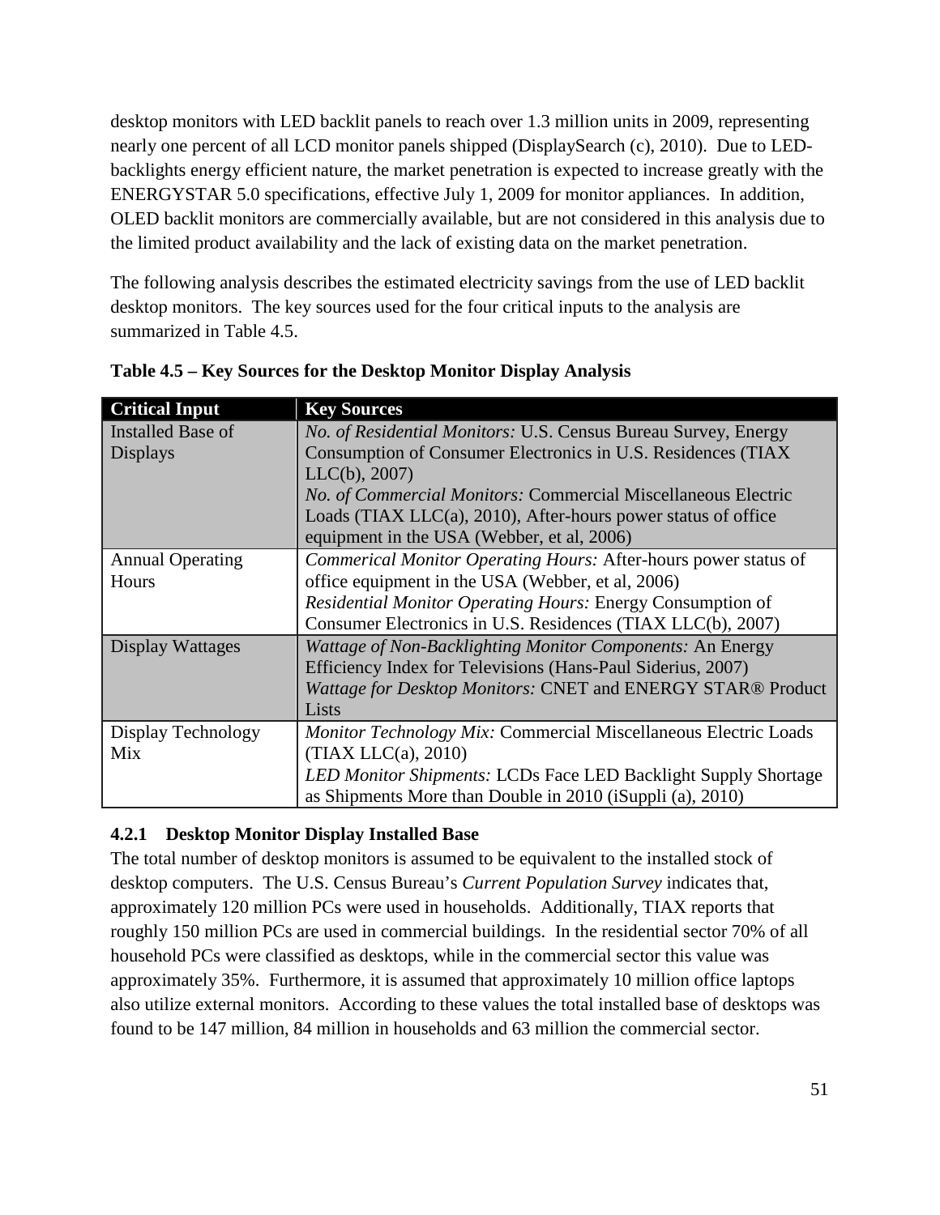desktop monitors with LED backlit panels to reach over 1.3 million units in 2009, representing nearly one percent of all LCD monitor panels shipped (DisplaySearch (c), 2010). Due to LED-backlights energy efficient nature, the market penetration is expected to increase greatly with the ENERGYSTAR 5.0 specifications, effective July 1, 2009 for monitor appliances. In addition, OLED backlit monitors are commercially available, but are not considered in this analysis due to the limited product availability and the lack of existing data on the market penetration.

The following analysis describes the estimated electricity savings from the use of LED backlit desktop monitors. The key sources used for the four critical inputs to the analysis are summarized in Table 4.5.

**Table 4.5 – Key Sources for the Desktop Monitor Display Analysis**

| Critical Input | Key Sources |
|---|---|
| Installed Base of Displays | *No. of Residential Monitors:* U.S. Census Bureau Survey, Energy Consumption of Consumer Electronics in U.S. Residences (TIAX LLC(b), 2007)<br>*No. of Commercial Monitors:* Commercial Miscellaneous Electric Loads (TIAX LLC(a), 2010), After-hours power status of office equipment in the USA (Webber, et al, 2006) |
| Annual Operating Hours | *Commerical Monitor Operating Hours:* After-hours power status of office equipment in the USA (Webber, et al, 2006)<br>*Residential Monitor Operating Hours:* Energy Consumption of Consumer Electronics in U.S. Residences (TIAX LLC(b), 2007) |
| Display Wattages | *Wattage of Non-Backlighting Monitor Components:* An Energy Efficiency Index for Televisions (Hans-Paul Siderius, 2007)<br>*Wattage for Desktop Monitors:* CNET and ENERGY STAR® Product Lists |
| Display Technology Mix | *Monitor Technology Mix:* Commercial Miscellaneous Electric Loads (TIAX LLC(a), 2010)<br>*LED Monitor Shipments:* LCDs Face LED Backlight Supply Shortage as Shipments More than Double in 2010 (iSuppli (a), 2010) |

### 4.2.1 Desktop Monitor Display Installed Base

The total number of desktop monitors is assumed to be equivalent to the installed stock of desktop computers. The U.S. Census Bureau's *Current Population Survey* indicates that, approximately 120 million PCs were used in households. Additionally, TIAX reports that roughly 150 million PCs are used in commercial buildings. In the residential sector 70% of all household PCs were classified as desktops, while in the commercial sector this value was approximately 35%. Furthermore, it is assumed that approximately 10 million office laptops also utilize external monitors. According to these values the total installed base of desktops was found to be 147 million, 84 million in households and 63 million the commercial sector.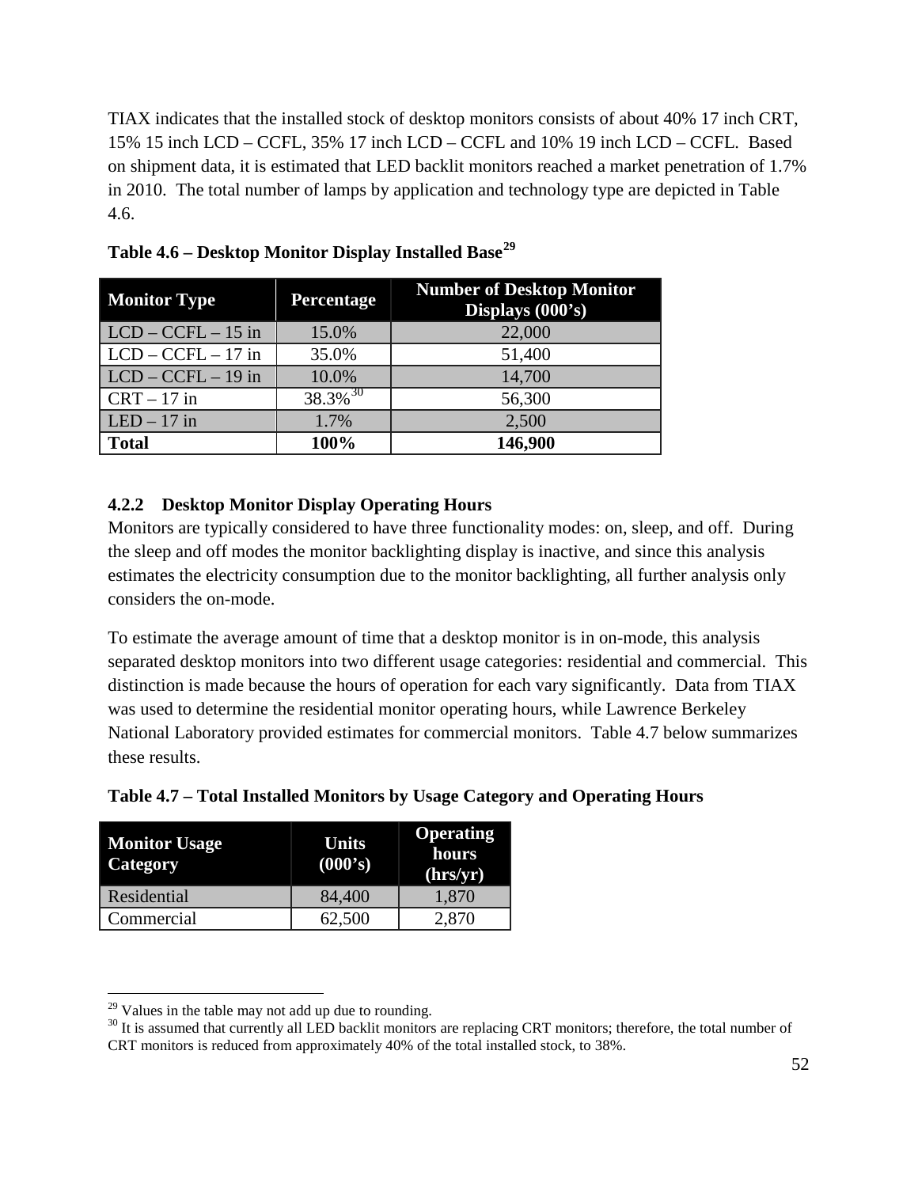TIAX indicates that the installed stock of desktop monitors consists of about 40% 17 inch CRT, 15% 15 inch LCD – CCFL, 35% 17 inch LCD – CCFL and 10% 19 inch LCD – CCFL. Based on shipment data, it is estimated that LED backlit monitors reached a market penetration of 1.7% in 2010. The total number of lamps by application and technology type are depicted in Table 4.6.

**Table 4.6 – Desktop Monitor Display Installed Base[29]**

| Monitor Type | Percentage | Number of Desktop Monitor Displays (000's) |
|---|---|---|
| LCD – CCFL – 15 in | 15.0% | 22,000 |
| LCD – CCFL – 17 in | 35.0% | 51,400 |
| LCD – CCFL – 19 in | 10.0% | 14,700 |
| CRT – 17 in | 38.3%[30] | 56,300 |
| LED – 17 in | 1.7% | 2,500 |
| **Total** | **100%** | **146,900** |

### 4.2.2 Desktop Monitor Display Operating Hours

Monitors are typically considered to have three functionality modes: on, sleep, and off. During the sleep and off modes the monitor backlighting display is inactive, and since this analysis estimates the electricity consumption due to the monitor backlighting, all further analysis only considers the on-mode.

To estimate the average amount of time that a desktop monitor is in on-mode, this analysis separated desktop monitors into two different usage categories: residential and commercial. This distinction is made because the hours of operation for each vary significantly. Data from TIAX was used to determine the residential monitor operating hours, while Lawrence Berkeley National Laboratory provided estimates for commercial monitors. Table 4.7 below summarizes these results.

**Table 4.7 – Total Installed Monitors by Usage Category and Operating Hours**

| Monitor Usage Category | Units (000's) | Operating hours (hrs/yr) |
|---|---|---|
| Residential | 84,400 | 1,870 |
| Commercial | 62,500 | 2,870 |

[29] Values in the table may not add up due to rounding.

[30] It is assumed that currently all LED backlit monitors are replacing CRT monitors; therefore, the total number of CRT monitors is reduced from approximately 40% of the total installed stock, to 38%.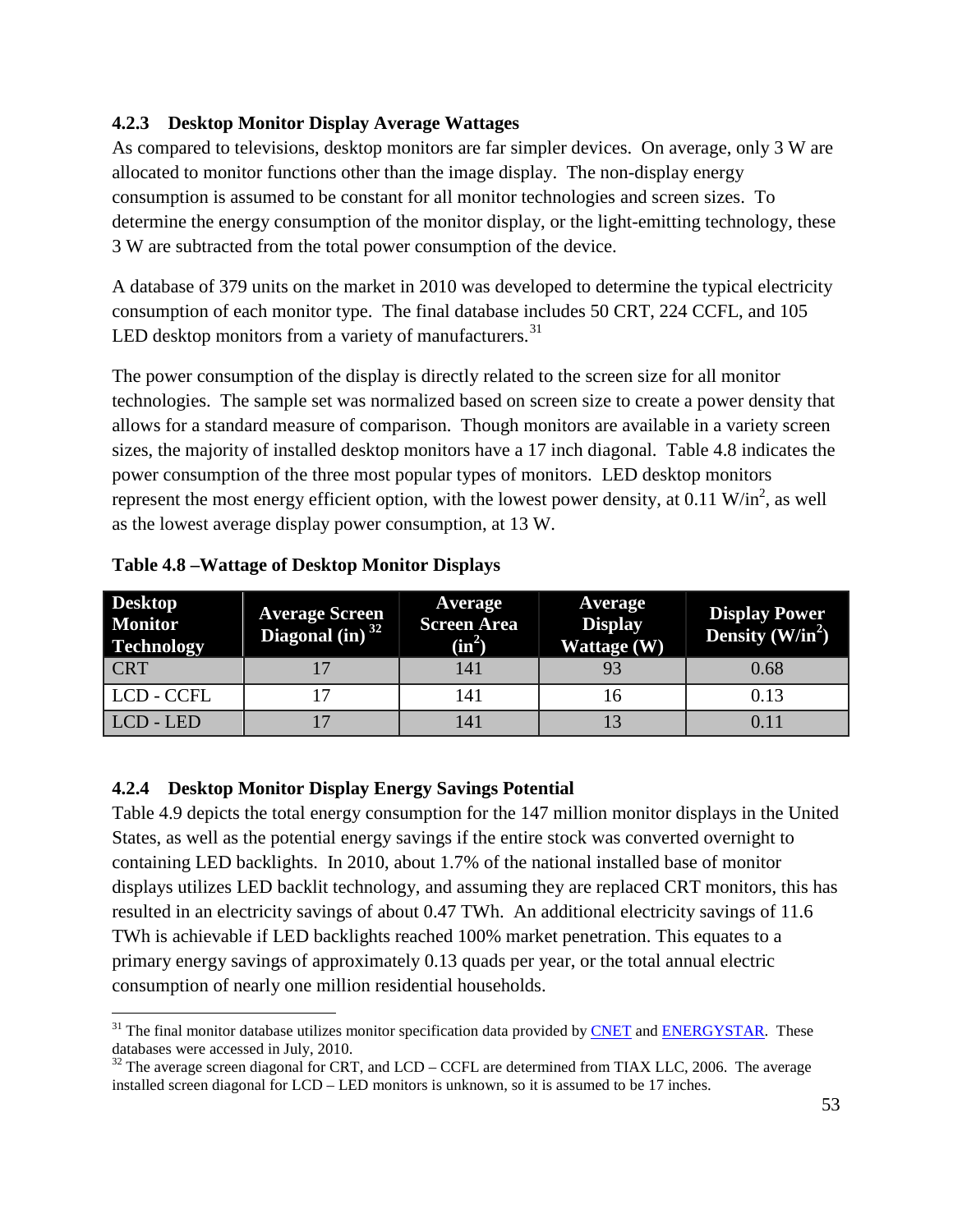### 4.2.3 Desktop Monitor Display Average Wattages

As compared to televisions, desktop monitors are far simpler devices. On average, only 3 W are allocated to monitor functions other than the image display. The non-display energy consumption is assumed to be constant for all monitor technologies and screen sizes. To determine the energy consumption of the monitor display, or the light-emitting technology, these 3 W are subtracted from the total power consumption of the device.

A database of 379 units on the market in 2010 was developed to determine the typical electricity consumption of each monitor type. The final database includes 50 CRT, 224 CCFL, and 105 LED desktop monitors from a variety of manufacturers.[31]

The power consumption of the display is directly related to the screen size for all monitor technologies. The sample set was normalized based on screen size to create a power density that allows for a standard measure of comparison. Though monitors are available in a variety screen sizes, the majority of installed desktop monitors have a 17 inch diagonal. Table 4.8 indicates the power consumption of the three most popular types of monitors. LED desktop monitors represent the most energy efficient option, with the lowest power density, at 0.11 $W/in^2$, as well as the lowest average display power consumption, at 13 W.

**Table 4.8 –Wattage of Desktop Monitor Displays**

| Desktop Monitor Technology | Average Screen Diagonal (in) [32] | Average Screen Area ($in^2$) | Average Display Wattage (W) | Display Power Density ($W/in^2$) |
|---|---|---|---|---|
| CRT | 17 | 141 | 93 | 0.68 |
| LCD - CCFL | 17 | 141 | 16 | 0.13 |
| LCD - LED | 17 | 141 | 13 | 0.11 |

### 4.2.4 Desktop Monitor Display Energy Savings Potential

Table 4.9 depicts the total energy consumption for the 147 million monitor displays in the United States, as well as the potential energy savings if the entire stock was converted overnight to containing LED backlights. In 2010, about 1.7% of the national installed base of monitor displays utilizes LED backlit technology, and assuming they are replaced CRT monitors, this has resulted in an electricity savings of about 0.47 TWh. An additional electricity savings of 11.6 TWh is achievable if LED backlights reached 100% market penetration. This equates to a primary energy savings of approximately 0.13 quads per year, or the total annual electric consumption of nearly one million residential households.

[31] The final monitor database utilizes monitor specification data provided by CNET and ENERGYSTAR. These databases were accessed in July, 2010.

[32] The average screen diagonal for CRT, and LCD – CCFL are determined from TIAX LLC, 2006. The average installed screen diagonal for LCD – LED monitors is unknown, so it is assumed to be 17 inches.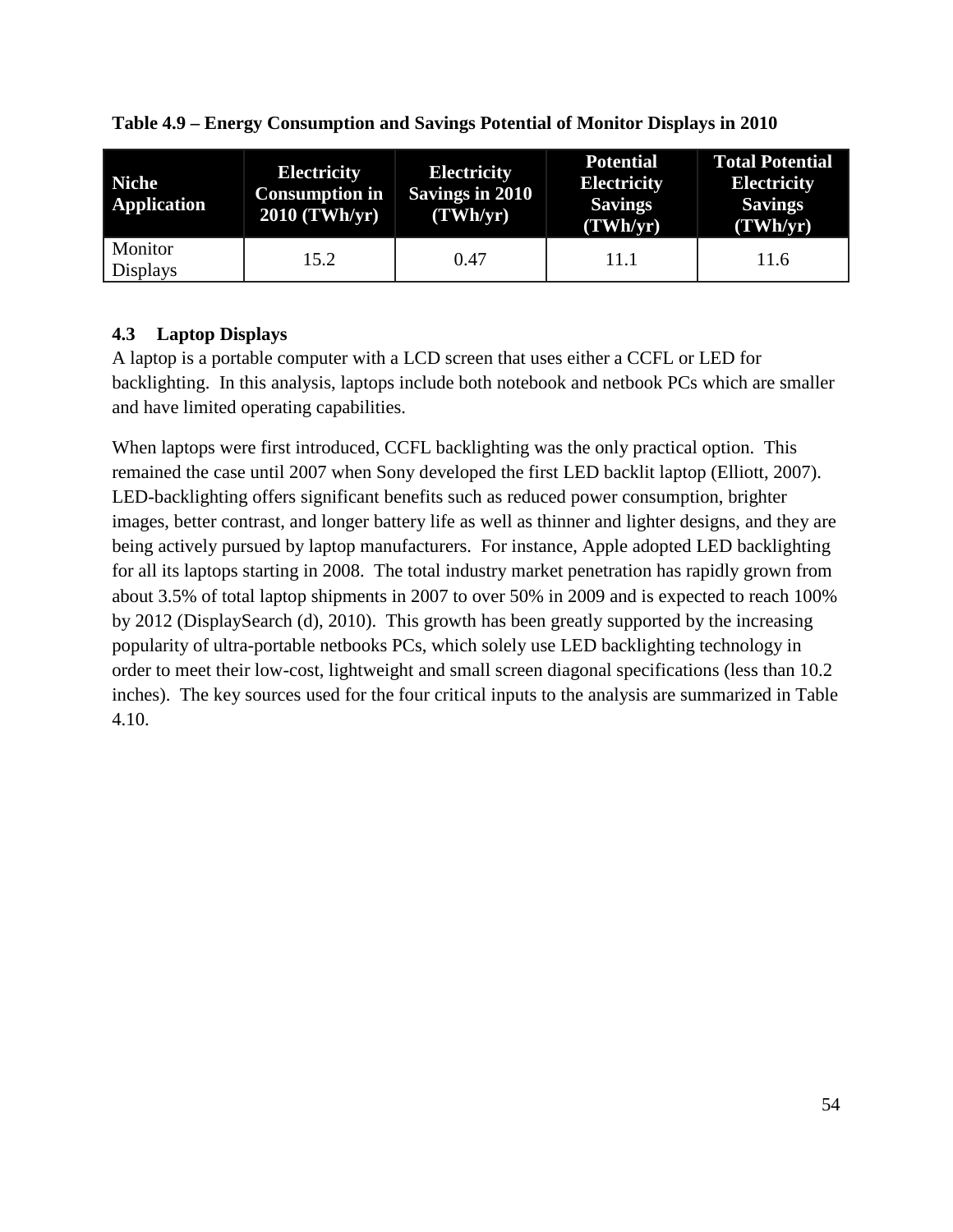**Table 4.9 – Energy Consumption and Savings Potential of Monitor Displays in 2010**

| Niche Application | Electricity Consumption in 2010 (TWh/yr) | Electricity Savings in 2010 (TWh/yr) | Potential Electricity Savings (TWh/yr) | Total Potential Electricity Savings (TWh/yr) |
|---|---|---|---|---|
| Monitor Displays | 15.2 | 0.47 | 11.1 | 11.6 |

### 4.3 Laptop Displays

A laptop is a portable computer with a LCD screen that uses either a CCFL or LED for backlighting. In this analysis, laptops include both notebook and netbook PCs which are smaller and have limited operating capabilities.

When laptops were first introduced, CCFL backlighting was the only practical option. This remained the case until 2007 when Sony developed the first LED backlit laptop (Elliott, 2007). LED-backlighting offers significant benefits such as reduced power consumption, brighter images, better contrast, and longer battery life as well as thinner and lighter designs, and they are being actively pursued by laptop manufacturers. For instance, Apple adopted LED backlighting for all its laptops starting in 2008. The total industry market penetration has rapidly grown from about 3.5% of total laptop shipments in 2007 to over 50% in 2009 and is expected to reach 100% by 2012 (DisplaySearch (d), 2010). This growth has been greatly supported by the increasing popularity of ultra-portable netbooks PCs, which solely use LED backlighting technology in order to meet their low-cost, lightweight and small screen diagonal specifications (less than 10.2 inches). The key sources used for the four critical inputs to the analysis are summarized in Table 4.10.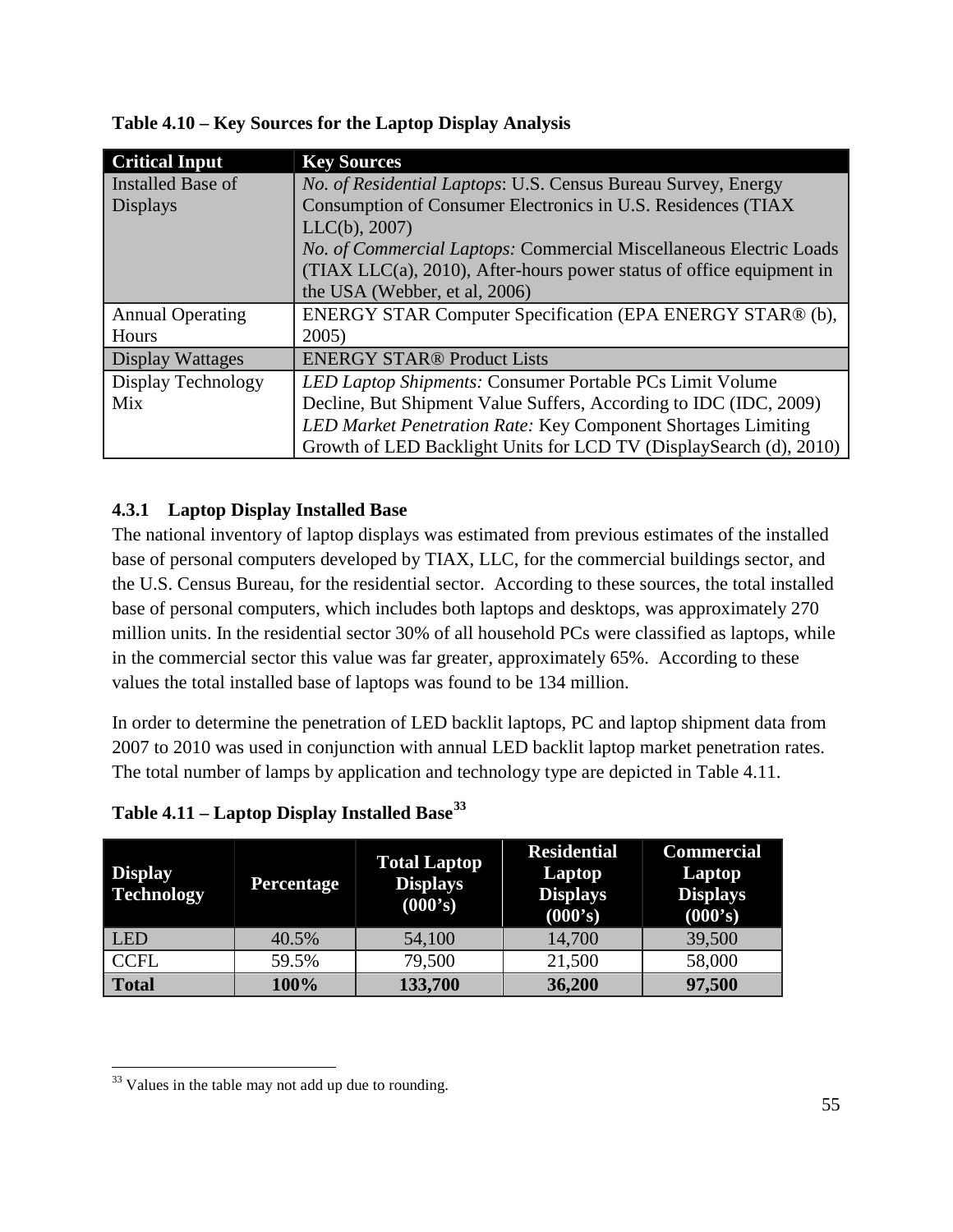**Table 4.10 – Key Sources for the Laptop Display Analysis**

| Critical Input | Key Sources |
|---|---|
| Installed Base of Displays | *No. of Residential Laptops*: U.S. Census Bureau Survey, Energy Consumption of Consumer Electronics in U.S. Residences (TIAX LLC(b), 2007)<br>*No. of Commercial Laptops:* Commercial Miscellaneous Electric Loads (TIAX LLC(a), 2010), After-hours power status of office equipment in the USA (Webber, et al, 2006) |
| Annual Operating Hours | ENERGY STAR Computer Specification (EPA ENERGY STAR® (b), 2005) |
| Display Wattages | ENERGY STAR® Product Lists |
| Display Technology Mix | *LED Laptop Shipments:* Consumer Portable PCs Limit Volume Decline, But Shipment Value Suffers, According to IDC (IDC, 2009)<br>*LED Market Penetration Rate:* Key Component Shortages Limiting Growth of LED Backlight Units for LCD TV (DisplaySearch (d), 2010) |

### 4.3.1 Laptop Display Installed Base

The national inventory of laptop displays was estimated from previous estimates of the installed base of personal computers developed by TIAX, LLC, for the commercial buildings sector, and the U.S. Census Bureau, for the residential sector. According to these sources, the total installed base of personal computers, which includes both laptops and desktops, was approximately 270 million units. In the residential sector 30% of all household PCs were classified as laptops, while in the commercial sector this value was far greater, approximately 65%. According to these values the total installed base of laptops was found to be 134 million.

In order to determine the penetration of LED backlit laptops, PC and laptop shipment data from 2007 to 2010 was used in conjunction with annual LED backlit laptop market penetration rates. The total number of lamps by application and technology type are depicted in Table 4.11.

**Table 4.11 – Laptop Display Installed Base[33]**

| Display Technology | Percentage | Total Laptop Displays (000's) | Residential Laptop Displays (000's) | Commercial Laptop Displays (000's) |
|---|---|---|---|---|
| LED | 40.5% | 54,100 | 14,700 | 39,500 |
| CCFL | 59.5% | 79,500 | 21,500 | 58,000 |
| **Total** | **100%** | **133,700** | **36,200** | **97,500** |

[33] Values in the table may not add up due to rounding.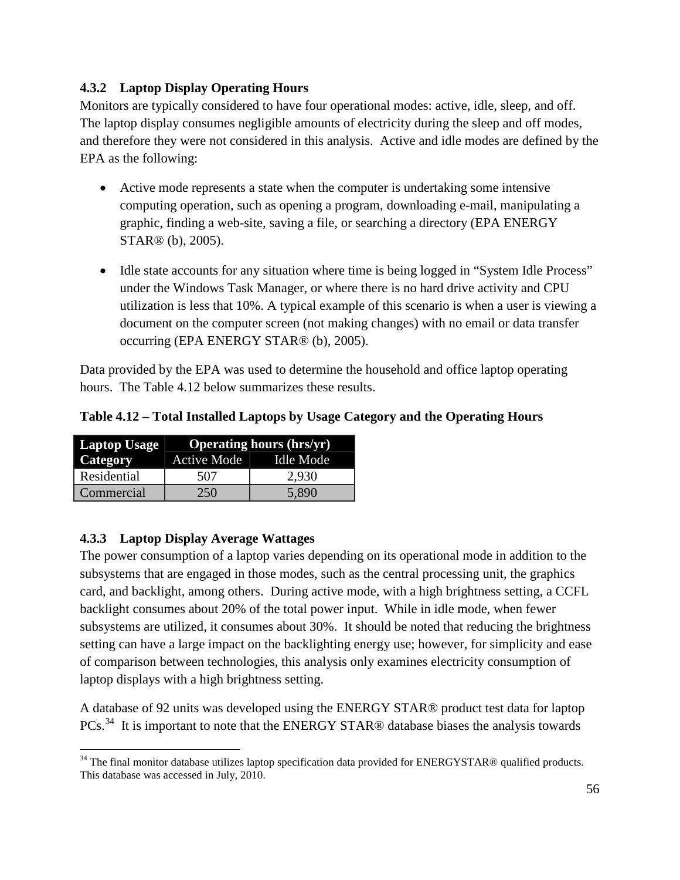### 4.3.2 Laptop Display Operating Hours

Monitors are typically considered to have four operational modes: active, idle, sleep, and off. The laptop display consumes negligible amounts of electricity during the sleep and off modes, and therefore they were not considered in this analysis. Active and idle modes are defined by the EPA as the following:

- Active mode represents a state when the computer is undertaking some intensive computing operation, such as opening a program, downloading e-mail, manipulating a graphic, finding a web-site, saving a file, or searching a directory (EPA ENERGY STAR® (b), 2005).
- Idle state accounts for any situation where time is being logged in "System Idle Process" under the Windows Task Manager, or where there is no hard drive activity and CPU utilization is less that 10%. A typical example of this scenario is when a user is viewing a document on the computer screen (not making changes) with no email or data transfer occurring (EPA ENERGY STAR® (b), 2005).

Data provided by the EPA was used to determine the household and office laptop operating hours. The Table 4.12 below summarizes these results.

**Table 4.12 – Total Installed Laptops by Usage Category and the Operating Hours**

| Laptop Usage Category | Operating hours (hrs/yr) | |
|---|---|---|
| | Active Mode | Idle Mode |
| Residential | 507 | 2,930 |
| Commercial | 250 | 5,890 |

### 4.3.3 Laptop Display Average Wattages

The power consumption of a laptop varies depending on its operational mode in addition to the subsystems that are engaged in those modes, such as the central processing unit, the graphics card, and backlight, among others. During active mode, with a high brightness setting, a CCFL backlight consumes about 20% of the total power input. While in idle mode, when fewer subsystems are utilized, it consumes about 30%. It should be noted that reducing the brightness setting can have a large impact on the backlighting energy use; however, for simplicity and ease of comparison between technologies, this analysis only examines electricity consumption of laptop displays with a high brightness setting.

A database of 92 units was developed using the ENERGY STAR® product test data for laptop PCs.[34] It is important to note that the ENERGY STAR® database biases the analysis towards

[34] The final monitor database utilizes laptop specification data provided for ENERGYSTAR® qualified products. This database was accessed in July, 2010.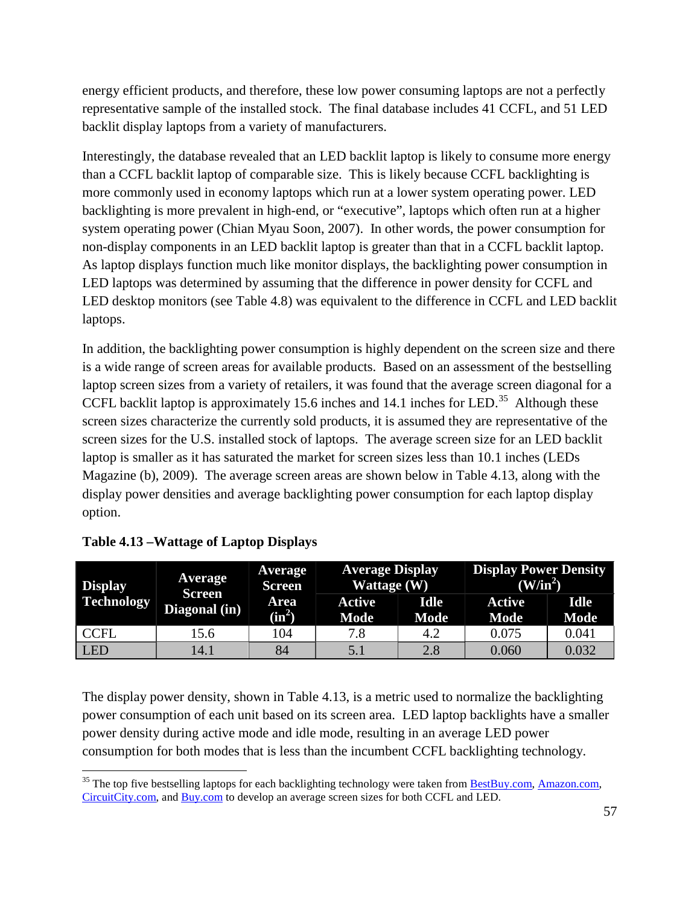energy efficient products, and therefore, these low power consuming laptops are not a perfectly representative sample of the installed stock. The final database includes 41 CCFL, and 51 LED backlit display laptops from a variety of manufacturers.

Interestingly, the database revealed that an LED backlit laptop is likely to consume more energy than a CCFL backlit laptop of comparable size. This is likely because CCFL backlighting is more commonly used in economy laptops which run at a lower system operating power. LED backlighting is more prevalent in high-end, or "executive", laptops which often run at a higher system operating power (Chian Myau Soon, 2007). In other words, the power consumption for non-display components in an LED backlit laptop is greater than that in a CCFL backlit laptop. As laptop displays function much like monitor displays, the backlighting power consumption in LED laptops was determined by assuming that the difference in power density for CCFL and LED desktop monitors (see Table 4.8) was equivalent to the difference in CCFL and LED backlit laptops.

In addition, the backlighting power consumption is highly dependent on the screen size and there is a wide range of screen areas for available products. Based on an assessment of the bestselling laptop screen sizes from a variety of retailers, it was found that the average screen diagonal for a CCFL backlit laptop is approximately 15.6 inches and 14.1 inches for LED.[35] Although these screen sizes characterize the currently sold products, it is assumed they are representative of the screen sizes for the U.S. installed stock of laptops. The average screen size for an LED backlit laptop is smaller as it has saturated the market for screen sizes less than 10.1 inches (LEDs Magazine (b), 2009). The average screen areas are shown below in Table 4.13, along with the display power densities and average backlighting power consumption for each laptop display option.

**Table 4.13 –Wattage of Laptop Displays**

| Display Technology | Average Screen Diagonal (in) | Average Screen Area ($in^2$) | Average Display Wattage (W) | | Display Power Density ($W/in^2$) | |
|---|---|---|---|---|---|---|
| | | | Active Mode | Idle Mode | Active Mode | Idle Mode |
| CCFL | 15.6 | 104 | 7.8 | 4.2 | 0.075 | 0.041 |
| LED | 14.1 | 84 | 5.1 | 2.8 | 0.060 | 0.032 |

The display power density, shown in Table 4.13, is a metric used to normalize the backlighting power consumption of each unit based on its screen area. LED laptop backlights have a smaller power density during active mode and idle mode, resulting in an average LED power consumption for both modes that is less than the incumbent CCFL backlighting technology.

[35] The top five bestselling laptops for each backlighting technology were taken from BestBuy.com, Amazon.com, CircuitCity.com, and Buy.com to develop an average screen sizes for both CCFL and LED.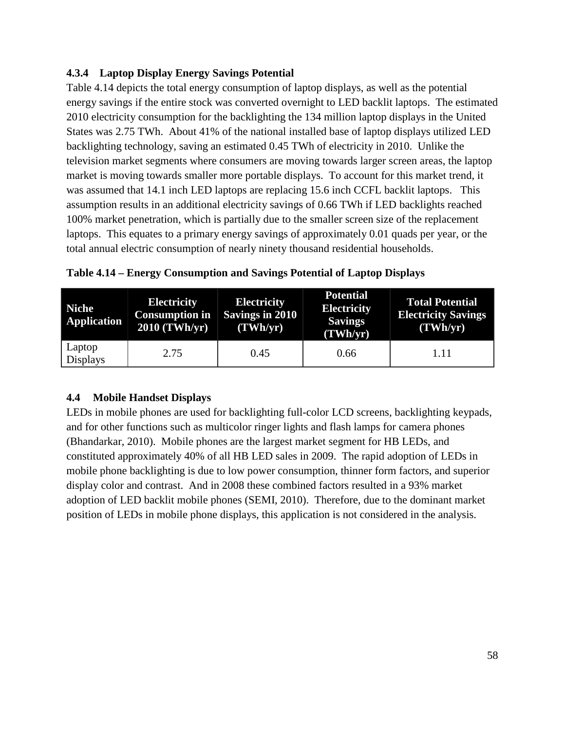### 4.3.4 Laptop Display Energy Savings Potential

Table 4.14 depicts the total energy consumption of laptop displays, as well as the potential energy savings if the entire stock was converted overnight to LED backlit laptops. The estimated 2010 electricity consumption for the backlighting the 134 million laptop displays in the United States was 2.75 TWh. About 41% of the national installed base of laptop displays utilized LED backlighting technology, saving an estimated 0.45 TWh of electricity in 2010. Unlike the television market segments where consumers are moving towards larger screen areas, the laptop market is moving towards smaller more portable displays. To account for this market trend, it was assumed that 14.1 inch LED laptops are replacing 15.6 inch CCFL backlit laptops. This assumption results in an additional electricity savings of 0.66 TWh if LED backlights reached 100% market penetration, which is partially due to the smaller screen size of the replacement laptops. This equates to a primary energy savings of approximately 0.01 quads per year, or the total annual electric consumption of nearly ninety thousand residential households.

**Table 4.14 – Energy Consumption and Savings Potential of Laptop Displays**

| Niche Application | Electricity Consumption in 2010 (TWh/yr) | Electricity Savings in 2010 (TWh/yr) | Potential Electricity Savings (TWh/yr) | Total Potential Electricity Savings (TWh/yr) |
|---|---|---|---|---|
| Laptop Displays | 2.75 | 0.45 | 0.66 | 1.11 |

## 4.4 Mobile Handset Displays

LEDs in mobile phones are used for backlighting full-color LCD screens, backlighting keypads, and for other functions such as multicolor ringer lights and flash lamps for camera phones (Bhandarkar, 2010). Mobile phones are the largest market segment for HB LEDs, and constituted approximately 40% of all HB LED sales in 2009. The rapid adoption of LEDs in mobile phone backlighting is due to low power consumption, thinner form factors, and superior display color and contrast. And in 2008 these combined factors resulted in a 93% market adoption of LED backlit mobile phones (SEMI, 2010). Therefore, due to the dominant market position of LEDs in mobile phone displays, this application is not considered in the analysis.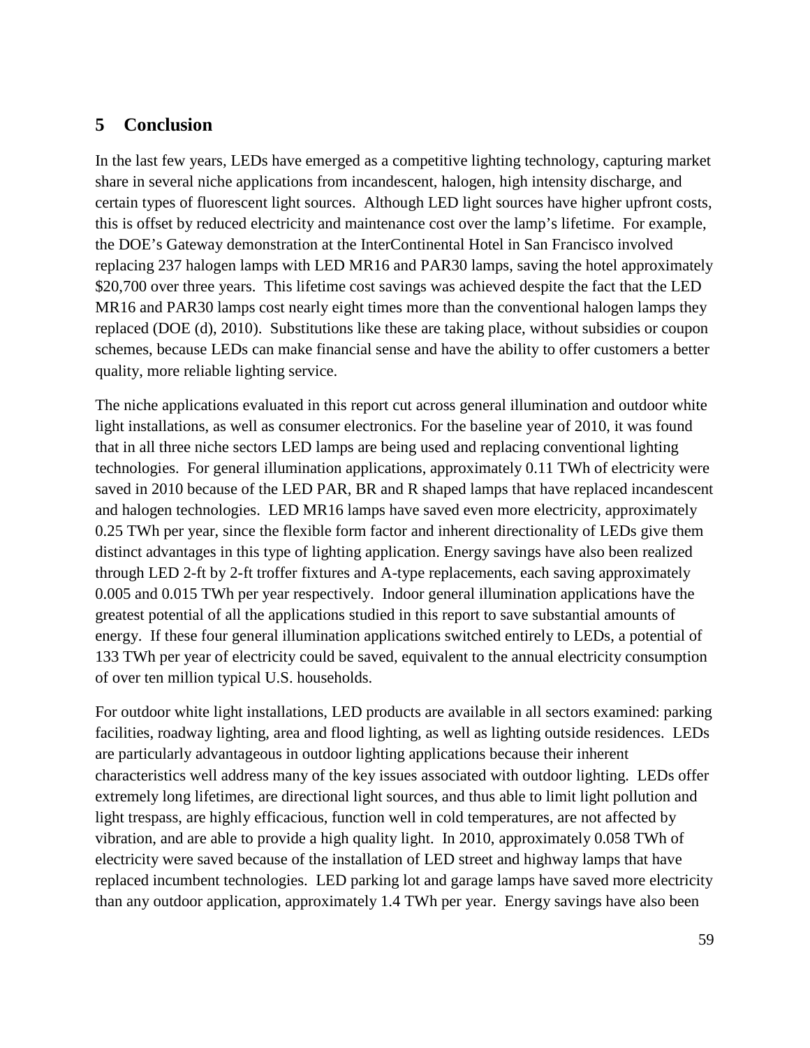# 5 Conclusion

In the last few years, LEDs have emerged as a competitive lighting technology, capturing market share in several niche applications from incandescent, halogen, high intensity discharge, and certain types of fluorescent light sources. Although LED light sources have higher upfront costs, this is offset by reduced electricity and maintenance cost over the lamp's lifetime. For example, the DOE's Gateway demonstration at the InterContinental Hotel in San Francisco involved replacing 237 halogen lamps with LED MR16 and PAR30 lamps, saving the hotel approximately $20,700 over three years. This lifetime cost savings was achieved despite the fact that the LED MR16 and PAR30 lamps cost nearly eight times more than the conventional halogen lamps they replaced (DOE (d), 2010). Substitutions like these are taking place, without subsidies or coupon schemes, because LEDs can make financial sense and have the ability to offer customers a better quality, more reliable lighting service.

The niche applications evaluated in this report cut across general illumination and outdoor white light installations, as well as consumer electronics. For the baseline year of 2010, it was found that in all three niche sectors LED lamps are being used and replacing conventional lighting technologies. For general illumination applications, approximately 0.11 TWh of electricity were saved in 2010 because of the LED PAR, BR and R shaped lamps that have replaced incandescent and halogen technologies. LED MR16 lamps have saved even more electricity, approximately 0.25 TWh per year, since the flexible form factor and inherent directionality of LEDs give them distinct advantages in this type of lighting application. Energy savings have also been realized through LED 2-ft by 2-ft troffer fixtures and A-type replacements, each saving approximately 0.005 and 0.015 TWh per year respectively. Indoor general illumination applications have the greatest potential of all the applications studied in this report to save substantial amounts of energy. If these four general illumination applications switched entirely to LEDs, a potential of 133 TWh per year of electricity could be saved, equivalent to the annual electricity consumption of over ten million typical U.S. households.

For outdoor white light installations, LED products are available in all sectors examined: parking facilities, roadway lighting, area and flood lighting, as well as lighting outside residences. LEDs are particularly advantageous in outdoor lighting applications because their inherent characteristics well address many of the key issues associated with outdoor lighting. LEDs offer extremely long lifetimes, are directional light sources, and thus able to limit light pollution and light trespass, are highly efficacious, function well in cold temperatures, are not affected by vibration, and are able to provide a high quality light. In 2010, approximately 0.058 TWh of electricity were saved because of the installation of LED street and highway lamps that have replaced incumbent technologies. LED parking lot and garage lamps have saved more electricity than any outdoor application, approximately 1.4 TWh per year. Energy savings have also been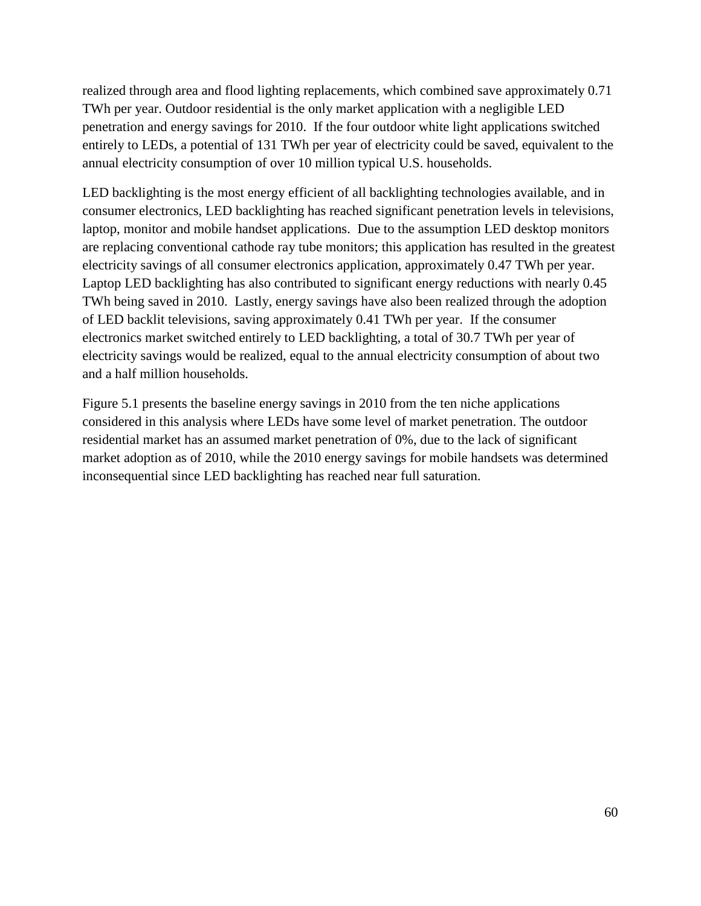realized through area and flood lighting replacements, which combined save approximately 0.71 TWh per year. Outdoor residential is the only market application with a negligible LED penetration and energy savings for 2010. If the four outdoor white light applications switched entirely to LEDs, a potential of 131 TWh per year of electricity could be saved, equivalent to the annual electricity consumption of over 10 million typical U.S. households.

LED backlighting is the most energy efficient of all backlighting technologies available, and in consumer electronics, LED backlighting has reached significant penetration levels in televisions, laptop, monitor and mobile handset applications. Due to the assumption LED desktop monitors are replacing conventional cathode ray tube monitors; this application has resulted in the greatest electricity savings of all consumer electronics application, approximately 0.47 TWh per year. Laptop LED backlighting has also contributed to significant energy reductions with nearly 0.45 TWh being saved in 2010. Lastly, energy savings have also been realized through the adoption of LED backlit televisions, saving approximately 0.41 TWh per year. If the consumer electronics market switched entirely to LED backlighting, a total of 30.7 TWh per year of electricity savings would be realized, equal to the annual electricity consumption of about two and a half million households.

Figure 5.1 presents the baseline energy savings in 2010 from the ten niche applications considered in this analysis where LEDs have some level of market penetration. The outdoor residential market has an assumed market penetration of 0%, due to the lack of significant market adoption as of 2010, while the 2010 energy savings for mobile handsets was determined inconsequential since LED backlighting has reached near full saturation.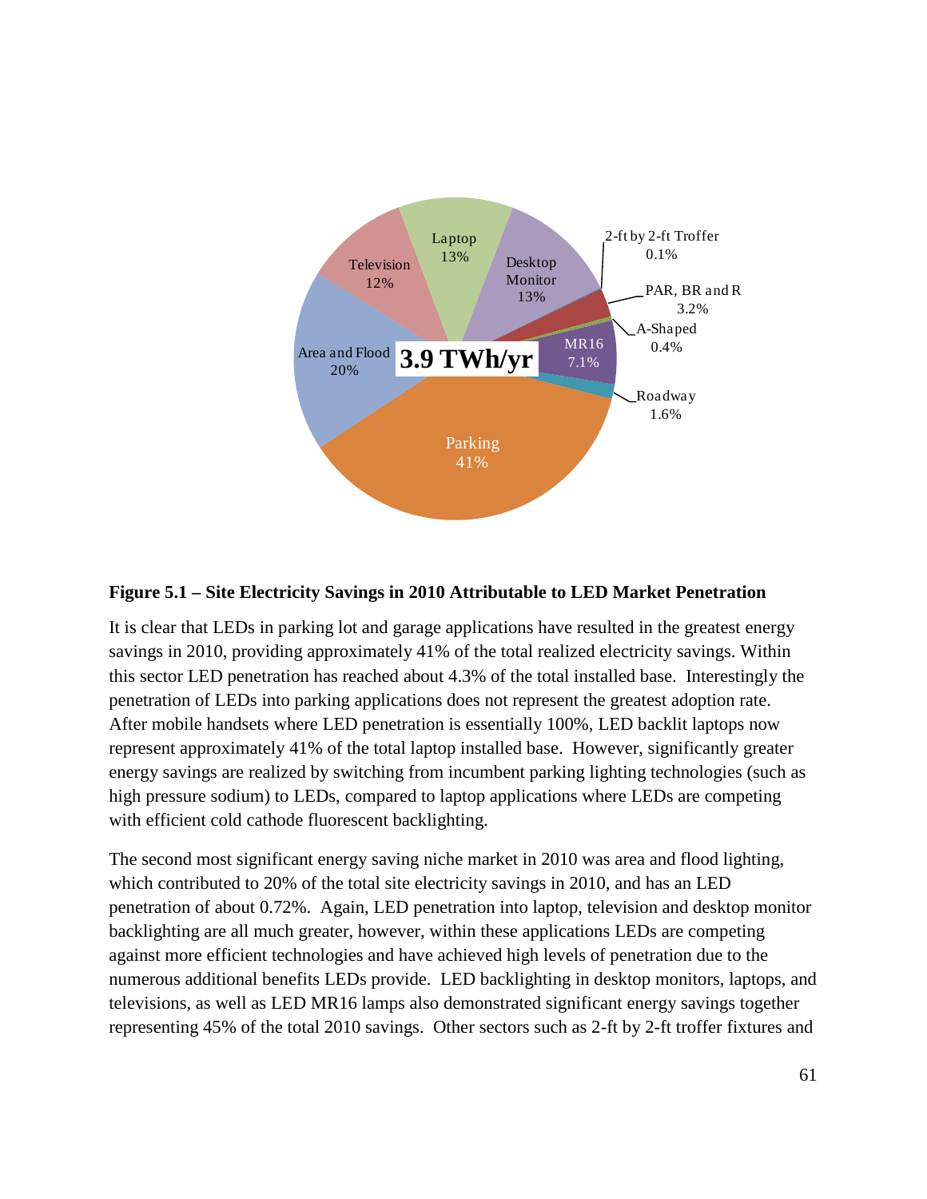**Figure 5.1 – Site Electricity Savings in 2010 Attributable to LED Market Penetration**

It is clear that LEDs in parking lot and garage applications have resulted in the greatest energy savings in 2010, providing approximately 41% of the total realized electricity savings. Within this sector LED penetration has reached about 4.3% of the total installed base. Interestingly the penetration of LEDs into parking applications does not represent the greatest adoption rate. After mobile handsets where LED penetration is essentially 100%, LED backlit laptops now represent approximately 41% of the total laptop installed base. However, significantly greater energy savings are realized by switching from incumbent parking lighting technologies (such as high pressure sodium) to LEDs, compared to laptop applications where LEDs are competing with efficient cold cathode fluorescent backlighting.

The second most significant energy saving niche market in 2010 was area and flood lighting, which contributed to 20% of the total site electricity savings in 2010, and has an LED penetration of about 0.72%. Again, LED penetration into laptop, television and desktop monitor backlighting are all much greater, however, within these applications LEDs are competing against more efficient technologies and have achieved high levels of penetration due to the numerous additional benefits LEDs provide. LED backlighting in desktop monitors, laptops, and televisions, as well as LED MR16 lamps also demonstrated significant energy savings together representing 45% of the total 2010 savings. Other sectors such as 2-ft by 2-ft troffer fixtures and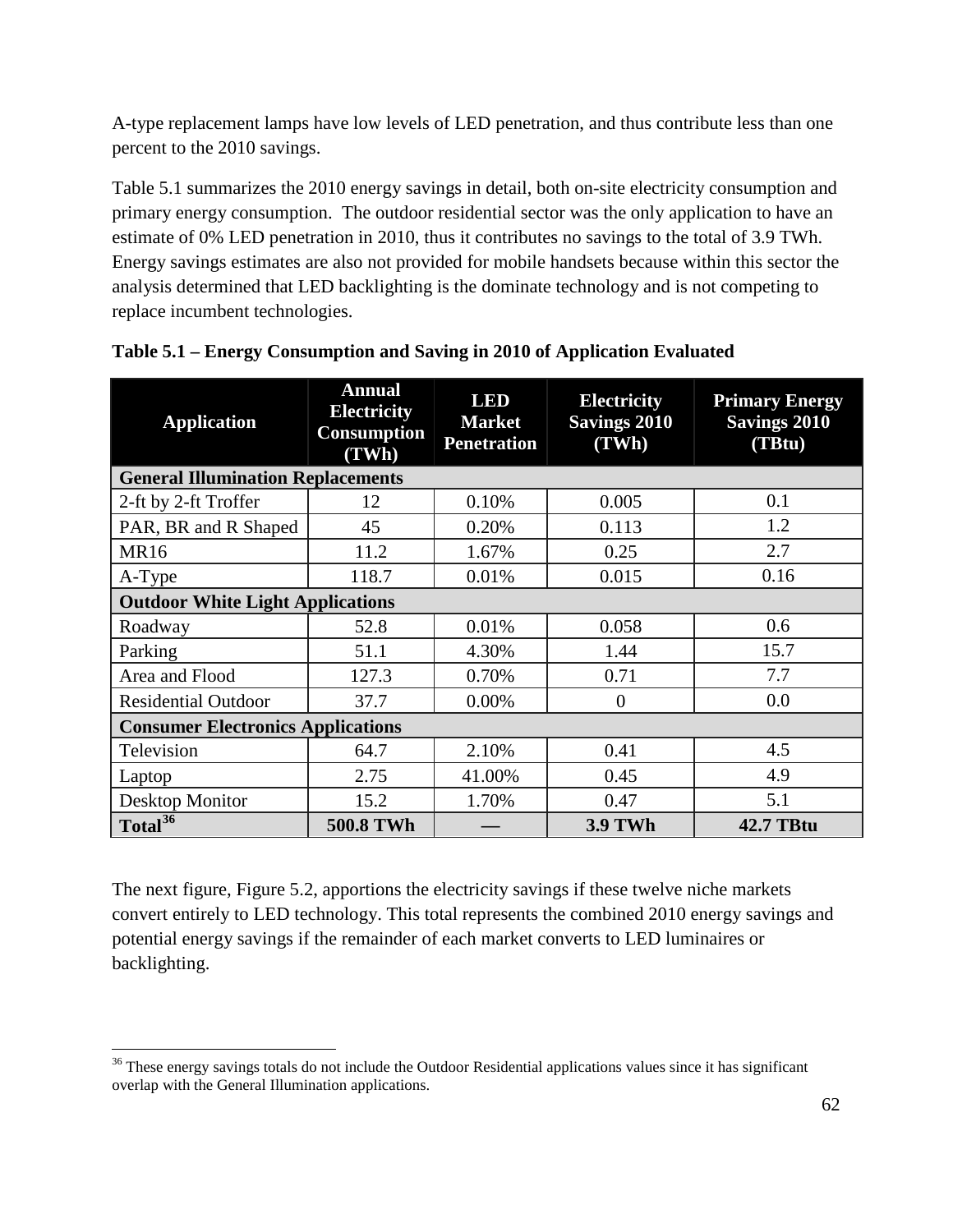A-type replacement lamps have low levels of LED penetration, and thus contribute less than one percent to the 2010 savings.

Table 5.1 summarizes the 2010 energy savings in detail, both on-site electricity consumption and primary energy consumption. The outdoor residential sector was the only application to have an estimate of 0% LED penetration in 2010, thus it contributes no savings to the total of 3.9 TWh. Energy savings estimates are also not provided for mobile handsets because within this sector the analysis determined that LED backlighting is the dominate technology and is not competing to replace incumbent technologies.

**Table 5.1 – Energy Consumption and Saving in 2010 of Application Evaluated**

| Application | Annual Electricity Consumption (TWh) | LED Market Penetration | Electricity Savings 2010 (TWh) | Primary Energy Savings 2010 (TBtu) |
|---|---|---|---|---|
| **General Illumination Replacements** | | | | |
| 2-ft by 2-ft Troffer | 12 | 0.10% | 0.005 | 0.1 |
| PAR, BR and R Shaped | 45 | 0.20% | 0.113 | 1.2 |
| MR16 | 11.2 | 1.67% | 0.25 | 2.7 |
| A-Type | 118.7 | 0.01% | 0.015 | 0.16 |
| **Outdoor White Light Applications** | | | | |
| Roadway | 52.8 | 0.01% | 0.058 | 0.6 |
| Parking | 51.1 | 4.30% | 1.44 | 15.7 |
| Area and Flood | 127.3 | 0.70% | 0.71 | 7.7 |
| Residential Outdoor | 37.7 | 0.00% | 0 | 0.0 |
| **Consumer Electronics Applications** | | | | |
| Television | 64.7 | 2.10% | 0.41 | 4.5 |
| Laptop | 2.75 | 41.00% | 0.45 | 4.9 |
| Desktop Monitor | 15.2 | 1.70% | 0.47 | 5.1 |
| **Total[36]** | **500.8 TWh** | — | **3.9 TWh** | **42.7 TBtu** |

The next figure, Figure 5.2, apportions the electricity savings if these twelve niche markets convert entirely to LED technology. This total represents the combined 2010 energy savings and potential energy savings if the remainder of each market converts to LED luminaires or backlighting.

[36] These energy savings totals do not include the Outdoor Residential applications values since it has significant overlap with the General Illumination applications.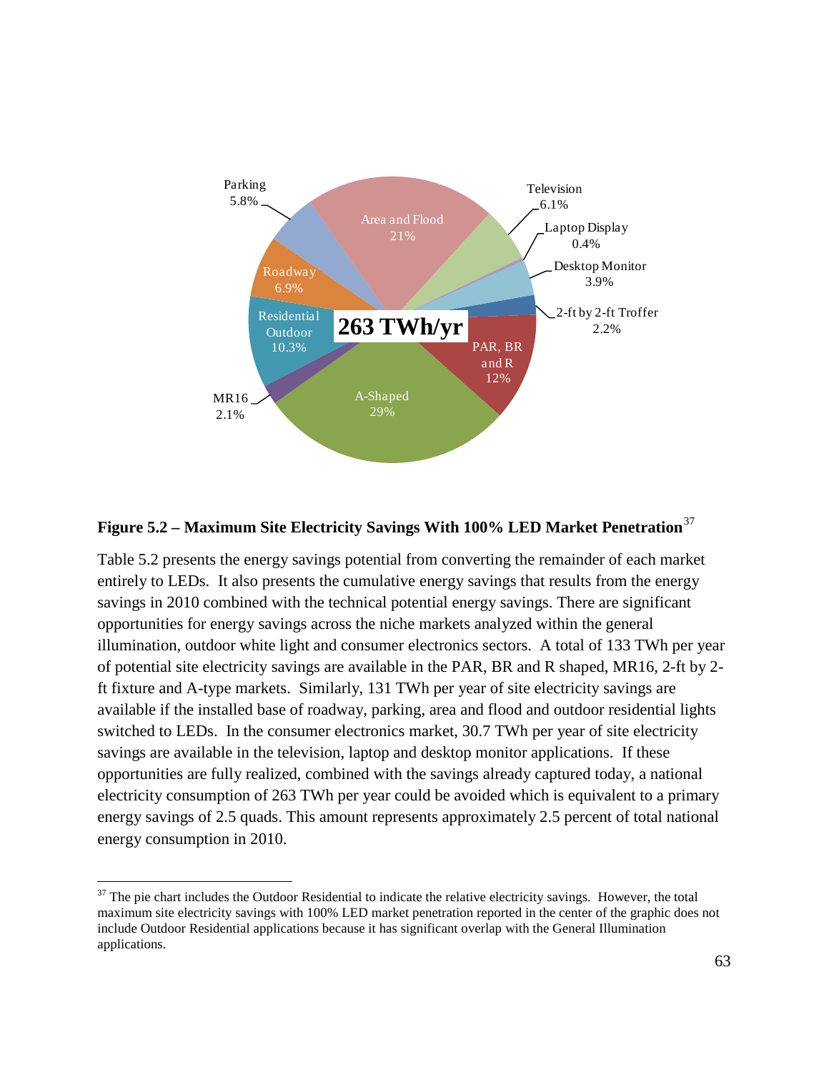Parking 5.8%

Area and Flood 21%

Television 6.1%

Laptop Display 0.4%

Desktop Monitor 3.9%

2-ft by 2-ft Troffer 2.2%

PAR, BR and R 12%

A-Shaped 29%

MR16 2.1%

Residential Outdoor 10.3%

Roadway 6.9%

263 TWh/yr

**Figure 5.2 – Maximum Site Electricity Savings With 100% LED Market Penetration**[37]

Table 5.2 presents the energy savings potential from converting the remainder of each market entirely to LEDs. It also presents the cumulative energy savings that results from the energy savings in 2010 combined with the technical potential energy savings. There are significant opportunities for energy savings across the niche markets analyzed within the general illumination, outdoor white light and consumer electronics sectors. A total of 133 TWh per year of potential site electricity savings are available in the PAR, BR and R shaped, MR16, 2-ft by 2-ft fixture and A-type markets. Similarly, 131 TWh per year of site electricity savings are available if the installed base of roadway, parking, area and flood and outdoor residential lights switched to LEDs. In the consumer electronics market, 30.7 TWh per year of site electricity savings are available in the television, laptop and desktop monitor applications. If these opportunities are fully realized, combined with the savings already captured today, a national electricity consumption of 263 TWh per year could be avoided which is equivalent to a primary energy savings of 2.5 quads. This amount represents approximately 2.5 percent of total national energy consumption in 2010.

---

[37] The pie chart includes the Outdoor Residential to indicate the relative electricity savings. However, the total maximum site electricity savings with 100% LED market penetration reported in the center of the graphic does not include Outdoor Residential applications because it has significant overlap with the General Illumination applications.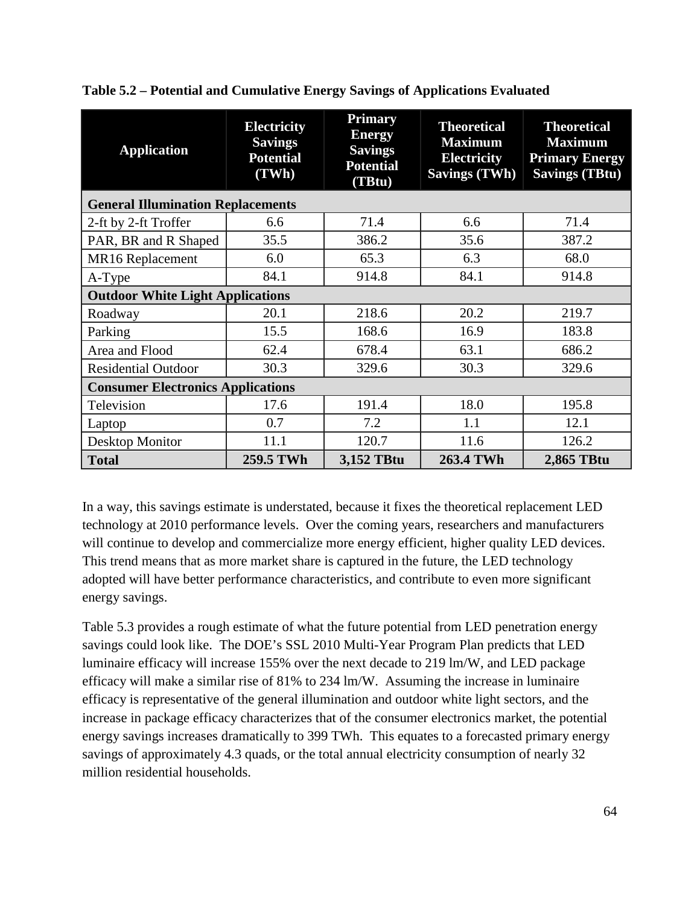**Table 5.2 – Potential and Cumulative Energy Savings of Applications Evaluated**

| Application | Electricity Savings Potential (TWh) | Primary Energy Savings Potential (TBtu) | Theoretical Maximum Electricity Savings (TWh) | Theoretical Maximum Primary Energy Savings (TBtu) |
|---|---|---|---|---|
| **General Illumination Replacements** | | | | |
| 2-ft by 2-ft Troffer | 6.6 | 71.4 | 6.6 | 71.4 |
| PAR, BR and R Shaped | 35.5 | 386.2 | 35.6 | 387.2 |
| MR16 Replacement | 6.0 | 65.3 | 6.3 | 68.0 |
| A-Type | 84.1 | 914.8 | 84.1 | 914.8 |
| **Outdoor White Light Applications** | | | | |
| Roadway | 20.1 | 218.6 | 20.2 | 219.7 |
| Parking | 15.5 | 168.6 | 16.9 | 183.8 |
| Area and Flood | 62.4 | 678.4 | 63.1 | 686.2 |
| Residential Outdoor | 30.3 | 329.6 | 30.3 | 329.6 |
| **Consumer Electronics Applications** | | | | |
| Television | 17.6 | 191.4 | 18.0 | 195.8 |
| Laptop | 0.7 | 7.2 | 1.1 | 12.1 |
| Desktop Monitor | 11.1 | 120.7 | 11.6 | 126.2 |
| **Total** | **259.5 TWh** | **3,152 TBtu** | **263.4 TWh** | **2,865 TBtu** |

In a way, this savings estimate is understated, because it fixes the theoretical replacement LED technology at 2010 performance levels. Over the coming years, researchers and manufacturers will continue to develop and commercialize more energy efficient, higher quality LED devices. This trend means that as more market share is captured in the future, the LED technology adopted will have better performance characteristics, and contribute to even more significant energy savings.

Table 5.3 provides a rough estimate of what the future potential from LED penetration energy savings could look like. The DOE's SSL 2010 Multi-Year Program Plan predicts that LED luminaire efficacy will increase 155% over the next decade to 219 lm/W, and LED package efficacy will make a similar rise of 81% to 234 lm/W. Assuming the increase in luminaire efficacy is representative of the general illumination and outdoor white light sectors, and the increase in package efficacy characterizes that of the consumer electronics market, the potential energy savings increases dramatically to 399 TWh. This equates to a forecasted primary energy savings of approximately 4.3 quads, or the total annual electricity consumption of nearly 32 million residential households.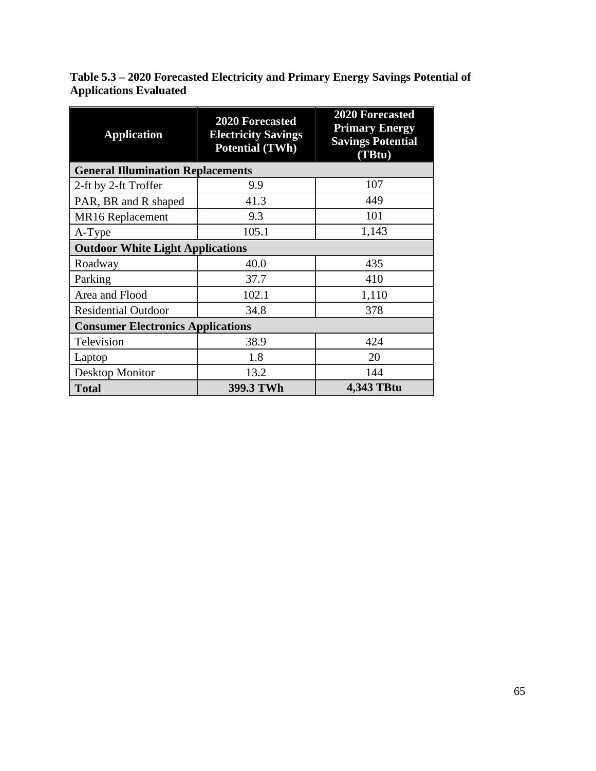**Table 5.3 – 2020 Forecasted Electricity and Primary Energy Savings Potential of Applications Evaluated**

| Application | 2020 Forecasted Electricity Savings Potential (TWh) | 2020 Forecasted Primary Energy Savings Potential (TBtu) |
|---|---|---|
| **General Illumination Replacements** | | |
| 2-ft by 2-ft Troffer | 9.9 | 107 |
| PAR, BR and R shaped | 41.3 | 449 |
| MR16 Replacement | 9.3 | 101 |
| A-Type | 105.1 | 1,143 |
| **Outdoor White Light Applications** | | |
| Roadway | 40.0 | 435 |
| Parking | 37.7 | 410 |
| Area and Flood | 102.1 | 1,110 |
| Residential Outdoor | 34.8 | 378 |
| **Consumer Electronics Applications** | | |
| Television | 38.9 | 424 |
| Laptop | 1.8 | 20 |
| Desktop Monitor | 13.2 | 144 |
| **Total** | **399.3 TWh** | **4,343 TBtu** |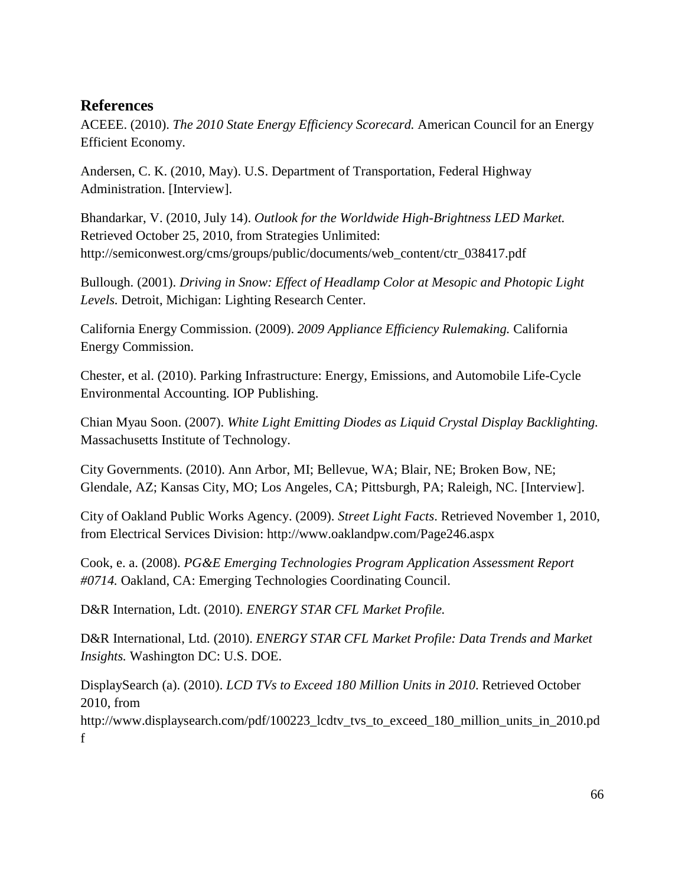## References

ACEEE. (2010). *The 2010 State Energy Efficiency Scorecard.* American Council for an Energy Efficient Economy.

Andersen, C. K. (2010, May). U.S. Department of Transportation, Federal Highway Administration. [Interview].

Bhandarkar, V. (2010, July 14). *Outlook for the Worldwide High-Brightness LED Market.* Retrieved October 25, 2010, from Strategies Unlimited: http://semiconwest.org/cms/groups/public/documents/web_content/ctr_038417.pdf

Bullough. (2001). *Driving in Snow: Effect of Headlamp Color at Mesopic and Photopic Light Levels.* Detroit, Michigan: Lighting Research Center.

California Energy Commission. (2009). *2009 Appliance Efficiency Rulemaking.* California Energy Commission.

Chester, et al. (2010). Parking Infrastructure: Energy, Emissions, and Automobile Life-Cycle Environmental Accounting. IOP Publishing.

Chian Myau Soon. (2007). *White Light Emitting Diodes as Liquid Crystal Display Backlighting.* Massachusetts Institute of Technology.

City Governments. (2010). Ann Arbor, MI; Bellevue, WA; Blair, NE; Broken Bow, NE; Glendale, AZ; Kansas City, MO; Los Angeles, CA; Pittsburgh, PA; Raleigh, NC. [Interview].

City of Oakland Public Works Agency. (2009). *Street Light Facts*. Retrieved November 1, 2010, from Electrical Services Division: http://www.oaklandpw.com/Page246.aspx

Cook, e. a. (2008). *PG&E Emerging Technologies Program Application Assessment Report #0714.* Oakland, CA: Emerging Technologies Coordinating Council.

D&R Internation, Ldt. (2010). *ENERGY STAR CFL Market Profile.*

D&R International, Ltd. (2010). *ENERGY STAR CFL Market Profile: Data Trends and Market Insights.* Washington DC: U.S. DOE.

DisplaySearch (a). (2010). *LCD TVs to Exceed 180 Million Units in 2010*. Retrieved October 2010, from http://www.displaysearch.com/pdf/100223_lcdtv_tvs_to_exceed_180_million_units_in_2010.pdf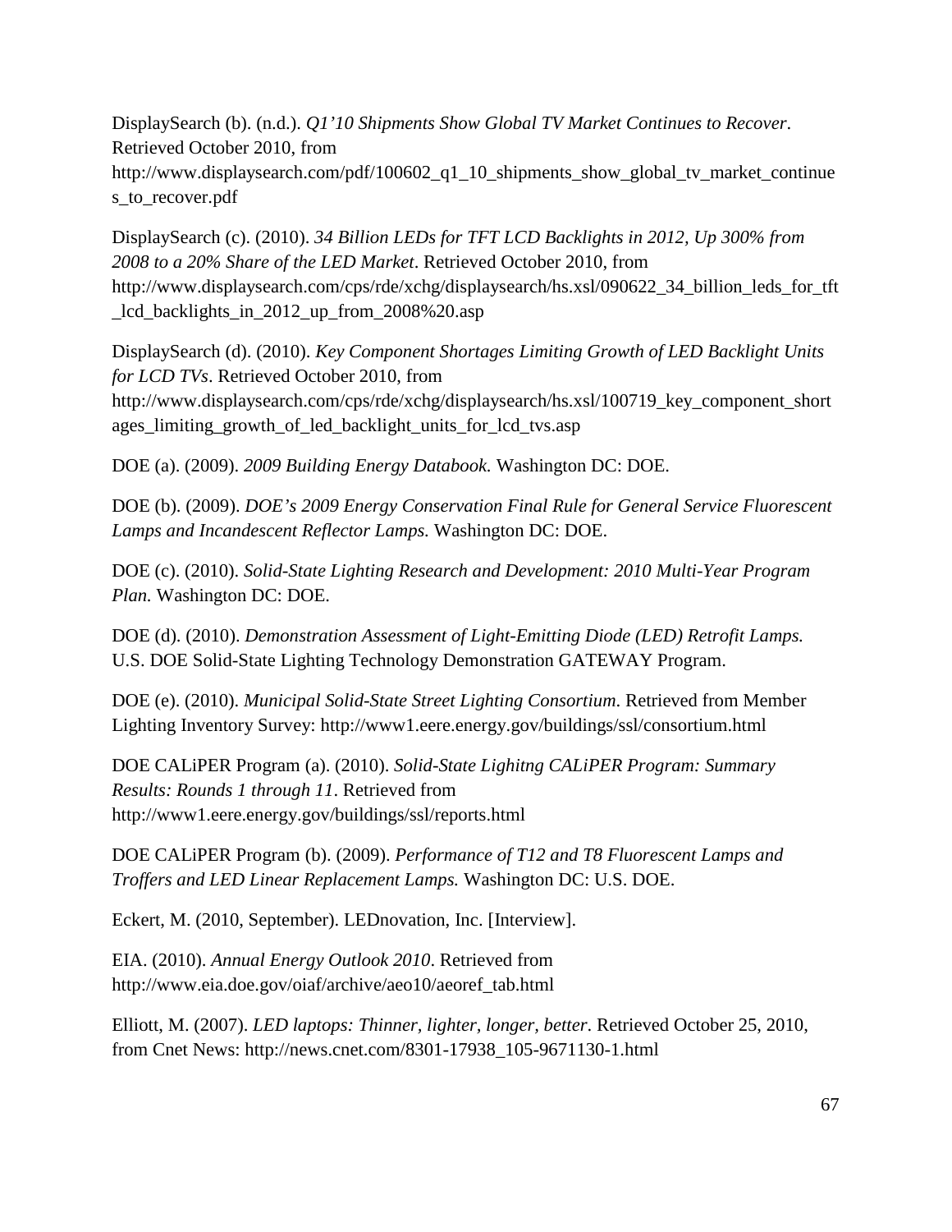DisplaySearch (b). (n.d.). *Q1'10 Shipments Show Global TV Market Continues to Recover*. Retrieved October 2010, from http://www.displaysearch.com/pdf/100602_q1_10_shipments_show_global_tv_market_continues_to_recover.pdf

DisplaySearch (c). (2010). *34 Billion LEDs for TFT LCD Backlights in 2012, Up 300% from 2008 to a 20% Share of the LED Market*. Retrieved October 2010, from http://www.displaysearch.com/cps/rde/xchg/displaysearch/hs.xsl/090622_34_billion_leds_for_tft_lcd_backlights_in_2012_up_from_2008%20.asp

DisplaySearch (d). (2010). *Key Component Shortages Limiting Growth of LED Backlight Units for LCD TVs*. Retrieved October 2010, from http://www.displaysearch.com/cps/rde/xchg/displaysearch/hs.xsl/100719_key_component_shortages_limiting_growth_of_led_backlight_units_for_lcd_tvs.asp

DOE (a). (2009). *2009 Building Energy Databook.* Washington DC: DOE.

DOE (b). (2009). *DOE's 2009 Energy Conservation Final Rule for General Service Fluorescent Lamps and Incandescent Reflector Lamps.* Washington DC: DOE.

DOE (c). (2010). *Solid-State Lighting Research and Development: 2010 Multi-Year Program Plan.* Washington DC: DOE.

DOE (d). (2010). *Demonstration Assessment of Light-Emitting Diode (LED) Retrofit Lamps.* U.S. DOE Solid-State Lighting Technology Demonstration GATEWAY Program.

DOE (e). (2010). *Municipal Solid-State Street Lighting Consortium*. Retrieved from Member Lighting Inventory Survey: http://www1.eere.energy.gov/buildings/ssl/consortium.html

DOE CALiPER Program (a). (2010). *Solid-State Lighitng CALiPER Program: Summary Results: Rounds 1 through 11*. Retrieved from http://www1.eere.energy.gov/buildings/ssl/reports.html

DOE CALiPER Program (b). (2009). *Performance of T12 and T8 Fluorescent Lamps and Troffers and LED Linear Replacement Lamps.* Washington DC: U.S. DOE.

Eckert, M. (2010, September). LEDnovation, Inc. [Interview].

EIA. (2010). *Annual Energy Outlook 2010*. Retrieved from http://www.eia.doe.gov/oiaf/archive/aeo10/aeoref_tab.html

Elliott, M. (2007). *LED laptops: Thinner, lighter, longer, better.* Retrieved October 25, 2010, from Cnet News: http://news.cnet.com/8301-17938_105-9671130-1.html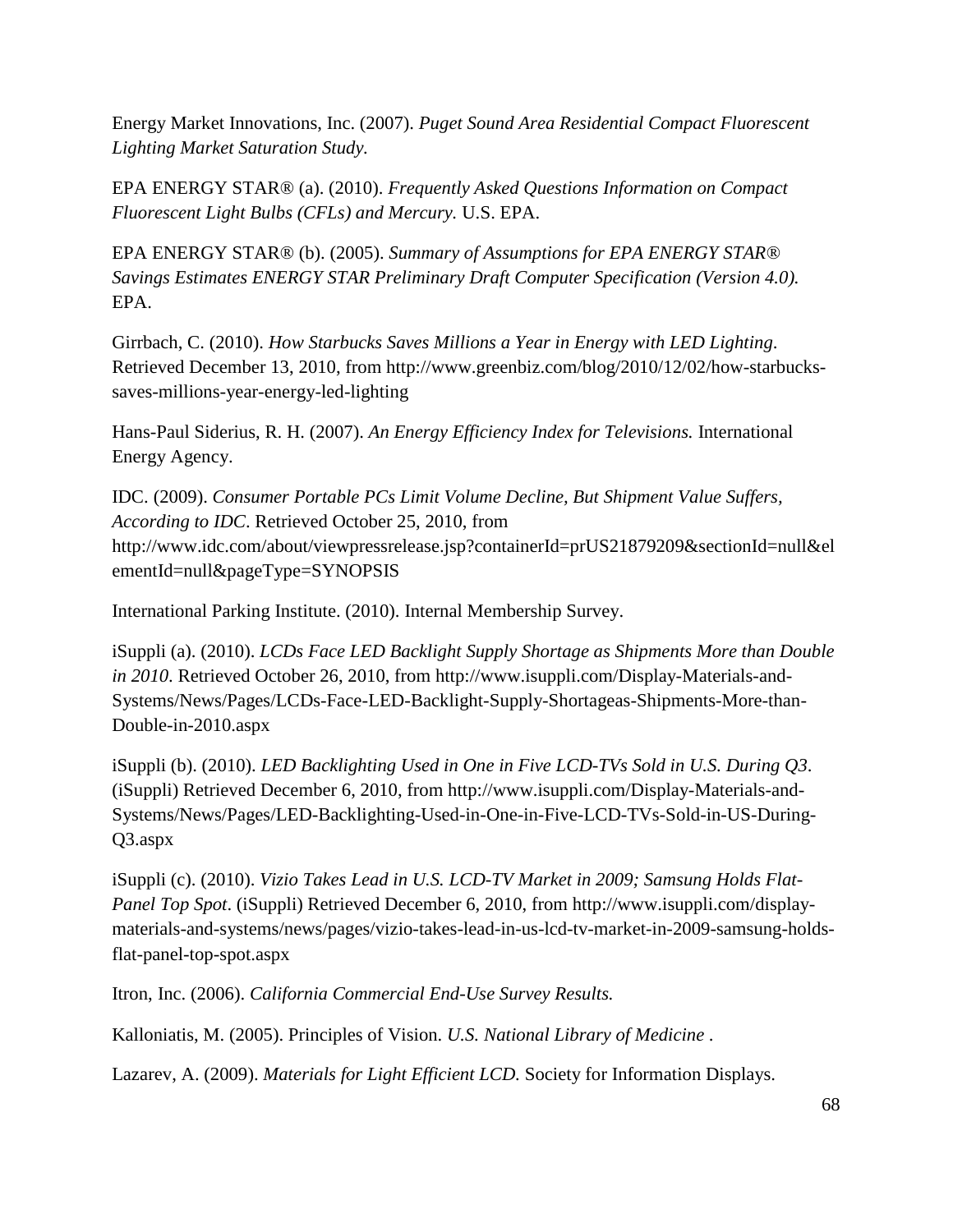Energy Market Innovations, Inc. (2007). *Puget Sound Area Residential Compact Fluorescent Lighting Market Saturation Study.*

EPA ENERGY STAR® (a). (2010). *Frequently Asked Questions Information on Compact Fluorescent Light Bulbs (CFLs) and Mercury.* U.S. EPA.

EPA ENERGY STAR® (b). (2005). *Summary of Assumptions for EPA ENERGY STAR® Savings Estimates ENERGY STAR Preliminary Draft Computer Specification (Version 4.0).* EPA.

Girrbach, C. (2010). *How Starbucks Saves Millions a Year in Energy with LED Lighting*. Retrieved December 13, 2010, from http://www.greenbiz.com/blog/2010/12/02/how-starbucks-saves-millions-year-energy-led-lighting

Hans-Paul Siderius, R. H. (2007). *An Energy Efficiency Index for Televisions.* International Energy Agency.

IDC. (2009). *Consumer Portable PCs Limit Volume Decline, But Shipment Value Suffers, According to IDC*. Retrieved October 25, 2010, from http://www.idc.com/about/viewpressrelease.jsp?containerId=prUS21879209&sectionId=null&elementId=null&pageType=SYNOPSIS

International Parking Institute. (2010). Internal Membership Survey.

iSuppli (a). (2010). *LCDs Face LED Backlight Supply Shortage as Shipments More than Double in 2010*. Retrieved October 26, 2010, from http://www.isuppli.com/Display-Materials-and-Systems/News/Pages/LCDs-Face-LED-Backlight-Supply-Shortageas-Shipments-More-than-Double-in-2010.aspx

iSuppli (b). (2010). *LED Backlighting Used in One in Five LCD-TVs Sold in U.S. During Q3*. (iSuppli) Retrieved December 6, 2010, from http://www.isuppli.com/Display-Materials-and-Systems/News/Pages/LED-Backlighting-Used-in-One-in-Five-LCD-TVs-Sold-in-US-During-Q3.aspx

iSuppli (c). (2010). *Vizio Takes Lead in U.S. LCD-TV Market in 2009; Samsung Holds Flat-Panel Top Spot*. (iSuppli) Retrieved December 6, 2010, from http://www.isuppli.com/display-materials-and-systems/news/pages/vizio-takes-lead-in-us-lcd-tv-market-in-2009-samsung-holds-flat-panel-top-spot.aspx

Itron, Inc. (2006). *California Commercial End-Use Survey Results.*

Kalloniatis, M. (2005). Principles of Vision. *U.S. National Library of Medicine* .

Lazarev, A. (2009). *Materials for Light Efficient LCD.* Society for Information Displays.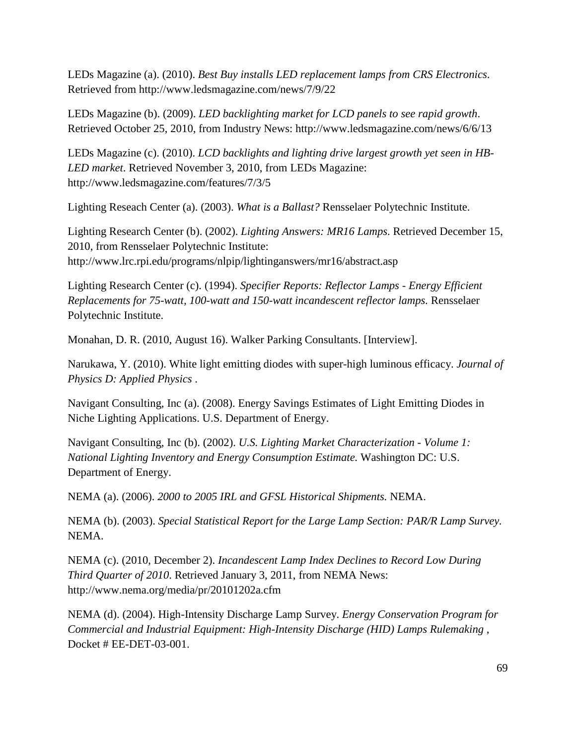LEDs Magazine (a). (2010). *Best Buy installs LED replacement lamps from CRS Electronics*. Retrieved from http://www.ledsmagazine.com/news/7/9/22

LEDs Magazine (b). (2009). *LED backlighting market for LCD panels to see rapid growth*. Retrieved October 25, 2010, from Industry News: http://www.ledsmagazine.com/news/6/6/13

LEDs Magazine (c). (2010). *LCD backlights and lighting drive largest growth yet seen in HB-LED market*. Retrieved November 3, 2010, from LEDs Magazine: http://www.ledsmagazine.com/features/7/3/5

Lighting Reseach Center (a). (2003). *What is a Ballast?* Rensselaer Polytechnic Institute.

Lighting Research Center (b). (2002). *Lighting Answers: MR16 Lamps*. Retrieved December 15, 2010, from Rensselaer Polytechnic Institute: http://www.lrc.rpi.edu/programs/nlpip/lightinganswers/mr16/abstract.asp

Lighting Research Center (c). (1994). *Specifier Reports: Reflector Lamps - Energy Efficient Replacements for 75-watt, 100-watt and 150-watt incandescent reflector lamps.* Rensselaer Polytechnic Institute.

Monahan, D. R. (2010, August 16). Walker Parking Consultants. [Interview].

Narukawa, Y. (2010). White light emitting diodes with super-high luminous efficacy. *Journal of Physics D: Applied Physics* .

Navigant Consulting, Inc (a). (2008). Energy Savings Estimates of Light Emitting Diodes in Niche Lighting Applications. U.S. Department of Energy.

Navigant Consulting, Inc (b). (2002). *U.S. Lighting Market Characterization - Volume 1: National Lighting Inventory and Energy Consumption Estimate.* Washington DC: U.S. Department of Energy.

NEMA (a). (2006). *2000 to 2005 IRL and GFSL Historical Shipments.* NEMA.

NEMA (b). (2003). *Special Statistical Report for the Large Lamp Section: PAR/R Lamp Survey.* NEMA.

NEMA (c). (2010, December 2). *Incandescent Lamp Index Declines to Record Low During Third Quarter of 2010*. Retrieved January 3, 2011, from NEMA News: http://www.nema.org/media/pr/20101202a.cfm

NEMA (d). (2004). High-Intensity Discharge Lamp Survey. *Energy Conservation Program for Commercial and Industrial Equipment: High-Intensity Discharge (HID) Lamps Rulemaking* , Docket # EE-DET-03-001.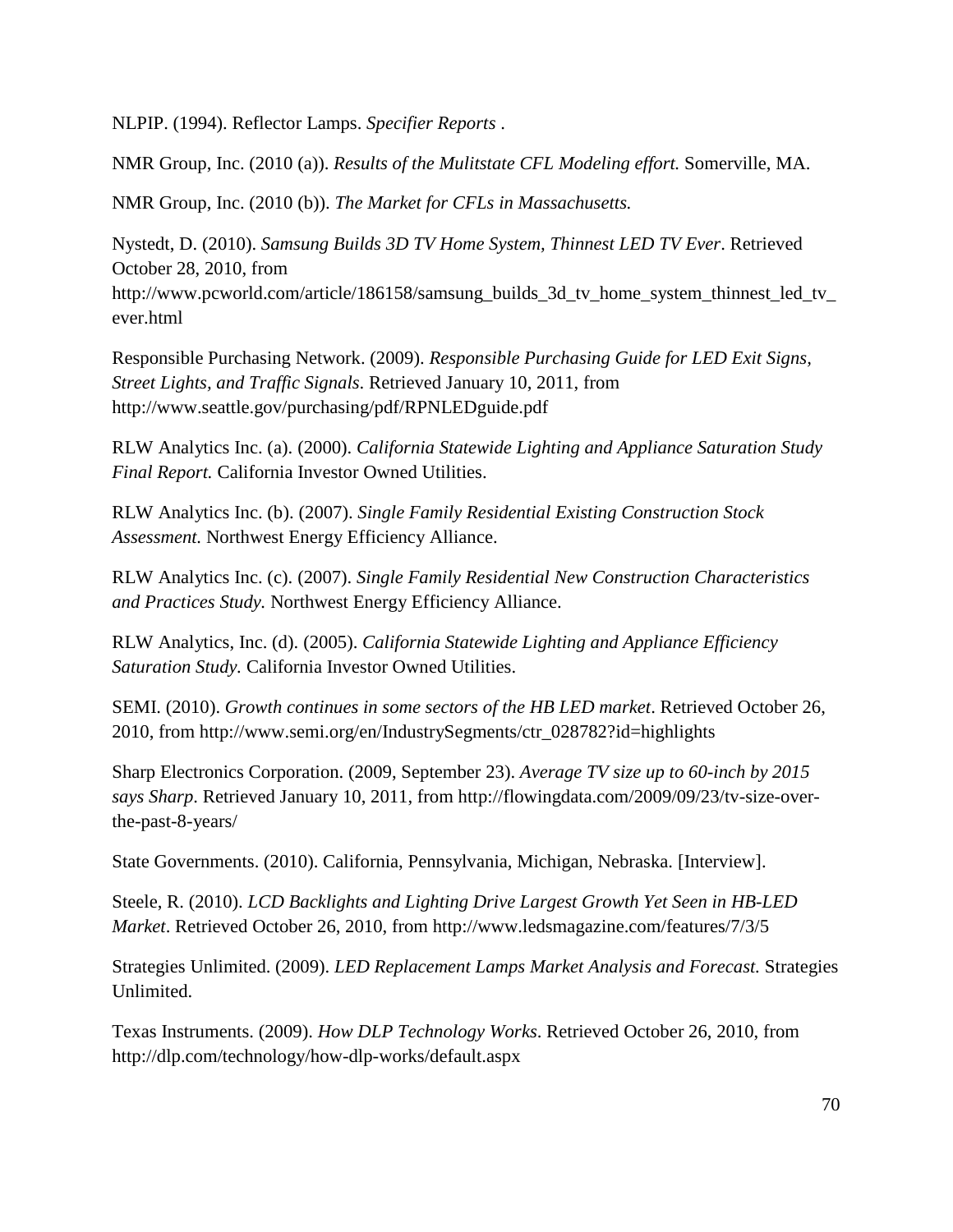NLPIP. (1994). Reflector Lamps. *Specifier Reports* .

NMR Group, Inc. (2010 (a)). *Results of the Mulitstate CFL Modeling effort.* Somerville, MA.

NMR Group, Inc. (2010 (b)). *The Market for CFLs in Massachusetts.*

Nystedt, D. (2010). *Samsung Builds 3D TV Home System, Thinnest LED TV Ever*. Retrieved October 28, 2010, from http://www.pcworld.com/article/186158/samsung_builds_3d_tv_home_system_thinnest_led_tv_ever.html

Responsible Purchasing Network. (2009). *Responsible Purchasing Guide for LED Exit Signs, Street Lights, and Traffic Signals*. Retrieved January 10, 2011, from http://www.seattle.gov/purchasing/pdf/RPNLEDguide.pdf

RLW Analytics Inc. (a). (2000). *California Statewide Lighting and Appliance Saturation Study Final Report.* California Investor Owned Utilities.

RLW Analytics Inc. (b). (2007). *Single Family Residential Existing Construction Stock Assessment.* Northwest Energy Efficiency Alliance.

RLW Analytics Inc. (c). (2007). *Single Family Residential New Construction Characteristics and Practices Study.* Northwest Energy Efficiency Alliance.

RLW Analytics, Inc. (d). (2005). *California Statewide Lighting and Appliance Efficiency Saturation Study.* California Investor Owned Utilities.

SEMI. (2010). *Growth continues in some sectors of the HB LED market*. Retrieved October 26, 2010, from http://www.semi.org/en/IndustrySegments/ctr_028782?id=highlights

Sharp Electronics Corporation. (2009, September 23). *Average TV size up to 60-inch by 2015 says Sharp*. Retrieved January 10, 2011, from http://flowingdata.com/2009/09/23/tv-size-over-the-past-8-years/

State Governments. (2010). California, Pennsylvania, Michigan, Nebraska. [Interview].

Steele, R. (2010). *LCD Backlights and Lighting Drive Largest Growth Yet Seen in HB-LED Market*. Retrieved October 26, 2010, from http://www.ledsmagazine.com/features/7/3/5

Strategies Unlimited. (2009). *LED Replacement Lamps Market Analysis and Forecast.* Strategies Unlimited.

Texas Instruments. (2009). *How DLP Technology Works*. Retrieved October 26, 2010, from http://dlp.com/technology/how-dlp-works/default.aspx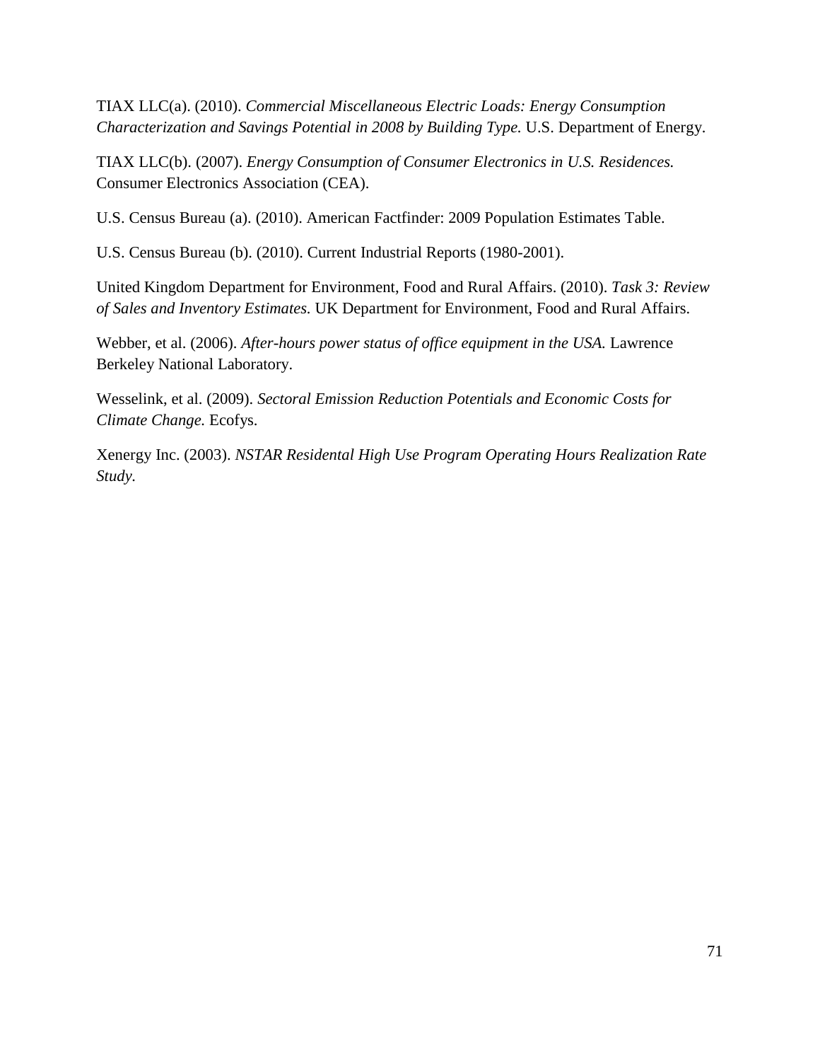TIAX LLC(a). (2010). *Commercial Miscellaneous Electric Loads: Energy Consumption Characterization and Savings Potential in 2008 by Building Type.* U.S. Department of Energy.

TIAX LLC(b). (2007). *Energy Consumption of Consumer Electronics in U.S. Residences.* Consumer Electronics Association (CEA).

U.S. Census Bureau (a). (2010). American Factfinder: 2009 Population Estimates Table.

U.S. Census Bureau (b). (2010). Current Industrial Reports (1980-2001).

United Kingdom Department for Environment, Food and Rural Affairs. (2010). *Task 3: Review of Sales and Inventory Estimates.* UK Department for Environment, Food and Rural Affairs.

Webber, et al. (2006). *After-hours power status of office equipment in the USA.* Lawrence Berkeley National Laboratory.

Wesselink, et al. (2009). *Sectoral Emission Reduction Potentials and Economic Costs for Climate Change.* Ecofys.

Xenergy Inc. (2003). *NSTAR Residental High Use Program Operating Hours Realization Rate Study.*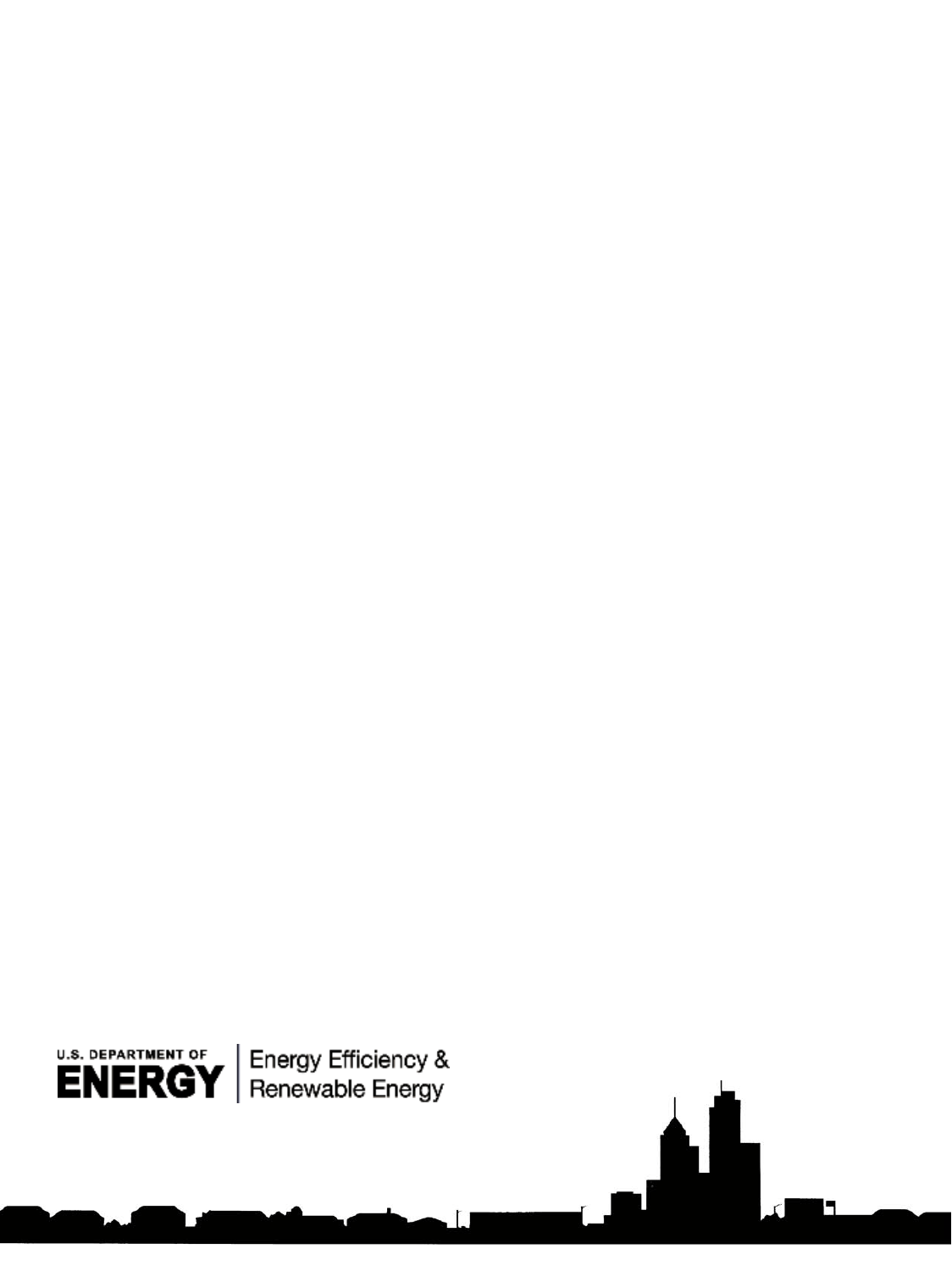U.S. DEPARTMENT OF ENERGY | Energy Efficiency & Renewable Energy